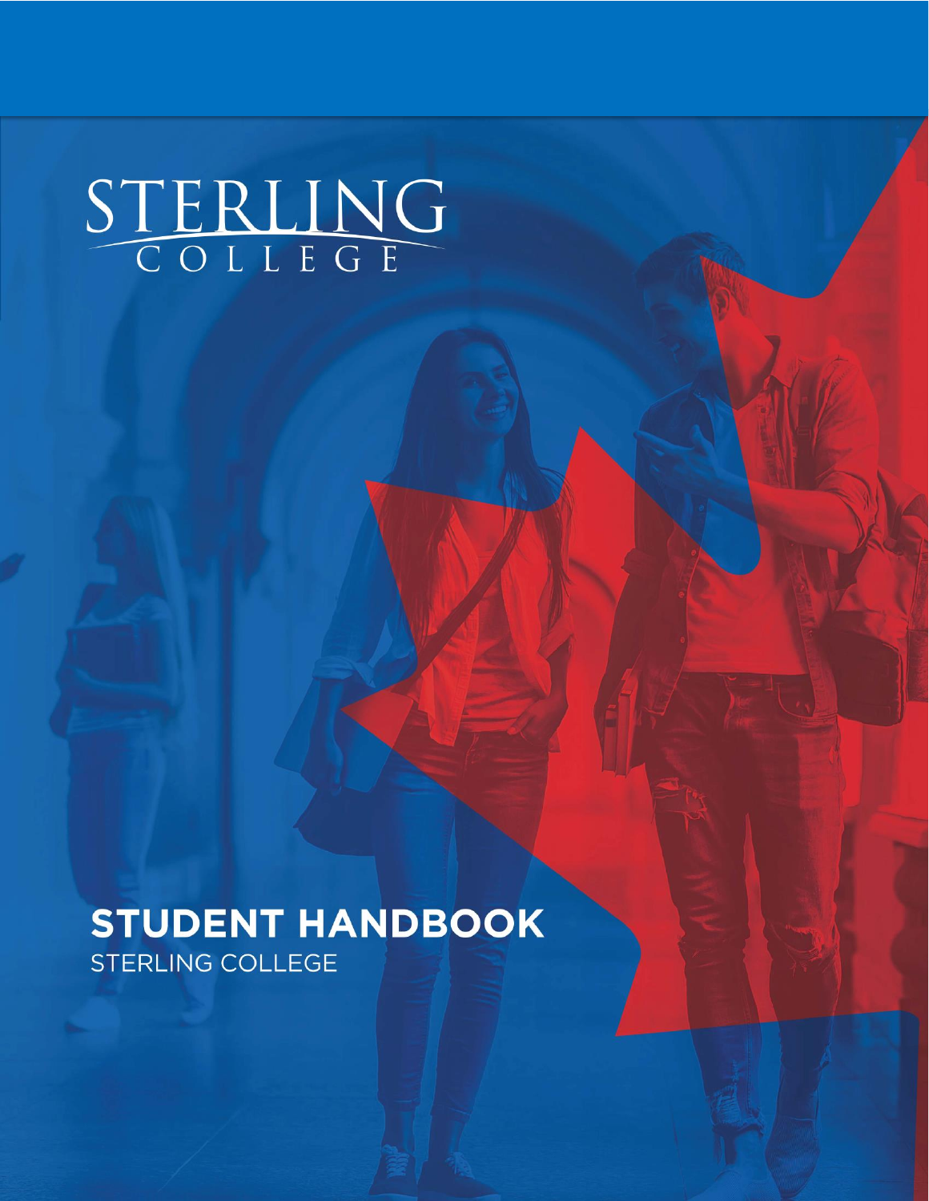STERLING
COLLEGE

# STUDENT HANDBOOK

STERLING COLLEGE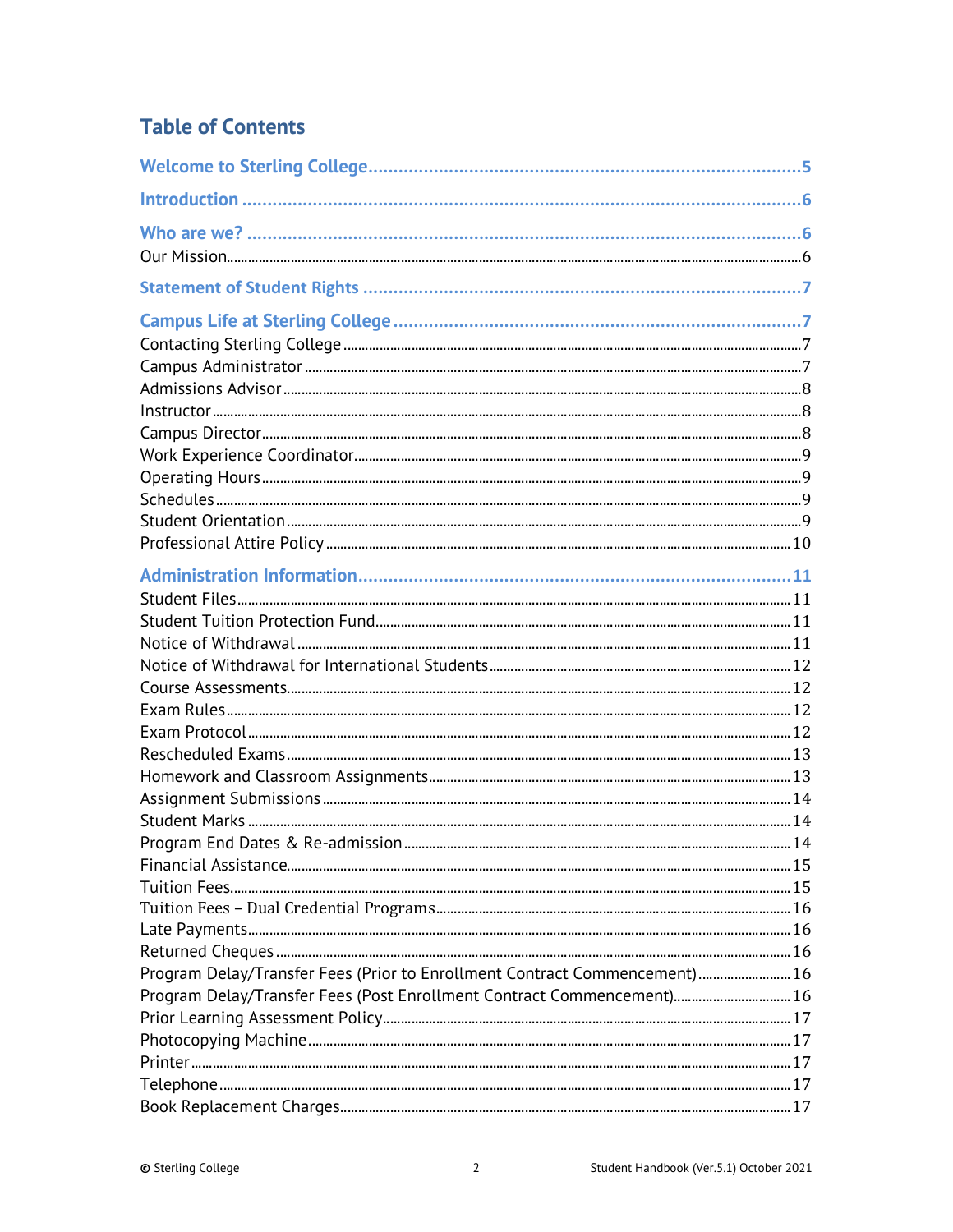# Table of Contents

**Welcome to Sterling College** ........ 5

**Introduction** ........ 6

**Who are we?** ........ 6
Our Mission ........ 6

**Statement of Student Rights** ........ 7

**Campus Life at Sterling College** ........ 7
Contacting Sterling College ........ 7
Campus Administrator ........ 7
Admissions Advisor ........ 8
Instructor ........ 8
Campus Director ........ 8
Work Experience Coordinator ........ 9
Operating Hours ........ 9
Schedules ........ 9
Student Orientation ........ 9
Professional Attire Policy ........ 10

**Administration Information** ........ 11
Student Files ........ 11
Student Tuition Protection Fund ........ 11
Notice of Withdrawal ........ 11
Notice of Withdrawal for International Students ........ 12
Course Assessments ........ 12
Exam Rules ........ 12
Exam Protocol ........ 12
Rescheduled Exams ........ 13
Homework and Classroom Assignments ........ 13
Assignment Submissions ........ 14
Student Marks ........ 14
Program End Dates & Re-admission ........ 14
Financial Assistance ........ 15
Tuition Fees ........ 15
Tuition Fees – Dual Credential Programs ........ 16
Late Payments ........ 16
Returned Cheques ........ 16
Program Delay/Transfer Fees (Prior to Enrollment Contract Commencement) ........ 16
Program Delay/Transfer Fees (Post Enrollment Contract Commencement) ........ 16
Prior Learning Assessment Policy ........ 17
Photocopying Machine ........ 17
Printer ........ 17
Telephone ........ 17
Book Replacement Charges ........ 17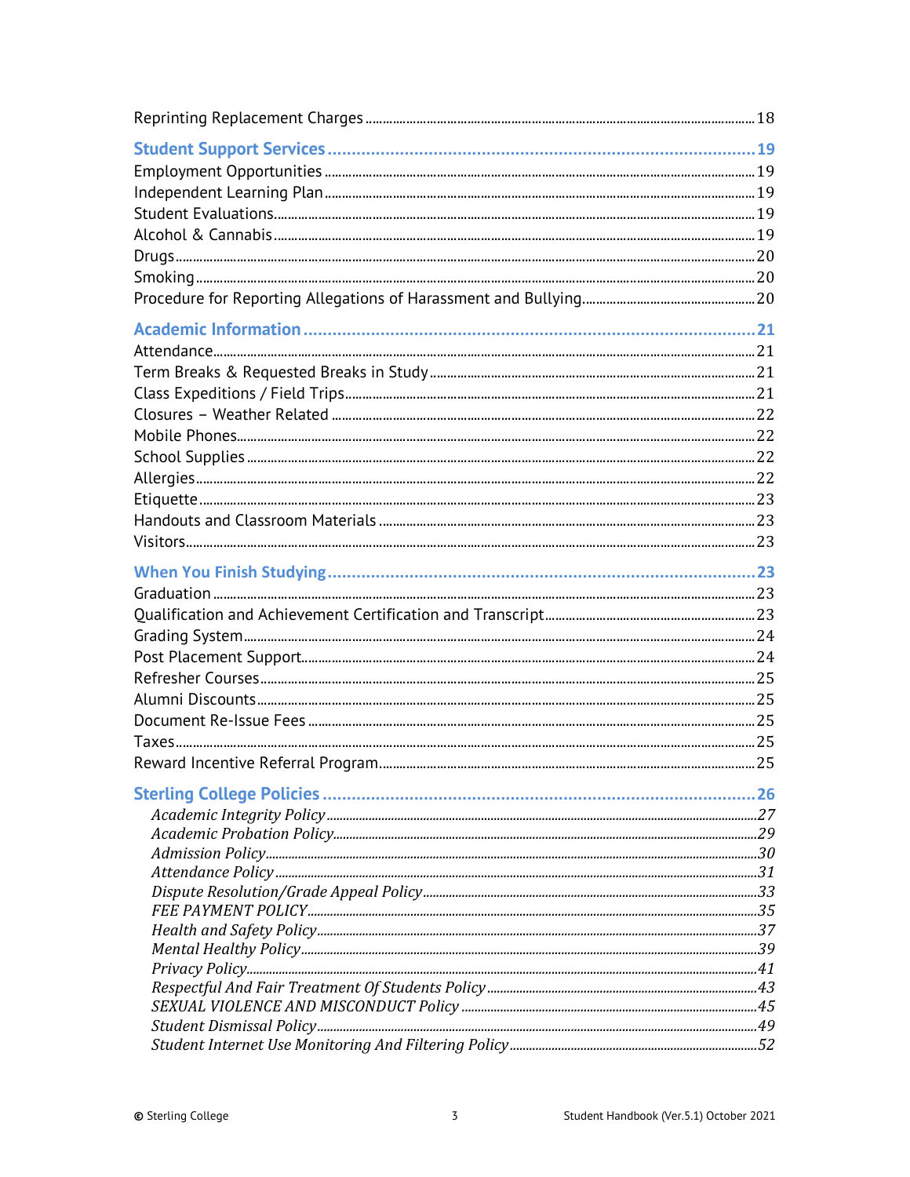Reprinting Replacement Charges ..... 18

**Student Support Services ..... 19**

Employment Opportunities ..... 19
Independent Learning Plan ..... 19
Student Evaluations ..... 19
Alcohol & Cannabis ..... 19
Drugs ..... 20
Smoking ..... 20
Procedure for Reporting Allegations of Harassment and Bullying ..... 20

**Academic Information ..... 21**

Attendance ..... 21
Term Breaks & Requested Breaks in Study ..... 21
Class Expeditions / Field Trips ..... 21
Closures – Weather Related ..... 22
Mobile Phones ..... 22
School Supplies ..... 22
Allergies ..... 22
Etiquette ..... 23
Handouts and Classroom Materials ..... 23
Visitors ..... 23

**When You Finish Studying ..... 23**

Graduation ..... 23
Qualification and Achievement Certification and Transcript ..... 23
Grading System ..... 24
Post Placement Support ..... 24
Refresher Courses ..... 25
Alumni Discounts ..... 25
Document Re-Issue Fees ..... 25
Taxes ..... 25
Reward Incentive Referral Program ..... 25

**Sterling College Policies ..... 26**

*Academic Integrity Policy ..... 27*
*Academic Probation Policy ..... 29*
*Admission Policy ..... 30*
*Attendance Policy ..... 31*
*Dispute Resolution/Grade Appeal Policy ..... 33*
*FEE PAYMENT POLICY ..... 35*
*Health and Safety Policy ..... 37*
*Mental Healthy Policy ..... 39*
*Privacy Policy ..... 41*
*Respectful And Fair Treatment Of Students Policy ..... 43*
*SEXUAL VIOLENCE AND MISCONDUCT Policy ..... 45*
*Student Dismissal Policy ..... 49*
*Student Internet Use Monitoring And Filtering Policy ..... 52*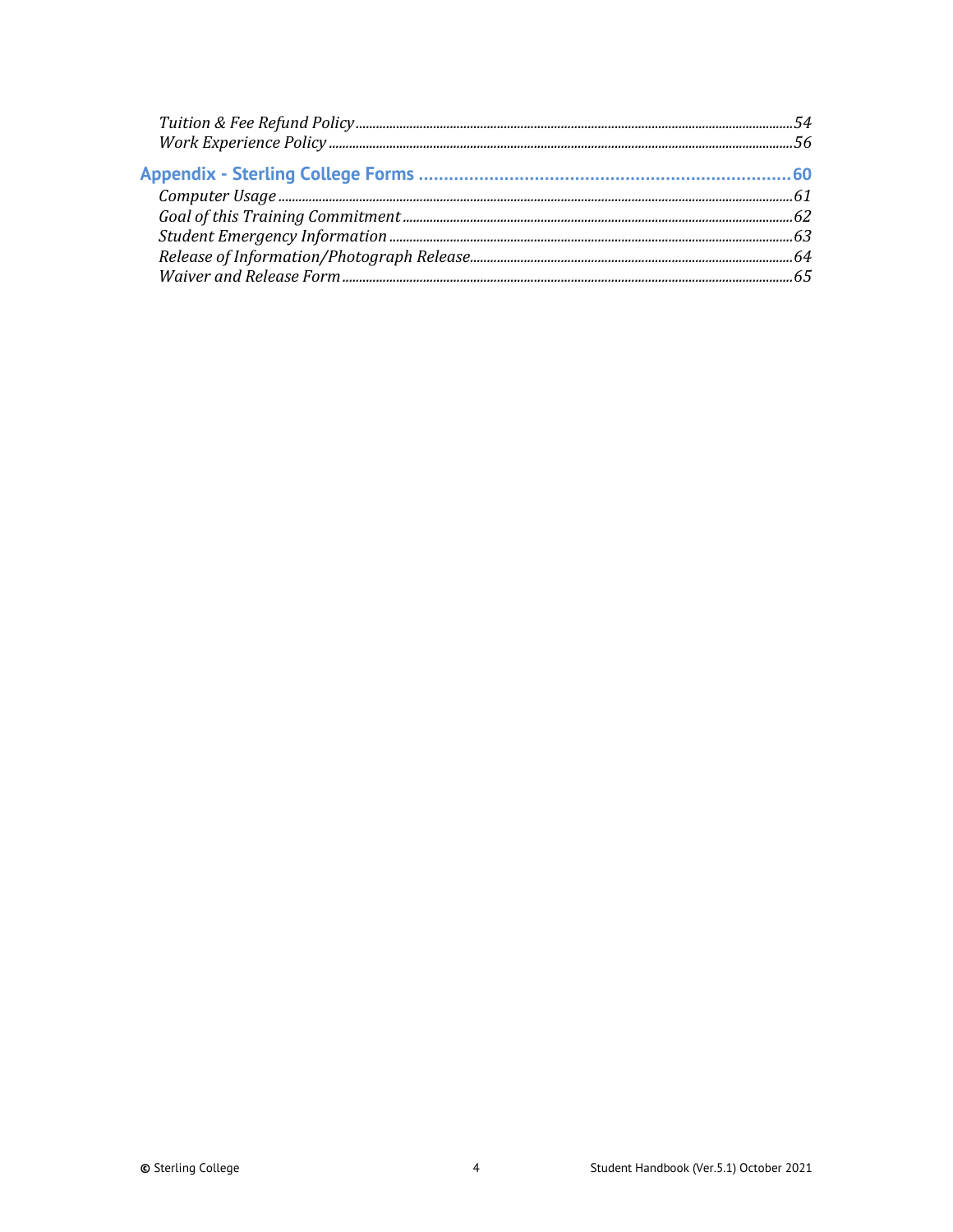*Tuition & Fee Refund Policy* ........ 54
*Work Experience Policy* ........ 56

**Appendix - Sterling College Forms** ........ 60
*Computer Usage* ........ 61
*Goal of this Training Commitment* ........ 62
*Student Emergency Information* ........ 63
*Release of Information/Photograph Release* ........ 64
*Waiver and Release Form* ........ 65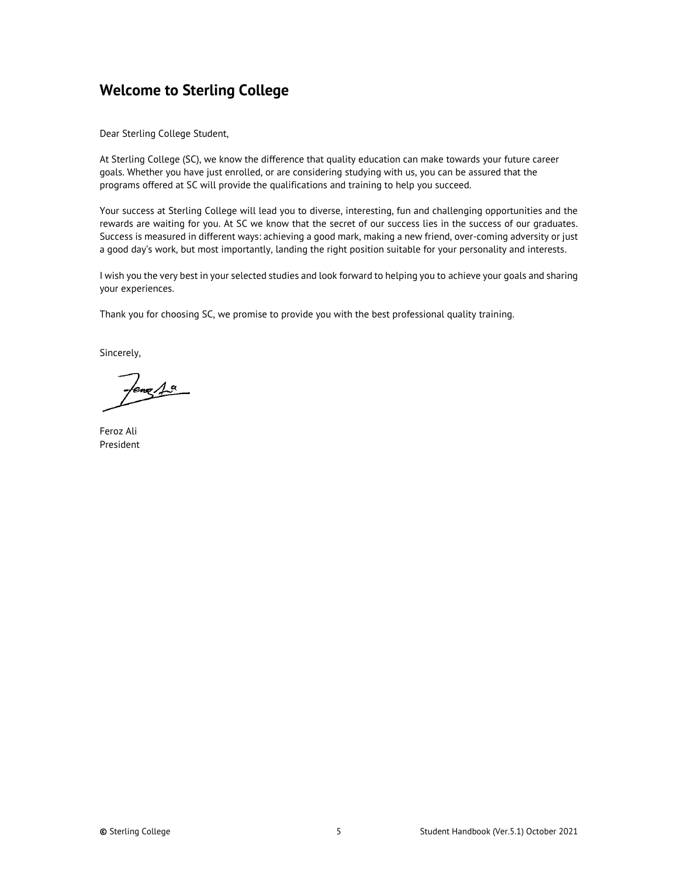## Welcome to Sterling College

Dear Sterling College Student,

At Sterling College (SC), we know the difference that quality education can make towards your future career goals. Whether you have just enrolled, or are considering studying with us, you can be assured that the programs offered at SC will provide the qualifications and training to help you succeed.

Your success at Sterling College will lead you to diverse, interesting, fun and challenging opportunities and the rewards are waiting for you. At SC we know that the secret of our success lies in the success of our graduates. Success is measured in different ways: achieving a good mark, making a new friend, over-coming adversity or just a good day's work, but most importantly, landing the right position suitable for your personality and interests.

I wish you the very best in your selected studies and look forward to helping you to achieve your goals and sharing your experiences.

Thank you for choosing SC, we promise to provide you with the best professional quality training.

Sincerely,

Feroz Ali
President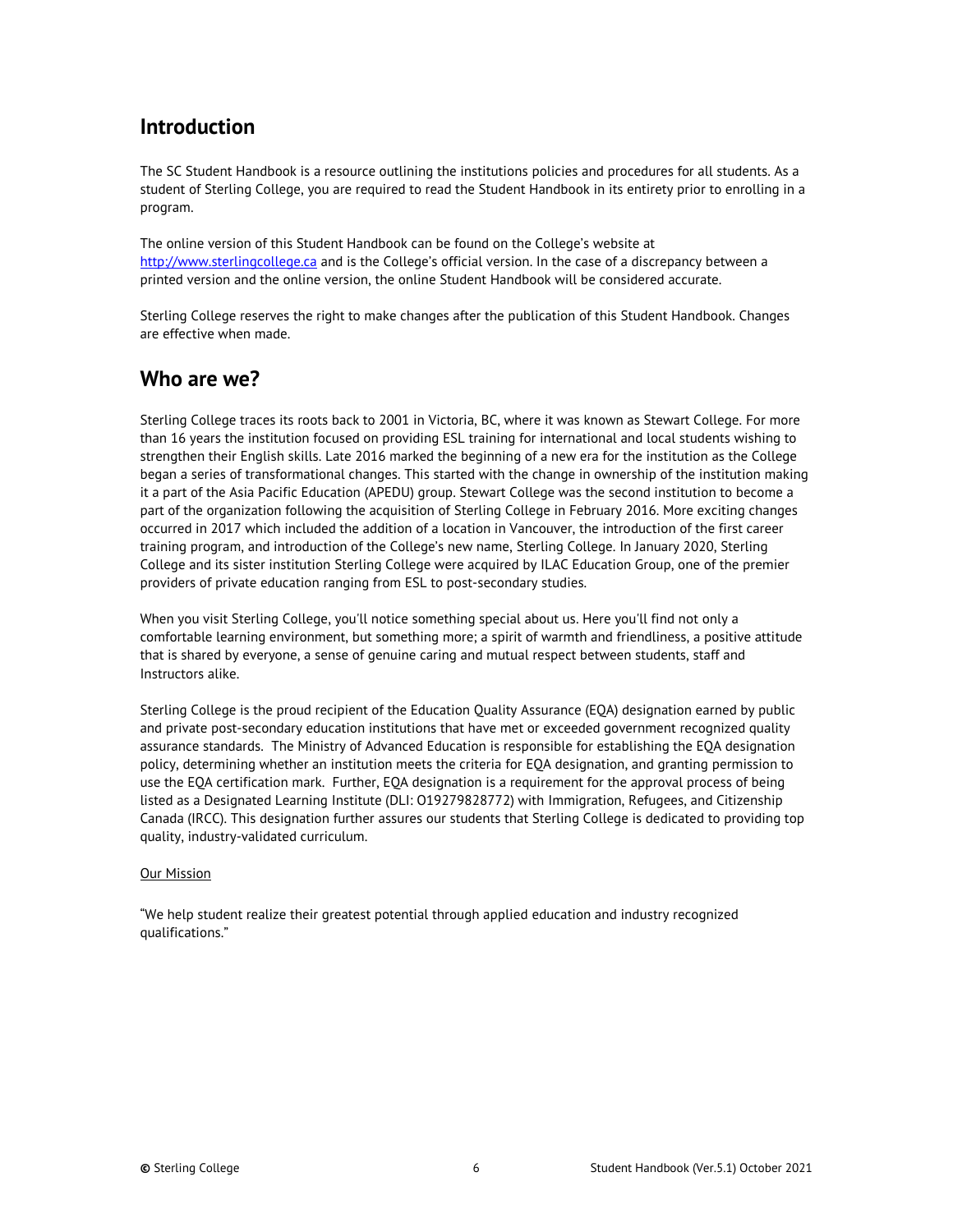## Introduction

The SC Student Handbook is a resource outlining the institutions policies and procedures for all students. As a student of Sterling College, you are required to read the Student Handbook in its entirety prior to enrolling in a program.

The online version of this Student Handbook can be found on the College's website at [http://www.sterlingcollege.ca](http://www.sterlingcollege.ca) and is the College's official version. In the case of a discrepancy between a printed version and the online version, the online Student Handbook will be considered accurate.

Sterling College reserves the right to make changes after the publication of this Student Handbook. Changes are effective when made.

## Who are we?

Sterling College traces its roots back to 2001 in Victoria, BC, where it was known as Stewart College. For more than 16 years the institution focused on providing ESL training for international and local students wishing to strengthen their English skills. Late 2016 marked the beginning of a new era for the institution as the College began a series of transformational changes. This started with the change in ownership of the institution making it a part of the Asia Pacific Education (APEDU) group. Stewart College was the second institution to become a part of the organization following the acquisition of Sterling College in February 2016. More exciting changes occurred in 2017 which included the addition of a location in Vancouver, the introduction of the first career training program, and introduction of the College's new name, Sterling College. In January 2020, Sterling College and its sister institution Sterling College were acquired by ILAC Education Group, one of the premier providers of private education ranging from ESL to post-secondary studies.

When you visit Sterling College, you'll notice something special about us. Here you'll find not only a comfortable learning environment, but something more; a spirit of warmth and friendliness, a positive attitude that is shared by everyone, a sense of genuine caring and mutual respect between students, staff and Instructors alike.

Sterling College is the proud recipient of the Education Quality Assurance (EQA) designation earned by public and private post-secondary education institutions that have met or exceeded government recognized quality assurance standards. The Ministry of Advanced Education is responsible for establishing the EQA designation policy, determining whether an institution meets the criteria for EQA designation, and granting permission to use the EQA certification mark. Further, EQA designation is a requirement for the approval process of being listed as a Designated Learning Institute (DLI: O19279828772) with Immigration, Refugees, and Citizenship Canada (IRCC). This designation further assures our students that Sterling College is dedicated to providing top quality, industry-validated curriculum.

Our Mission

"We help student realize their greatest potential through applied education and industry recognized qualifications."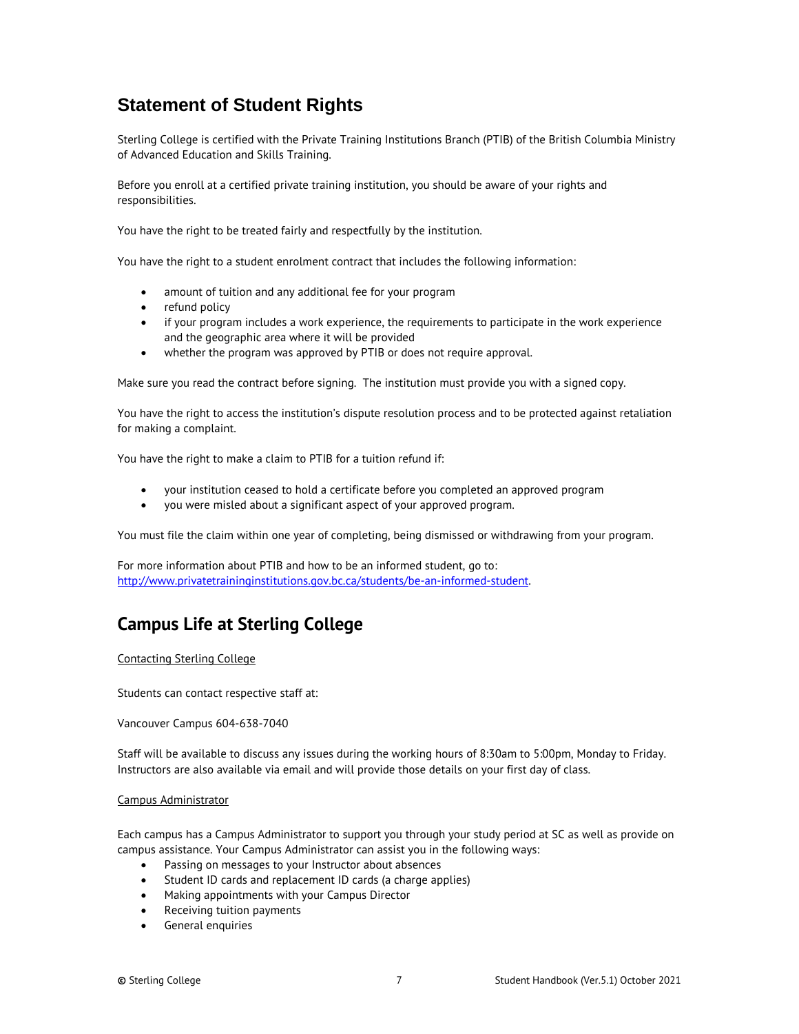## Statement of Student Rights

Sterling College is certified with the Private Training Institutions Branch (PTIB) of the British Columbia Ministry of Advanced Education and Skills Training.

Before you enroll at a certified private training institution, you should be aware of your rights and responsibilities.

You have the right to be treated fairly and respectfully by the institution.

You have the right to a student enrolment contract that includes the following information:

- amount of tuition and any additional fee for your program
- refund policy
- if your program includes a work experience, the requirements to participate in the work experience and the geographic area where it will be provided
- whether the program was approved by PTIB or does not require approval.

Make sure you read the contract before signing. The institution must provide you with a signed copy.

You have the right to access the institution's dispute resolution process and to be protected against retaliation for making a complaint.

You have the right to make a claim to PTIB for a tuition refund if:

- your institution ceased to hold a certificate before you completed an approved program
- you were misled about a significant aspect of your approved program.

You must file the claim within one year of completing, being dismissed or withdrawing from your program.

For more information about PTIB and how to be an informed student, go to: http://www.privatetraininginstitutions.gov.bc.ca/students/be-an-informed-student.

## Campus Life at Sterling College

Contacting Sterling College

Students can contact respective staff at:

Vancouver Campus 604-638-7040

Staff will be available to discuss any issues during the working hours of 8:30am to 5:00pm, Monday to Friday. Instructors are also available via email and will provide those details on your first day of class.

Campus Administrator

Each campus has a Campus Administrator to support you through your study period at SC as well as provide on campus assistance. Your Campus Administrator can assist you in the following ways:

- Passing on messages to your Instructor about absences
- Student ID cards and replacement ID cards (a charge applies)
- Making appointments with your Campus Director
- Receiving tuition payments
- General enquiries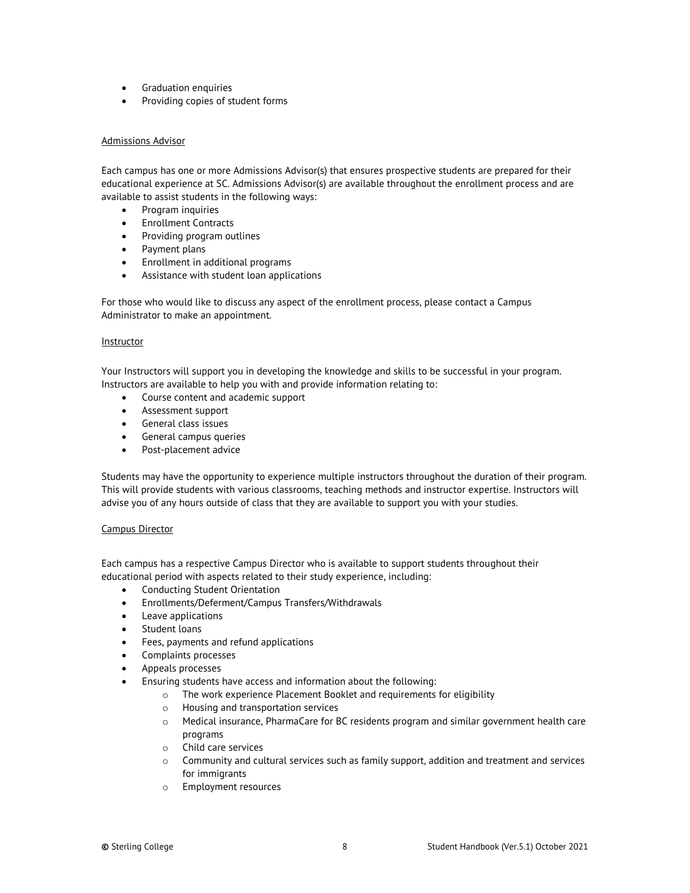- Graduation enquiries
- Providing copies of student forms

Admissions Advisor

Each campus has one or more Admissions Advisor(s) that ensures prospective students are prepared for their educational experience at SC. Admissions Advisor(s) are available throughout the enrollment process and are available to assist students in the following ways:

- Program inquiries
- Enrollment Contracts
- Providing program outlines
- Payment plans
- Enrollment in additional programs
- Assistance with student loan applications

For those who would like to discuss any aspect of the enrollment process, please contact a Campus Administrator to make an appointment.

Instructor

Your Instructors will support you in developing the knowledge and skills to be successful in your program. Instructors are available to help you with and provide information relating to:

- Course content and academic support
- Assessment support
- General class issues
- General campus queries
- Post-placement advice

Students may have the opportunity to experience multiple instructors throughout the duration of their program. This will provide students with various classrooms, teaching methods and instructor expertise. Instructors will advise you of any hours outside of class that they are available to support you with your studies.

Campus Director

Each campus has a respective Campus Director who is available to support students throughout their educational period with aspects related to their study experience, including:

- Conducting Student Orientation
- Enrollments/Deferment/Campus Transfers/Withdrawals
- Leave applications
- Student loans
- Fees, payments and refund applications
- Complaints processes
- Appeals processes
- Ensuring students have access and information about the following:
  - The work experience Placement Booklet and requirements for eligibility
  - Housing and transportation services
  - Medical insurance, PharmaCare for BC residents program and similar government health care programs
  - Child care services
  - Community and cultural services such as family support, addition and treatment and services for immigrants
  - Employment resources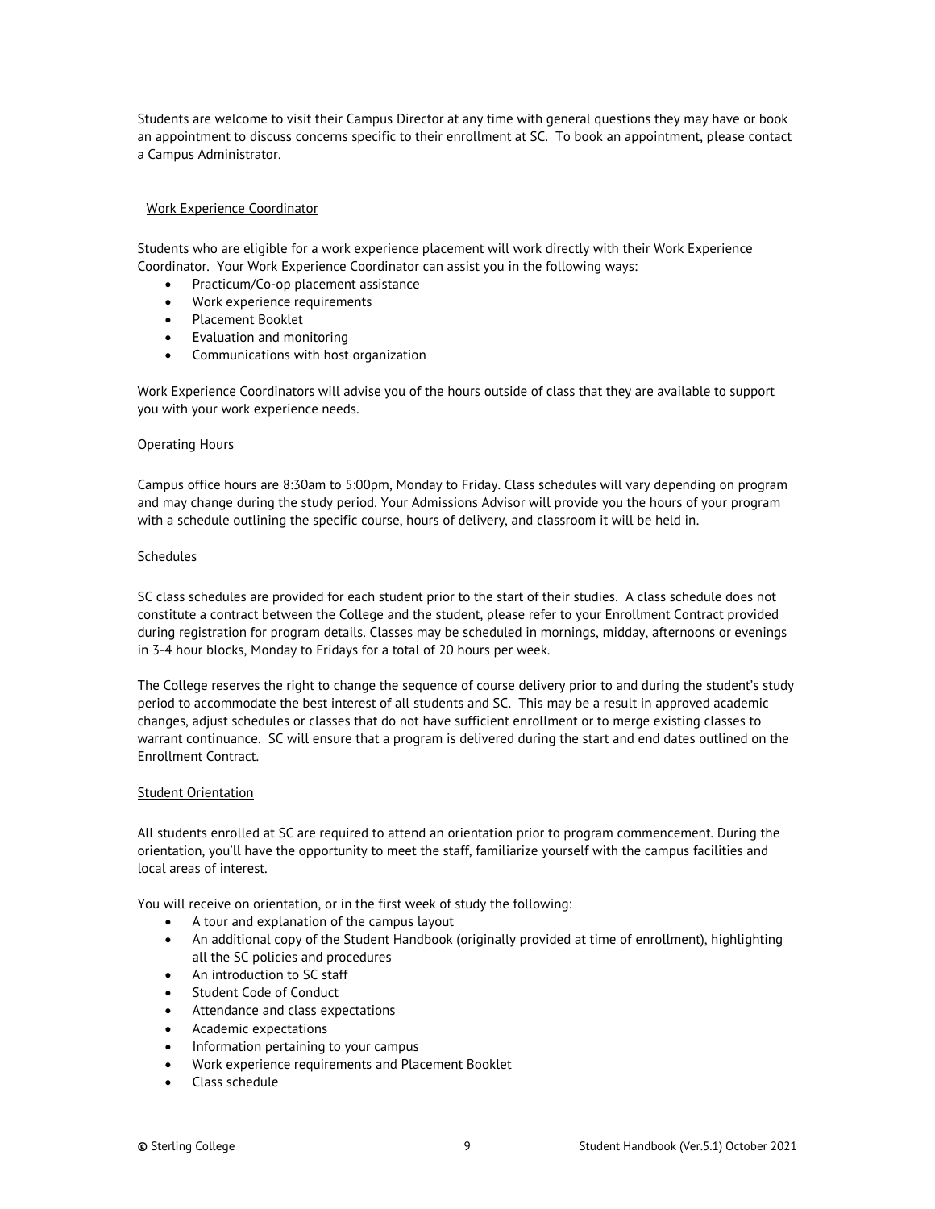Students are welcome to visit their Campus Director at any time with general questions they may have or book an appointment to discuss concerns specific to their enrollment at SC. To book an appointment, please contact a Campus Administrator.

### Work Experience Coordinator

Students who are eligible for a work experience placement will work directly with their Work Experience Coordinator. Your Work Experience Coordinator can assist you in the following ways:

- Practicum/Co-op placement assistance
- Work experience requirements
- Placement Booklet
- Evaluation and monitoring
- Communications with host organization

Work Experience Coordinators will advise you of the hours outside of class that they are available to support you with your work experience needs.

### Operating Hours

Campus office hours are 8:30am to 5:00pm, Monday to Friday. Class schedules will vary depending on program and may change during the study period. Your Admissions Advisor will provide you the hours of your program with a schedule outlining the specific course, hours of delivery, and classroom it will be held in.

### Schedules

SC class schedules are provided for each student prior to the start of their studies. A class schedule does not constitute a contract between the College and the student, please refer to your Enrollment Contract provided during registration for program details. Classes may be scheduled in mornings, midday, afternoons or evenings in 3-4 hour blocks, Monday to Fridays for a total of 20 hours per week.

The College reserves the right to change the sequence of course delivery prior to and during the student's study period to accommodate the best interest of all students and SC. This may be a result in approved academic changes, adjust schedules or classes that do not have sufficient enrollment or to merge existing classes to warrant continuance. SC will ensure that a program is delivered during the start and end dates outlined on the Enrollment Contract.

### Student Orientation

All students enrolled at SC are required to attend an orientation prior to program commencement. During the orientation, you'll have the opportunity to meet the staff, familiarize yourself with the campus facilities and local areas of interest.

You will receive on orientation, or in the first week of study the following:

- A tour and explanation of the campus layout
- An additional copy of the Student Handbook (originally provided at time of enrollment), highlighting all the SC policies and procedures
- An introduction to SC staff
- Student Code of Conduct
- Attendance and class expectations
- Academic expectations
- Information pertaining to your campus
- Work experience requirements and Placement Booklet
- Class schedule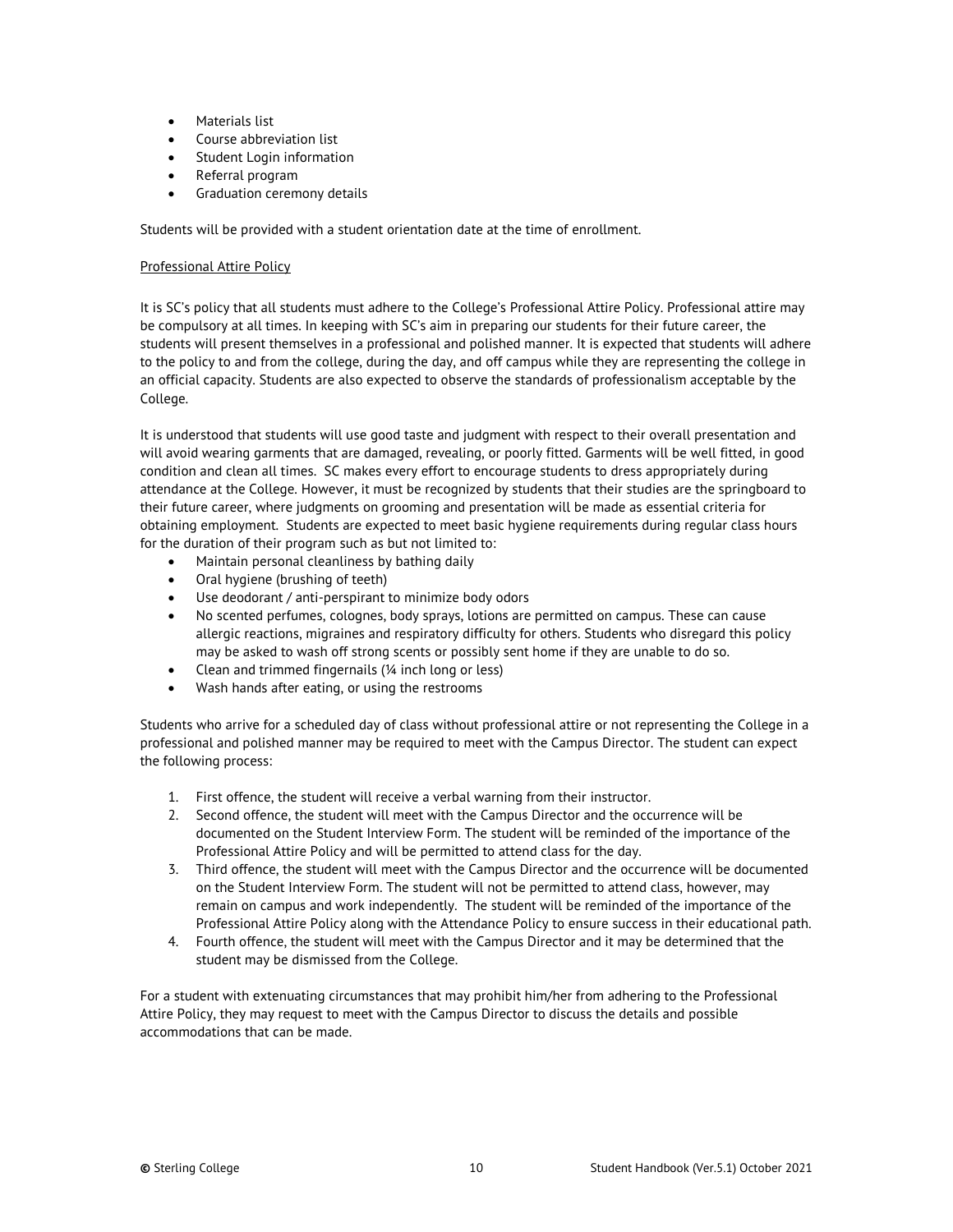- Materials list
- Course abbreviation list
- Student Login information
- Referral program
- Graduation ceremony details

Students will be provided with a student orientation date at the time of enrollment.

Professional Attire Policy

It is SC's policy that all students must adhere to the College's Professional Attire Policy. Professional attire may be compulsory at all times. In keeping with SC's aim in preparing our students for their future career, the students will present themselves in a professional and polished manner. It is expected that students will adhere to the policy to and from the college, during the day, and off campus while they are representing the college in an official capacity. Students are also expected to observe the standards of professionalism acceptable by the College.

It is understood that students will use good taste and judgment with respect to their overall presentation and will avoid wearing garments that are damaged, revealing, or poorly fitted. Garments will be well fitted, in good condition and clean all times. SC makes every effort to encourage students to dress appropriately during attendance at the College. However, it must be recognized by students that their studies are the springboard to their future career, where judgments on grooming and presentation will be made as essential criteria for obtaining employment. Students are expected to meet basic hygiene requirements during regular class hours for the duration of their program such as but not limited to:

- Maintain personal cleanliness by bathing daily
- Oral hygiene (brushing of teeth)
- Use deodorant / anti-perspirant to minimize body odors
- No scented perfumes, colognes, body sprays, lotions are permitted on campus. These can cause allergic reactions, migraines and respiratory difficulty for others. Students who disregard this policy may be asked to wash off strong scents or possibly sent home if they are unable to do so.
- Clean and trimmed fingernails (¼ inch long or less)
- Wash hands after eating, or using the restrooms

Students who arrive for a scheduled day of class without professional attire or not representing the College in a professional and polished manner may be required to meet with the Campus Director. The student can expect the following process:

1. First offence, the student will receive a verbal warning from their instructor.
2. Second offence, the student will meet with the Campus Director and the occurrence will be documented on the Student Interview Form. The student will be reminded of the importance of the Professional Attire Policy and will be permitted to attend class for the day.
3. Third offence, the student will meet with the Campus Director and the occurrence will be documented on the Student Interview Form. The student will not be permitted to attend class, however, may remain on campus and work independently. The student will be reminded of the importance of the Professional Attire Policy along with the Attendance Policy to ensure success in their educational path.
4. Fourth offence, the student will meet with the Campus Director and it may be determined that the student may be dismissed from the College.

For a student with extenuating circumstances that may prohibit him/her from adhering to the Professional Attire Policy, they may request to meet with the Campus Director to discuss the details and possible accommodations that can be made.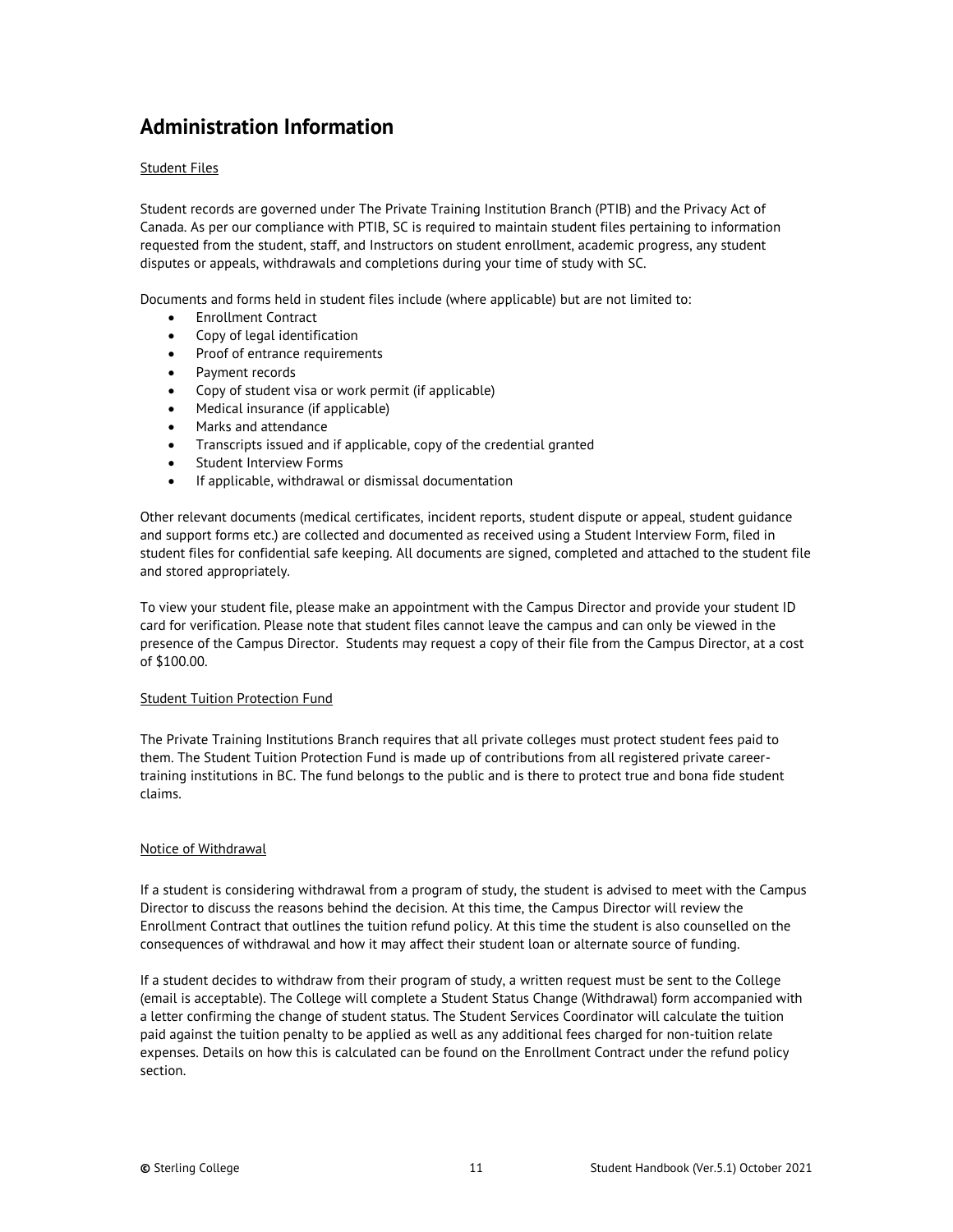# Administration Information

Student Files

Student records are governed under The Private Training Institution Branch (PTIB) and the Privacy Act of Canada. As per our compliance with PTIB, SC is required to maintain student files pertaining to information requested from the student, staff, and Instructors on student enrollment, academic progress, any student disputes or appeals, withdrawals and completions during your time of study with SC.

Documents and forms held in student files include (where applicable) but are not limited to:

- Enrollment Contract
- Copy of legal identification
- Proof of entrance requirements
- Payment records
- Copy of student visa or work permit (if applicable)
- Medical insurance (if applicable)
- Marks and attendance
- Transcripts issued and if applicable, copy of the credential granted
- Student Interview Forms
- If applicable, withdrawal or dismissal documentation

Other relevant documents (medical certificates, incident reports, student dispute or appeal, student guidance and support forms etc.) are collected and documented as received using a Student Interview Form, filed in student files for confidential safe keeping. All documents are signed, completed and attached to the student file and stored appropriately.

To view your student file, please make an appointment with the Campus Director and provide your student ID card for verification. Please note that student files cannot leave the campus and can only be viewed in the presence of the Campus Director. Students may request a copy of their file from the Campus Director, at a cost of $100.00.

Student Tuition Protection Fund

The Private Training Institutions Branch requires that all private colleges must protect student fees paid to them. The Student Tuition Protection Fund is made up of contributions from all registered private career-training institutions in BC. The fund belongs to the public and is there to protect true and bona fide student claims.

Notice of Withdrawal

If a student is considering withdrawal from a program of study, the student is advised to meet with the Campus Director to discuss the reasons behind the decision. At this time, the Campus Director will review the Enrollment Contract that outlines the tuition refund policy. At this time the student is also counselled on the consequences of withdrawal and how it may affect their student loan or alternate source of funding.

If a student decides to withdraw from their program of study, a written request must be sent to the College (email is acceptable). The College will complete a Student Status Change (Withdrawal) form accompanied with a letter confirming the change of student status. The Student Services Coordinator will calculate the tuition paid against the tuition penalty to be applied as well as any additional fees charged for non-tuition relate expenses. Details on how this is calculated can be found on the Enrollment Contract under the refund policy section.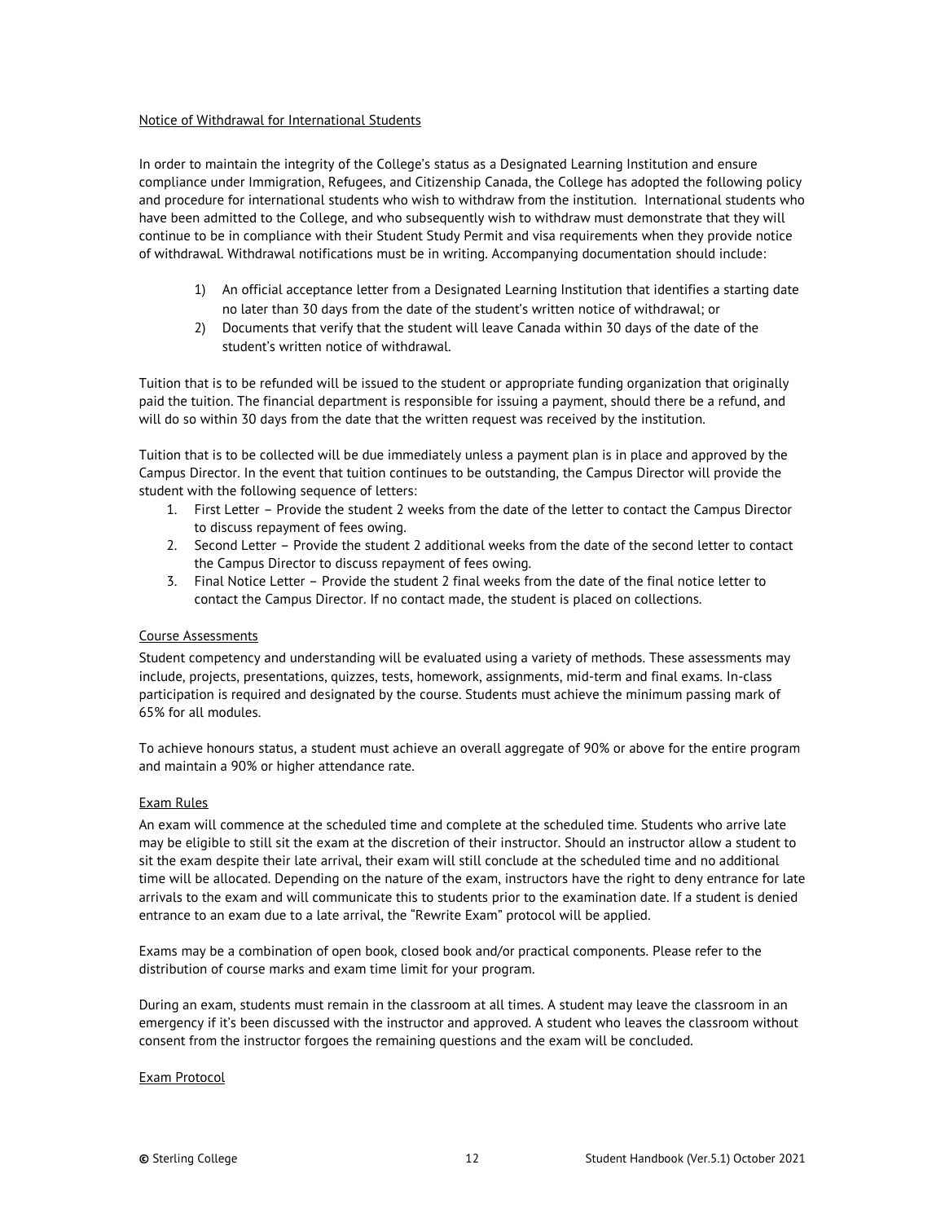## Notice of Withdrawal for International Students

In order to maintain the integrity of the College's status as a Designated Learning Institution and ensure compliance under Immigration, Refugees, and Citizenship Canada, the College has adopted the following policy and procedure for international students who wish to withdraw from the institution. International students who have been admitted to the College, and who subsequently wish to withdraw must demonstrate that they will continue to be in compliance with their Student Study Permit and visa requirements when they provide notice of withdrawal. Withdrawal notifications must be in writing. Accompanying documentation should include:

1) An official acceptance letter from a Designated Learning Institution that identifies a starting date no later than 30 days from the date of the student's written notice of withdrawal; or
2) Documents that verify that the student will leave Canada within 30 days of the date of the student's written notice of withdrawal.

Tuition that is to be refunded will be issued to the student or appropriate funding organization that originally paid the tuition. The financial department is responsible for issuing a payment, should there be a refund, and will do so within 30 days from the date that the written request was received by the institution.

Tuition that is to be collected will be due immediately unless a payment plan is in place and approved by the Campus Director. In the event that tuition continues to be outstanding, the Campus Director will provide the student with the following sequence of letters:

1. First Letter – Provide the student 2 weeks from the date of the letter to contact the Campus Director to discuss repayment of fees owing.
2. Second Letter – Provide the student 2 additional weeks from the date of the second letter to contact the Campus Director to discuss repayment of fees owing.
3. Final Notice Letter – Provide the student 2 final weeks from the date of the final notice letter to contact the Campus Director. If no contact made, the student is placed on collections.

## Course Assessments

Student competency and understanding will be evaluated using a variety of methods. These assessments may include, projects, presentations, quizzes, tests, homework, assignments, mid-term and final exams. In-class participation is required and designated by the course. Students must achieve the minimum passing mark of 65% for all modules.

To achieve honours status, a student must achieve an overall aggregate of 90% or above for the entire program and maintain a 90% or higher attendance rate.

## Exam Rules

An exam will commence at the scheduled time and complete at the scheduled time. Students who arrive late may be eligible to still sit the exam at the discretion of their instructor. Should an instructor allow a student to sit the exam despite their late arrival, their exam will still conclude at the scheduled time and no additional time will be allocated. Depending on the nature of the exam, instructors have the right to deny entrance for late arrivals to the exam and will communicate this to students prior to the examination date. If a student is denied entrance to an exam due to a late arrival, the "Rewrite Exam" protocol will be applied.

Exams may be a combination of open book, closed book and/or practical components. Please refer to the distribution of course marks and exam time limit for your program.

During an exam, students must remain in the classroom at all times. A student may leave the classroom in an emergency if it's been discussed with the instructor and approved. A student who leaves the classroom without consent from the instructor forgoes the remaining questions and the exam will be concluded.

## Exam Protocol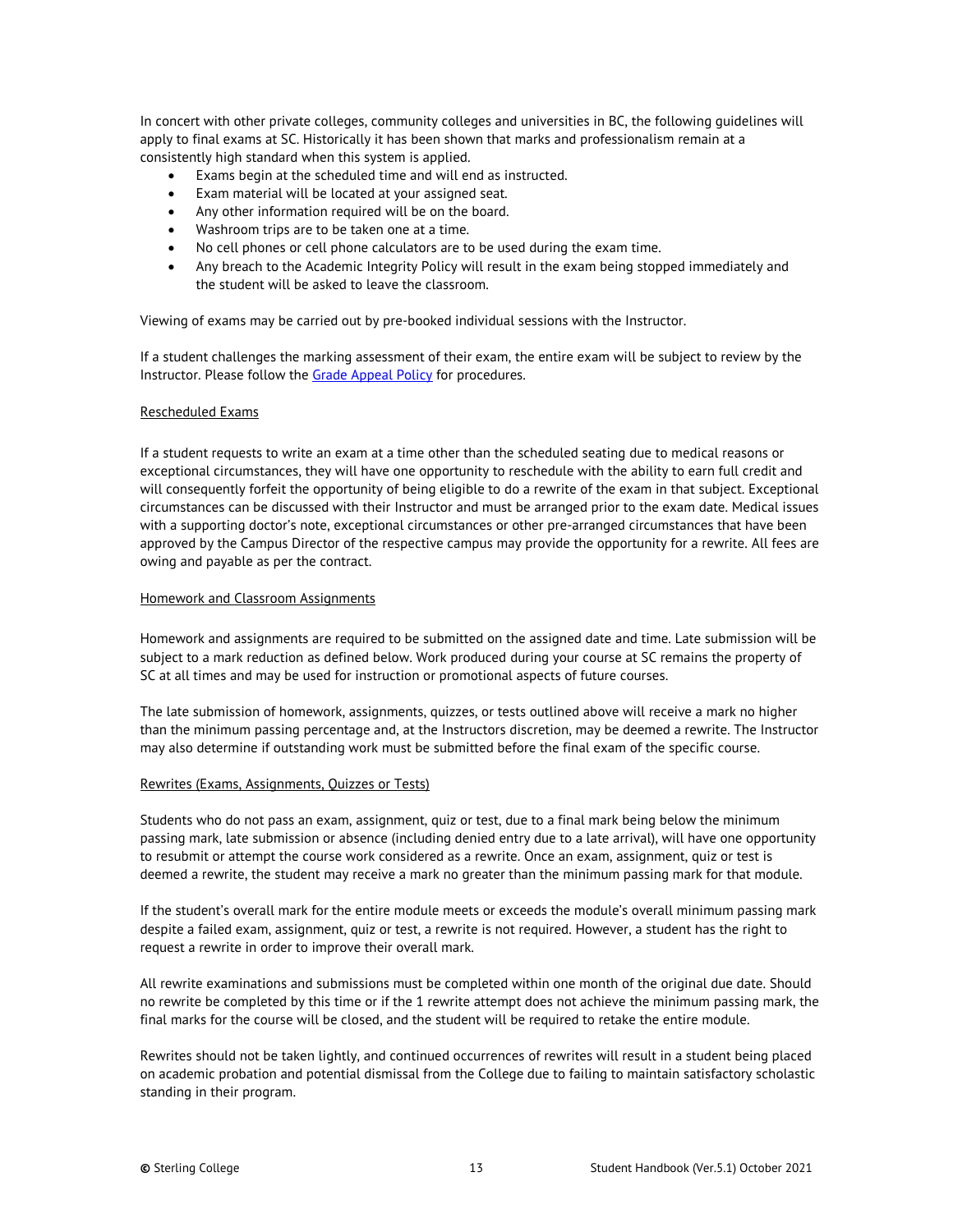In concert with other private colleges, community colleges and universities in BC, the following guidelines will apply to final exams at SC. Historically it has been shown that marks and professionalism remain at a consistently high standard when this system is applied.

- Exams begin at the scheduled time and will end as instructed.
- Exam material will be located at your assigned seat.
- Any other information required will be on the board.
- Washroom trips are to be taken one at a time.
- No cell phones or cell phone calculators are to be used during the exam time.
- Any breach to the Academic Integrity Policy will result in the exam being stopped immediately and the student will be asked to leave the classroom.

Viewing of exams may be carried out by pre-booked individual sessions with the Instructor.

If a student challenges the marking assessment of their exam, the entire exam will be subject to review by the Instructor. Please follow the Grade Appeal Policy for procedures.

Rescheduled Exams

If a student requests to write an exam at a time other than the scheduled seating due to medical reasons or exceptional circumstances, they will have one opportunity to reschedule with the ability to earn full credit and will consequently forfeit the opportunity of being eligible to do a rewrite of the exam in that subject. Exceptional circumstances can be discussed with their Instructor and must be arranged prior to the exam date. Medical issues with a supporting doctor's note, exceptional circumstances or other pre-arranged circumstances that have been approved by the Campus Director of the respective campus may provide the opportunity for a rewrite. All fees are owing and payable as per the contract.

Homework and Classroom Assignments

Homework and assignments are required to be submitted on the assigned date and time. Late submission will be subject to a mark reduction as defined below. Work produced during your course at SC remains the property of SC at all times and may be used for instruction or promotional aspects of future courses.

The late submission of homework, assignments, quizzes, or tests outlined above will receive a mark no higher than the minimum passing percentage and, at the Instructors discretion, may be deemed a rewrite. The Instructor may also determine if outstanding work must be submitted before the final exam of the specific course.

Rewrites (Exams, Assignments, Quizzes or Tests)

Students who do not pass an exam, assignment, quiz or test, due to a final mark being below the minimum passing mark, late submission or absence (including denied entry due to a late arrival), will have one opportunity to resubmit or attempt the course work considered as a rewrite. Once an exam, assignment, quiz or test is deemed a rewrite, the student may receive a mark no greater than the minimum passing mark for that module.

If the student's overall mark for the entire module meets or exceeds the module's overall minimum passing mark despite a failed exam, assignment, quiz or test, a rewrite is not required. However, a student has the right to request a rewrite in order to improve their overall mark.

All rewrite examinations and submissions must be completed within one month of the original due date. Should no rewrite be completed by this time or if the 1 rewrite attempt does not achieve the minimum passing mark, the final marks for the course will be closed, and the student will be required to retake the entire module.

Rewrites should not be taken lightly, and continued occurrences of rewrites will result in a student being placed on academic probation and potential dismissal from the College due to failing to maintain satisfactory scholastic standing in their program.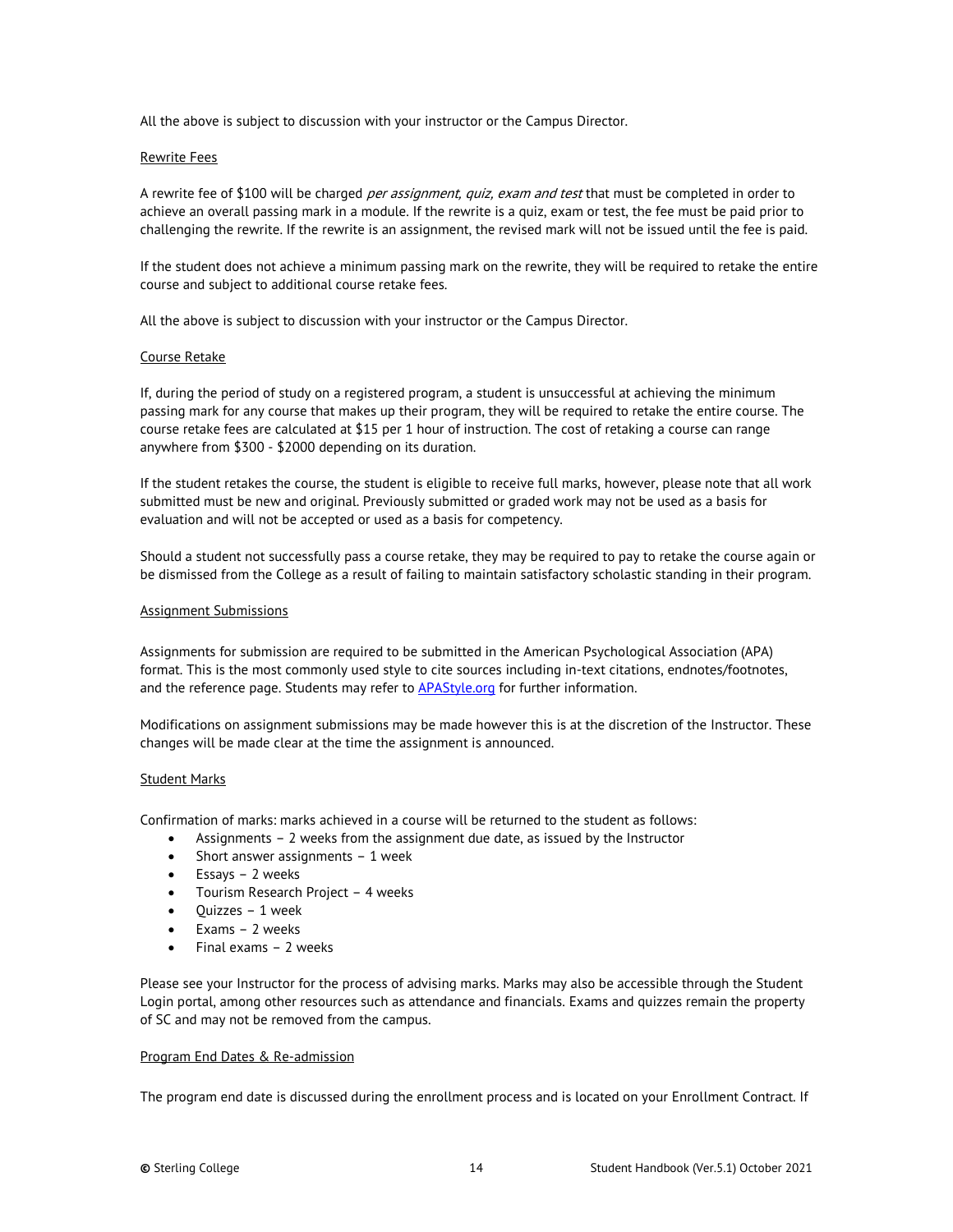All the above is subject to discussion with your instructor or the Campus Director.

Rewrite Fees

A rewrite fee of $100 will be charged *per assignment, quiz, exam and test* that must be completed in order to achieve an overall passing mark in a module. If the rewrite is a quiz, exam or test, the fee must be paid prior to challenging the rewrite. If the rewrite is an assignment, the revised mark will not be issued until the fee is paid.

If the student does not achieve a minimum passing mark on the rewrite, they will be required to retake the entire course and subject to additional course retake fees.

All the above is subject to discussion with your instructor or the Campus Director.

Course Retake

If, during the period of study on a registered program, a student is unsuccessful at achieving the minimum passing mark for any course that makes up their program, they will be required to retake the entire course. The course retake fees are calculated at $15 per 1 hour of instruction. The cost of retaking a course can range anywhere from $300 - $2000 depending on its duration.

If the student retakes the course, the student is eligible to receive full marks, however, please note that all work submitted must be new and original. Previously submitted or graded work may not be used as a basis for evaluation and will not be accepted or used as a basis for competency.

Should a student not successfully pass a course retake, they may be required to pay to retake the course again or be dismissed from the College as a result of failing to maintain satisfactory scholastic standing in their program.

Assignment Submissions

Assignments for submission are required to be submitted in the American Psychological Association (APA) format. This is the most commonly used style to cite sources including in-text citations, endnotes/footnotes, and the reference page. Students may refer to [APAStyle.org](APAStyle.org) for further information.

Modifications on assignment submissions may be made however this is at the discretion of the Instructor. These changes will be made clear at the time the assignment is announced.

Student Marks

Confirmation of marks: marks achieved in a course will be returned to the student as follows:

- Assignments – 2 weeks from the assignment due date, as issued by the Instructor
- Short answer assignments – 1 week
- Essays – 2 weeks
- Tourism Research Project – 4 weeks
- Quizzes – 1 week
- Exams – 2 weeks
- Final exams – 2 weeks

Please see your Instructor for the process of advising marks. Marks may also be accessible through the Student Login portal, among other resources such as attendance and financials. Exams and quizzes remain the property of SC and may not be removed from the campus.

Program End Dates & Re-admission

The program end date is discussed during the enrollment process and is located on your Enrollment Contract. If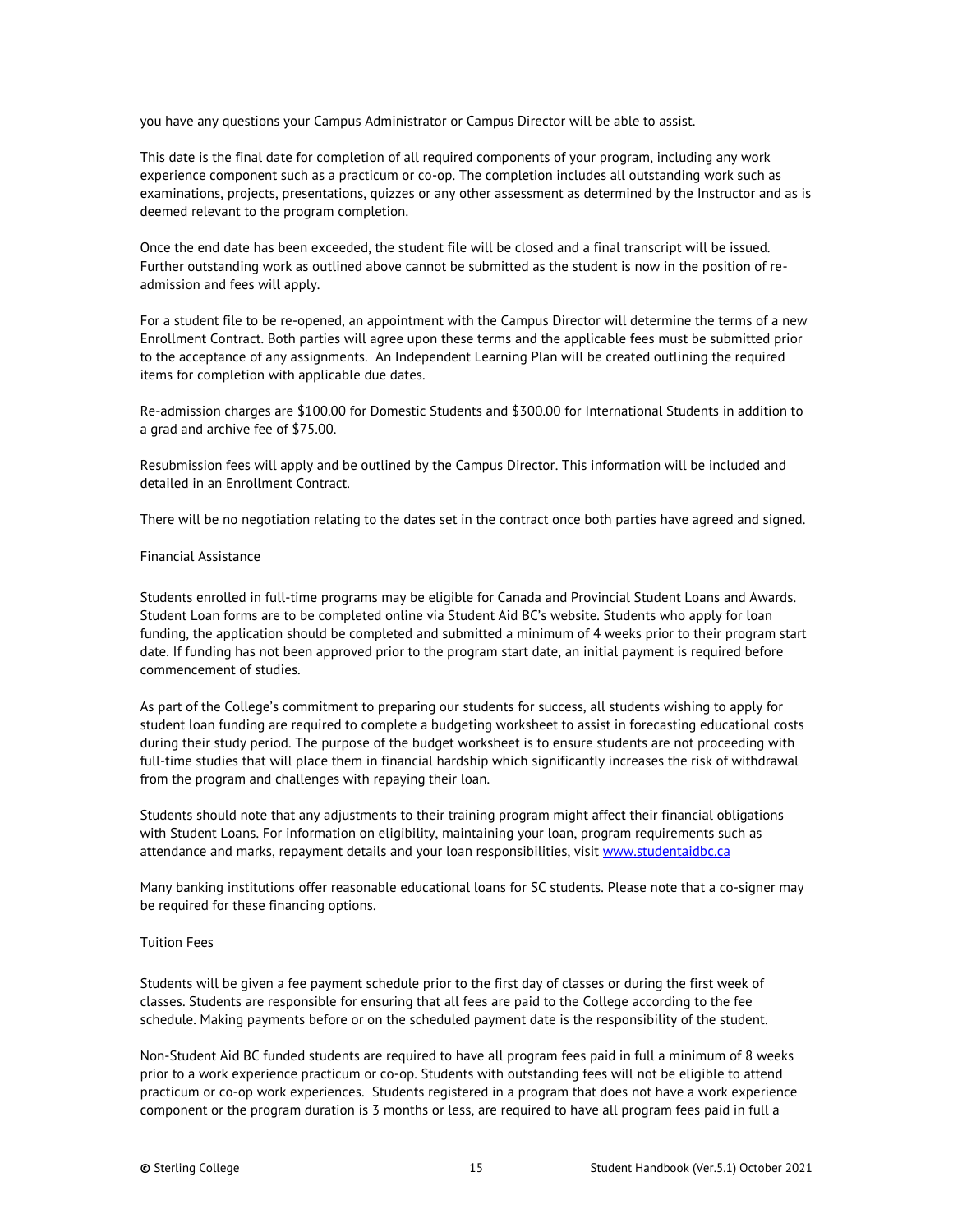you have any questions your Campus Administrator or Campus Director will be able to assist.

This date is the final date for completion of all required components of your program, including any work experience component such as a practicum or co-op. The completion includes all outstanding work such as examinations, projects, presentations, quizzes or any other assessment as determined by the Instructor and as is deemed relevant to the program completion.

Once the end date has been exceeded, the student file will be closed and a final transcript will be issued. Further outstanding work as outlined above cannot be submitted as the student is now in the position of re-admission and fees will apply.

For a student file to be re-opened, an appointment with the Campus Director will determine the terms of a new Enrollment Contract. Both parties will agree upon these terms and the applicable fees must be submitted prior to the acceptance of any assignments. An Independent Learning Plan will be created outlining the required items for completion with applicable due dates.

Re-admission charges are $100.00 for Domestic Students and $300.00 for International Students in addition to a grad and archive fee of $75.00.

Resubmission fees will apply and be outlined by the Campus Director. This information will be included and detailed in an Enrollment Contract.

There will be no negotiation relating to the dates set in the contract once both parties have agreed and signed.

Financial Assistance

Students enrolled in full-time programs may be eligible for Canada and Provincial Student Loans and Awards. Student Loan forms are to be completed online via Student Aid BC's website. Students who apply for loan funding, the application should be completed and submitted a minimum of 4 weeks prior to their program start date. If funding has not been approved prior to the program start date, an initial payment is required before commencement of studies.

As part of the College's commitment to preparing our students for success, all students wishing to apply for student loan funding are required to complete a budgeting worksheet to assist in forecasting educational costs during their study period. The purpose of the budget worksheet is to ensure students are not proceeding with full-time studies that will place them in financial hardship which significantly increases the risk of withdrawal from the program and challenges with repaying their loan.

Students should note that any adjustments to their training program might affect their financial obligations with Student Loans. For information on eligibility, maintaining your loan, program requirements such as attendance and marks, repayment details and your loan responsibilities, visit www.studentaidbc.ca

Many banking institutions offer reasonable educational loans for SC students. Please note that a co-signer may be required for these financing options.

Tuition Fees

Students will be given a fee payment schedule prior to the first day of classes or during the first week of classes. Students are responsible for ensuring that all fees are paid to the College according to the fee schedule. Making payments before or on the scheduled payment date is the responsibility of the student.

Non-Student Aid BC funded students are required to have all program fees paid in full a minimum of 8 weeks prior to a work experience practicum or co-op. Students with outstanding fees will not be eligible to attend practicum or co-op work experiences. Students registered in a program that does not have a work experience component or the program duration is 3 months or less, are required to have all program fees paid in full a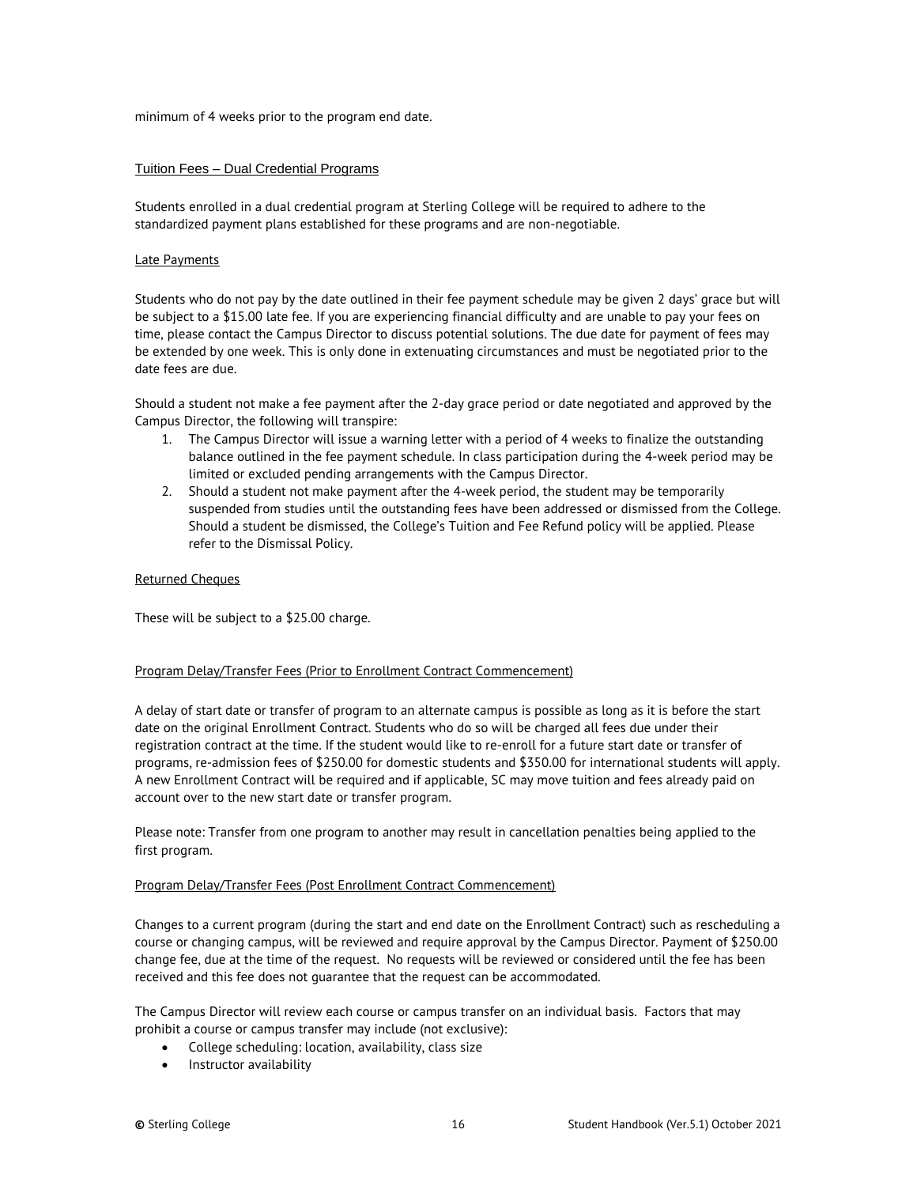minimum of 4 weeks prior to the program end date.

### Tuition Fees – Dual Credential Programs

Students enrolled in a dual credential program at Sterling College will be required to adhere to the standardized payment plans established for these programs and are non-negotiable.

#### Late Payments

Students who do not pay by the date outlined in their fee payment schedule may be given 2 days' grace but will be subject to a $15.00 late fee. If you are experiencing financial difficulty and are unable to pay your fees on time, please contact the Campus Director to discuss potential solutions. The due date for payment of fees may be extended by one week. This is only done in extenuating circumstances and must be negotiated prior to the date fees are due.

Should a student not make a fee payment after the 2-day grace period or date negotiated and approved by the Campus Director, the following will transpire:

1. The Campus Director will issue a warning letter with a period of 4 weeks to finalize the outstanding balance outlined in the fee payment schedule. In class participation during the 4-week period may be limited or excluded pending arrangements with the Campus Director.
2. Should a student not make payment after the 4-week period, the student may be temporarily suspended from studies until the outstanding fees have been addressed or dismissed from the College. Should a student be dismissed, the College's Tuition and Fee Refund policy will be applied. Please refer to the Dismissal Policy.

#### Returned Cheques

These will be subject to a $25.00 charge.

#### Program Delay/Transfer Fees (Prior to Enrollment Contract Commencement)

A delay of start date or transfer of program to an alternate campus is possible as long as it is before the start date on the original Enrollment Contract. Students who do so will be charged all fees due under their registration contract at the time. If the student would like to re-enroll for a future start date or transfer of programs, re-admission fees of $250.00 for domestic students and $350.00 for international students will apply. A new Enrollment Contract will be required and if applicable, SC may move tuition and fees already paid on account over to the new start date or transfer program.

Please note: Transfer from one program to another may result in cancellation penalties being applied to the first program.

#### Program Delay/Transfer Fees (Post Enrollment Contract Commencement)

Changes to a current program (during the start and end date on the Enrollment Contract) such as rescheduling a course or changing campus, will be reviewed and require approval by the Campus Director. Payment of $250.00 change fee, due at the time of the request. No requests will be reviewed or considered until the fee has been received and this fee does not guarantee that the request can be accommodated.

The Campus Director will review each course or campus transfer on an individual basis. Factors that may prohibit a course or campus transfer may include (not exclusive):

- College scheduling: location, availability, class size
- Instructor availability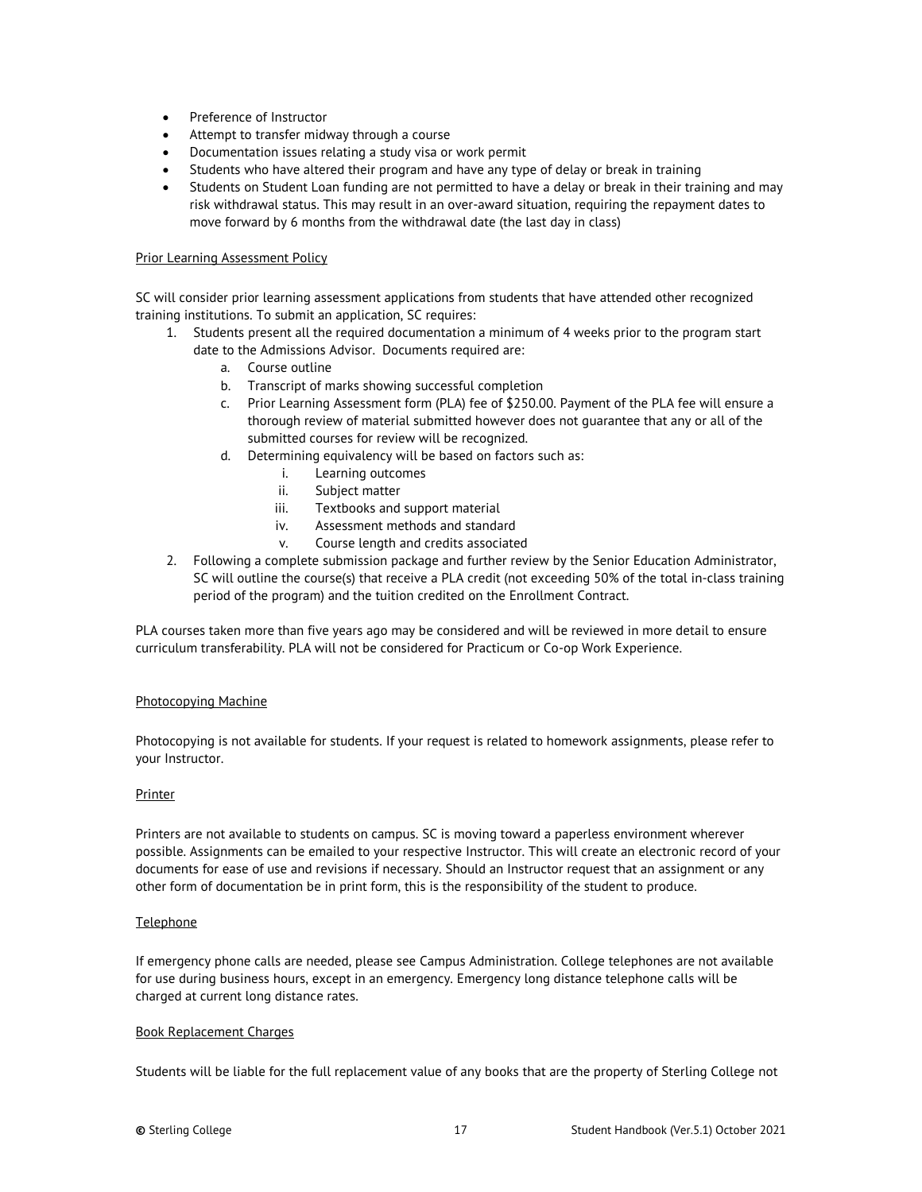- Preference of Instructor
- Attempt to transfer midway through a course
- Documentation issues relating a study visa or work permit
- Students who have altered their program and have any type of delay or break in training
- Students on Student Loan funding are not permitted to have a delay or break in their training and may risk withdrawal status. This may result in an over-award situation, requiring the repayment dates to move forward by 6 months from the withdrawal date (the last day in class)

## Prior Learning Assessment Policy

SC will consider prior learning assessment applications from students that have attended other recognized training institutions. To submit an application, SC requires:

1. Students present all the required documentation a minimum of 4 weeks prior to the program start date to the Admissions Advisor. Documents required are:
   a. Course outline
   b. Transcript of marks showing successful completion
   c. Prior Learning Assessment form (PLA) fee of $250.00. Payment of the PLA fee will ensure a thorough review of material submitted however does not guarantee that any or all of the submitted courses for review will be recognized.
   d. Determining equivalency will be based on factors such as:
      i. Learning outcomes
      ii. Subject matter
      iii. Textbooks and support material
      iv. Assessment methods and standard
      v. Course length and credits associated
2. Following a complete submission package and further review by the Senior Education Administrator, SC will outline the course(s) that receive a PLA credit (not exceeding 50% of the total in-class training period of the program) and the tuition credited on the Enrollment Contract.

PLA courses taken more than five years ago may be considered and will be reviewed in more detail to ensure curriculum transferability. PLA will not be considered for Practicum or Co-op Work Experience.

## Photocopying Machine

Photocopying is not available for students. If your request is related to homework assignments, please refer to your Instructor.

## Printer

Printers are not available to students on campus. SC is moving toward a paperless environment wherever possible. Assignments can be emailed to your respective Instructor. This will create an electronic record of your documents for ease of use and revisions if necessary. Should an Instructor request that an assignment or any other form of documentation be in print form, this is the responsibility of the student to produce.

## Telephone

If emergency phone calls are needed, please see Campus Administration. College telephones are not available for use during business hours, except in an emergency. Emergency long distance telephone calls will be charged at current long distance rates.

## Book Replacement Charges

Students will be liable for the full replacement value of any books that are the property of Sterling College not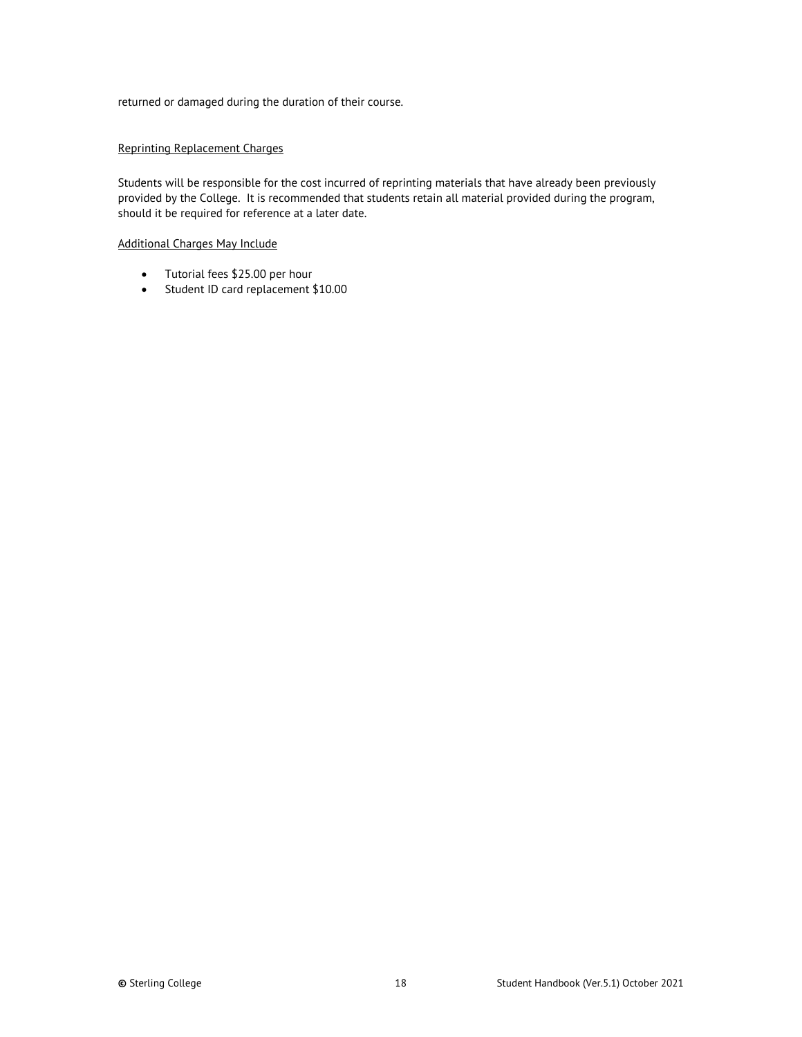returned or damaged during the duration of their course.

## Reprinting Replacement Charges

Students will be responsible for the cost incurred of reprinting materials that have already been previously provided by the College. It is recommended that students retain all material provided during the program, should it be required for reference at a later date.

## Additional Charges May Include

- Tutorial fees $25.00 per hour
- Student ID card replacement $10.00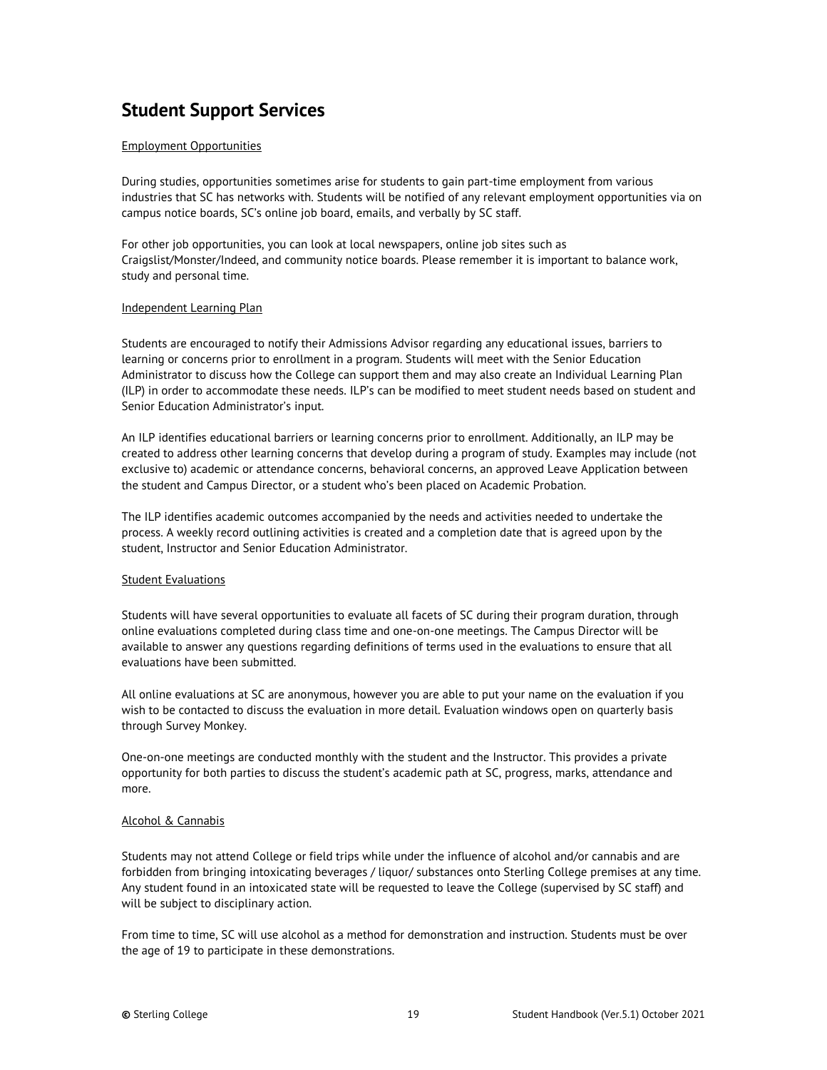# Student Support Services

Employment Opportunities

During studies, opportunities sometimes arise for students to gain part-time employment from various industries that SC has networks with. Students will be notified of any relevant employment opportunities via on campus notice boards, SC's online job board, emails, and verbally by SC staff.

For other job opportunities, you can look at local newspapers, online job sites such as Craigslist/Monster/Indeed, and community notice boards. Please remember it is important to balance work, study and personal time.

Independent Learning Plan

Students are encouraged to notify their Admissions Advisor regarding any educational issues, barriers to learning or concerns prior to enrollment in a program. Students will meet with the Senior Education Administrator to discuss how the College can support them and may also create an Individual Learning Plan (ILP) in order to accommodate these needs. ILP's can be modified to meet student needs based on student and Senior Education Administrator's input.

An ILP identifies educational barriers or learning concerns prior to enrollment. Additionally, an ILP may be created to address other learning concerns that develop during a program of study. Examples may include (not exclusive to) academic or attendance concerns, behavioral concerns, an approved Leave Application between the student and Campus Director, or a student who's been placed on Academic Probation.

The ILP identifies academic outcomes accompanied by the needs and activities needed to undertake the process. A weekly record outlining activities is created and a completion date that is agreed upon by the student, Instructor and Senior Education Administrator.

Student Evaluations

Students will have several opportunities to evaluate all facets of SC during their program duration, through online evaluations completed during class time and one-on-one meetings. The Campus Director will be available to answer any questions regarding definitions of terms used in the evaluations to ensure that all evaluations have been submitted.

All online evaluations at SC are anonymous, however you are able to put your name on the evaluation if you wish to be contacted to discuss the evaluation in more detail. Evaluation windows open on quarterly basis through Survey Monkey.

One-on-one meetings are conducted monthly with the student and the Instructor. This provides a private opportunity for both parties to discuss the student's academic path at SC, progress, marks, attendance and more.

Alcohol & Cannabis

Students may not attend College or field trips while under the influence of alcohol and/or cannabis and are forbidden from bringing intoxicating beverages / liquor/ substances onto Sterling College premises at any time. Any student found in an intoxicated state will be requested to leave the College (supervised by SC staff) and will be subject to disciplinary action.

From time to time, SC will use alcohol as a method for demonstration and instruction. Students must be over the age of 19 to participate in these demonstrations.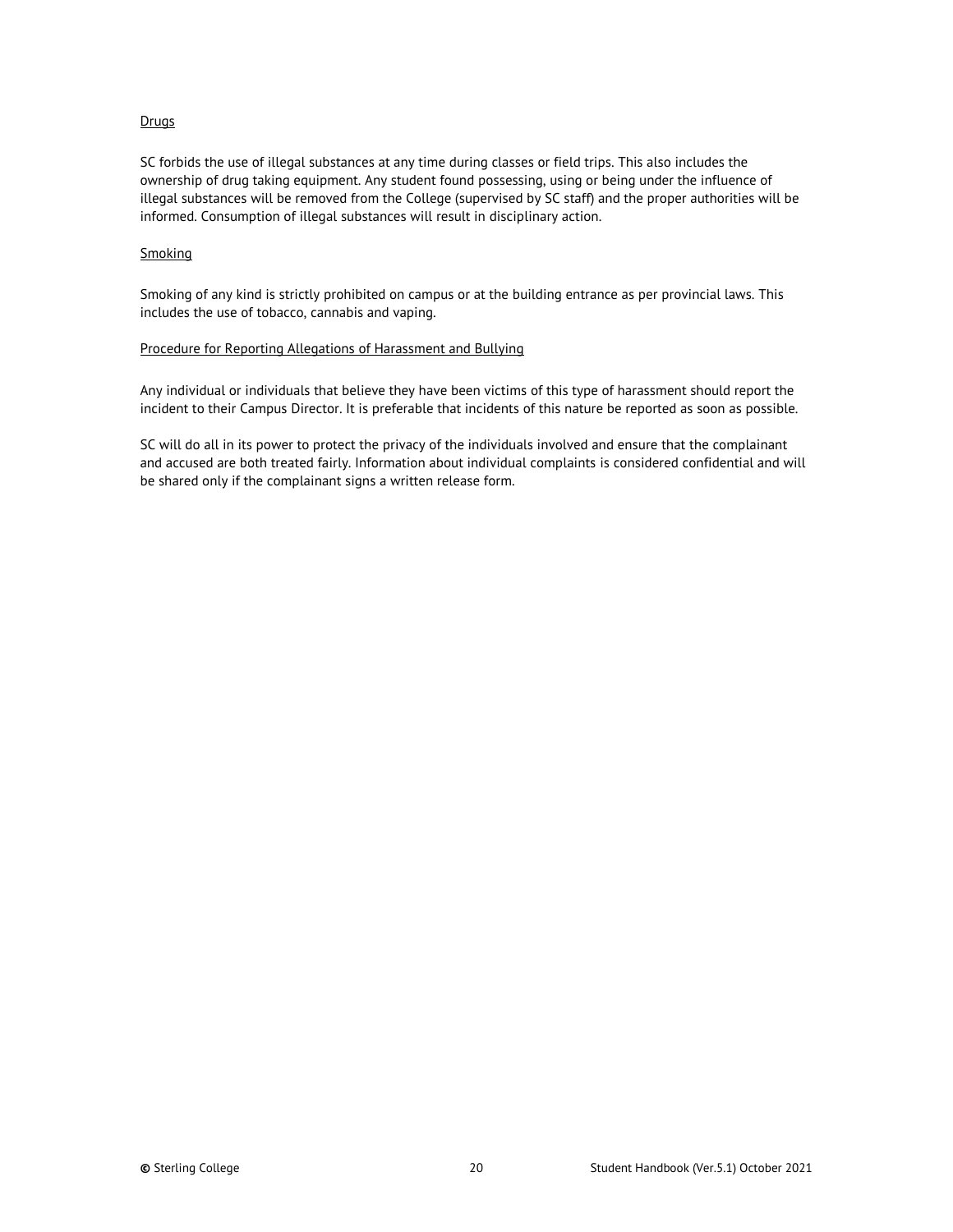<u>Drugs</u>

SC forbids the use of illegal substances at any time during classes or field trips. This also includes the ownership of drug taking equipment. Any student found possessing, using or being under the influence of illegal substances will be removed from the College (supervised by SC staff) and the proper authorities will be informed. Consumption of illegal substances will result in disciplinary action.

<u>Smoking</u>

Smoking of any kind is strictly prohibited on campus or at the building entrance as per provincial laws. This includes the use of tobacco, cannabis and vaping.

<u>Procedure for Reporting Allegations of Harassment and Bullying</u>

Any individual or individuals that believe they have been victims of this type of harassment should report the incident to their Campus Director. It is preferable that incidents of this nature be reported as soon as possible.

SC will do all in its power to protect the privacy of the individuals involved and ensure that the complainant and accused are both treated fairly. Information about individual complaints is considered confidential and will be shared only if the complainant signs a written release form.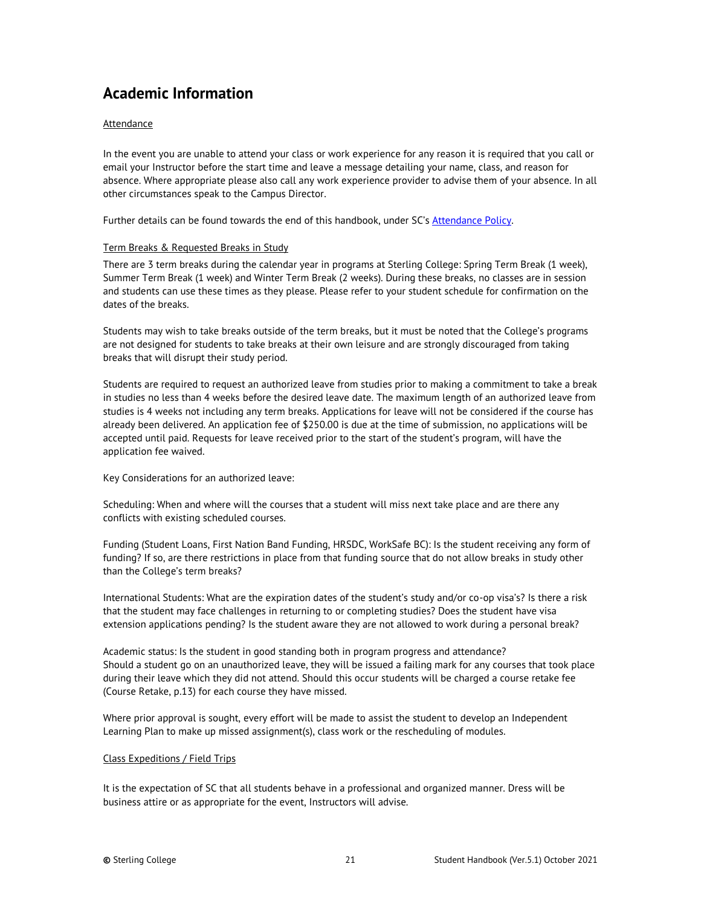# Academic Information

Attendance

In the event you are unable to attend your class or work experience for any reason it is required that you call or email your Instructor before the start time and leave a message detailing your name, class, and reason for absence. Where appropriate please also call any work experience provider to advise them of your absence. In all other circumstances speak to the Campus Director.

Further details can be found towards the end of this handbook, under SC's Attendance Policy.

Term Breaks & Requested Breaks in Study

There are 3 term breaks during the calendar year in programs at Sterling College: Spring Term Break (1 week), Summer Term Break (1 week) and Winter Term Break (2 weeks). During these breaks, no classes are in session and students can use these times as they please. Please refer to your student schedule for confirmation on the dates of the breaks.

Students may wish to take breaks outside of the term breaks, but it must be noted that the College's programs are not designed for students to take breaks at their own leisure and are strongly discouraged from taking breaks that will disrupt their study period.

Students are required to request an authorized leave from studies prior to making a commitment to take a break in studies no less than 4 weeks before the desired leave date. The maximum length of an authorized leave from studies is 4 weeks not including any term breaks. Applications for leave will not be considered if the course has already been delivered. An application fee of $250.00 is due at the time of submission, no applications will be accepted until paid. Requests for leave received prior to the start of the student's program, will have the application fee waived.

Key Considerations for an authorized leave:

Scheduling: When and where will the courses that a student will miss next take place and are there any conflicts with existing scheduled courses.

Funding (Student Loans, First Nation Band Funding, HRSDC, WorkSafe BC): Is the student receiving any form of funding? If so, are there restrictions in place from that funding source that do not allow breaks in study other than the College's term breaks?

International Students: What are the expiration dates of the student's study and/or co-op visa's? Is there a risk that the student may face challenges in returning to or completing studies? Does the student have visa extension applications pending? Is the student aware they are not allowed to work during a personal break?

Academic status: Is the student in good standing both in program progress and attendance?
Should a student go on an unauthorized leave, they will be issued a failing mark for any courses that took place during their leave which they did not attend. Should this occur students will be charged a course retake fee (Course Retake, p.13) for each course they have missed.

Where prior approval is sought, every effort will be made to assist the student to develop an Independent Learning Plan to make up missed assignment(s), class work or the rescheduling of modules.

Class Expeditions / Field Trips

It is the expectation of SC that all students behave in a professional and organized manner. Dress will be business attire or as appropriate for the event, Instructors will advise.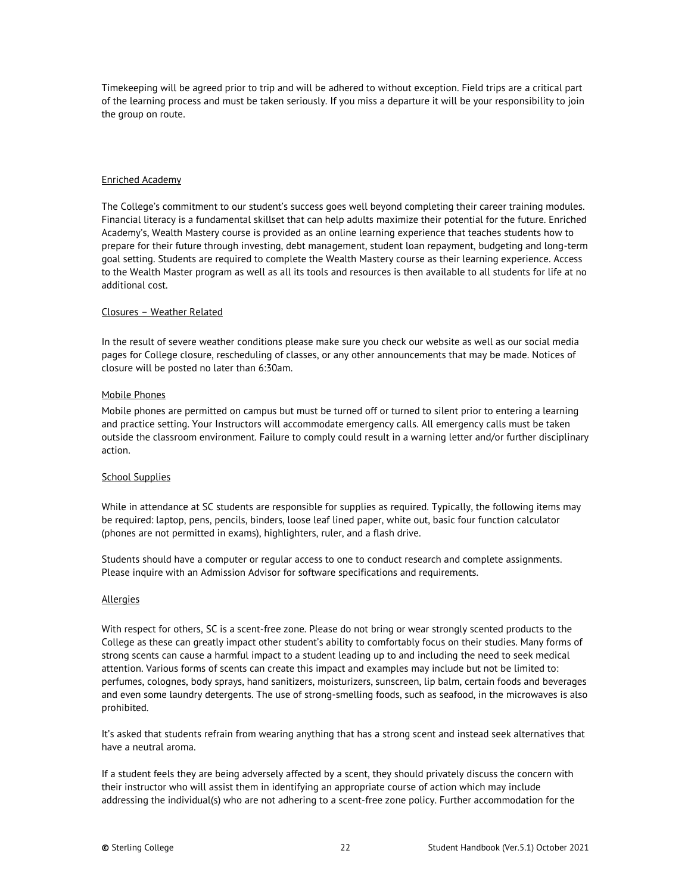Timekeeping will be agreed prior to trip and will be adhered to without exception. Field trips are a critical part of the learning process and must be taken seriously. If you miss a departure it will be your responsibility to join the group on route.

### Enriched Academy

The College's commitment to our student's success goes well beyond completing their career training modules. Financial literacy is a fundamental skillset that can help adults maximize their potential for the future. Enriched Academy's, Wealth Mastery course is provided as an online learning experience that teaches students how to prepare for their future through investing, debt management, student loan repayment, budgeting and long-term goal setting. Students are required to complete the Wealth Mastery course as their learning experience. Access to the Wealth Master program as well as all its tools and resources is then available to all students for life at no additional cost.

### Closures – Weather Related

In the result of severe weather conditions please make sure you check our website as well as our social media pages for College closure, rescheduling of classes, or any other announcements that may be made. Notices of closure will be posted no later than 6:30am.

### Mobile Phones

Mobile phones are permitted on campus but must be turned off or turned to silent prior to entering a learning and practice setting. Your Instructors will accommodate emergency calls. All emergency calls must be taken outside the classroom environment. Failure to comply could result in a warning letter and/or further disciplinary action.

### School Supplies

While in attendance at SC students are responsible for supplies as required. Typically, the following items may be required: laptop, pens, pencils, binders, loose leaf lined paper, white out, basic four function calculator (phones are not permitted in exams), highlighters, ruler, and a flash drive.

Students should have a computer or regular access to one to conduct research and complete assignments. Please inquire with an Admission Advisor for software specifications and requirements.

### Allergies

With respect for others, SC is a scent-free zone. Please do not bring or wear strongly scented products to the College as these can greatly impact other student's ability to comfortably focus on their studies. Many forms of strong scents can cause a harmful impact to a student leading up to and including the need to seek medical attention. Various forms of scents can create this impact and examples may include but not be limited to: perfumes, colognes, body sprays, hand sanitizers, moisturizers, sunscreen, lip balm, certain foods and beverages and even some laundry detergents. The use of strong-smelling foods, such as seafood, in the microwaves is also prohibited.

It's asked that students refrain from wearing anything that has a strong scent and instead seek alternatives that have a neutral aroma.

If a student feels they are being adversely affected by a scent, they should privately discuss the concern with their instructor who will assist them in identifying an appropriate course of action which may include addressing the individual(s) who are not adhering to a scent-free zone policy. Further accommodation for the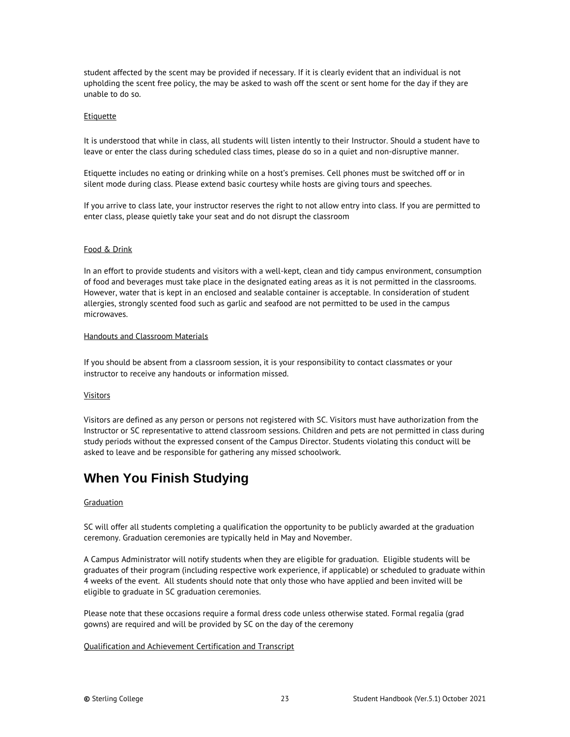student affected by the scent may be provided if necessary. If it is clearly evident that an individual is not upholding the scent free policy, the may be asked to wash off the scent or sent home for the day if they are unable to do so.

Etiquette

It is understood that while in class, all students will listen intently to their Instructor. Should a student have to leave or enter the class during scheduled class times, please do so in a quiet and non-disruptive manner.

Etiquette includes no eating or drinking while on a host's premises. Cell phones must be switched off or in silent mode during class. Please extend basic courtesy while hosts are giving tours and speeches.

If you arrive to class late, your instructor reserves the right to not allow entry into class. If you are permitted to enter class, please quietly take your seat and do not disrupt the classroom

Food & Drink

In an effort to provide students and visitors with a well-kept, clean and tidy campus environment, consumption of food and beverages must take place in the designated eating areas as it is not permitted in the classrooms. However, water that is kept in an enclosed and sealable container is acceptable. In consideration of student allergies, strongly scented food such as garlic and seafood are not permitted to be used in the campus microwaves.

Handouts and Classroom Materials

If you should be absent from a classroom session, it is your responsibility to contact classmates or your instructor to receive any handouts or information missed.

Visitors

Visitors are defined as any person or persons not registered with SC. Visitors must have authorization from the Instructor or SC representative to attend classroom sessions. Children and pets are not permitted in class during study periods without the expressed consent of the Campus Director. Students violating this conduct will be asked to leave and be responsible for gathering any missed schoolwork.

## When You Finish Studying

Graduation

SC will offer all students completing a qualification the opportunity to be publicly awarded at the graduation ceremony. Graduation ceremonies are typically held in May and November.

A Campus Administrator will notify students when they are eligible for graduation. Eligible students will be graduates of their program (including respective work experience, if applicable) or scheduled to graduate within 4 weeks of the event. All students should note that only those who have applied and been invited will be eligible to graduate in SC graduation ceremonies.

Please note that these occasions require a formal dress code unless otherwise stated. Formal regalia (grad gowns) are required and will be provided by SC on the day of the ceremony

Qualification and Achievement Certification and Transcript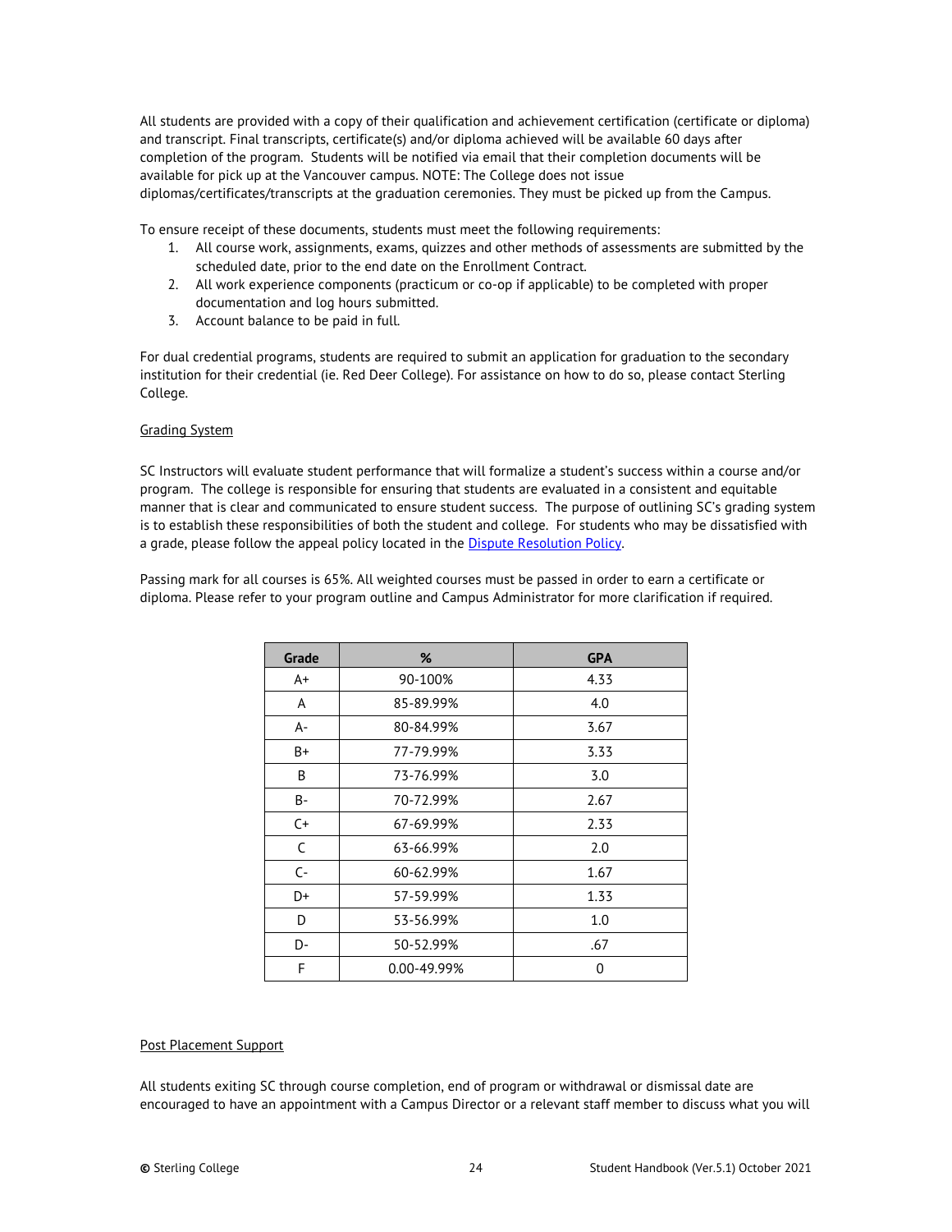All students are provided with a copy of their qualification and achievement certification (certificate or diploma) and transcript. Final transcripts, certificate(s) and/or diploma achieved will be available 60 days after completion of the program. Students will be notified via email that their completion documents will be available for pick up at the Vancouver campus. NOTE: The College does not issue diplomas/certificates/transcripts at the graduation ceremonies. They must be picked up from the Campus.

To ensure receipt of these documents, students must meet the following requirements:

1. All course work, assignments, exams, quizzes and other methods of assessments are submitted by the scheduled date, prior to the end date on the Enrollment Contract.
2. All work experience components (practicum or co-op if applicable) to be completed with proper documentation and log hours submitted.
3. Account balance to be paid in full.

For dual credential programs, students are required to submit an application for graduation to the secondary institution for their credential (ie. Red Deer College). For assistance on how to do so, please contact Sterling College.

## Grading System

SC Instructors will evaluate student performance that will formalize a student's success within a course and/or program. The college is responsible for ensuring that students are evaluated in a consistent and equitable manner that is clear and communicated to ensure student success. The purpose of outlining SC's grading system is to establish these responsibilities of both the student and college. For students who may be dissatisfied with a grade, please follow the appeal policy located in the Dispute Resolution Policy.

Passing mark for all courses is 65%. All weighted courses must be passed in order to earn a certificate or diploma. Please refer to your program outline and Campus Administrator for more clarification if required.

| Grade | % | GPA |
|---|---|---|
| A+ | 90-100% | 4.33 |
| A | 85-89.99% | 4.0 |
| A- | 80-84.99% | 3.67 |
| B+ | 77-79.99% | 3.33 |
| B | 73-76.99% | 3.0 |
| B- | 70-72.99% | 2.67 |
| C+ | 67-69.99% | 2.33 |
| C | 63-66.99% | 2.0 |
| C- | 60-62.99% | 1.67 |
| D+ | 57-59.99% | 1.33 |
| D | 53-56.99% | 1.0 |
| D- | 50-52.99% | .67 |
| F | 0.00-49.99% | 0 |

## Post Placement Support

All students exiting SC through course completion, end of program or withdrawal or dismissal date are encouraged to have an appointment with a Campus Director or a relevant staff member to discuss what you will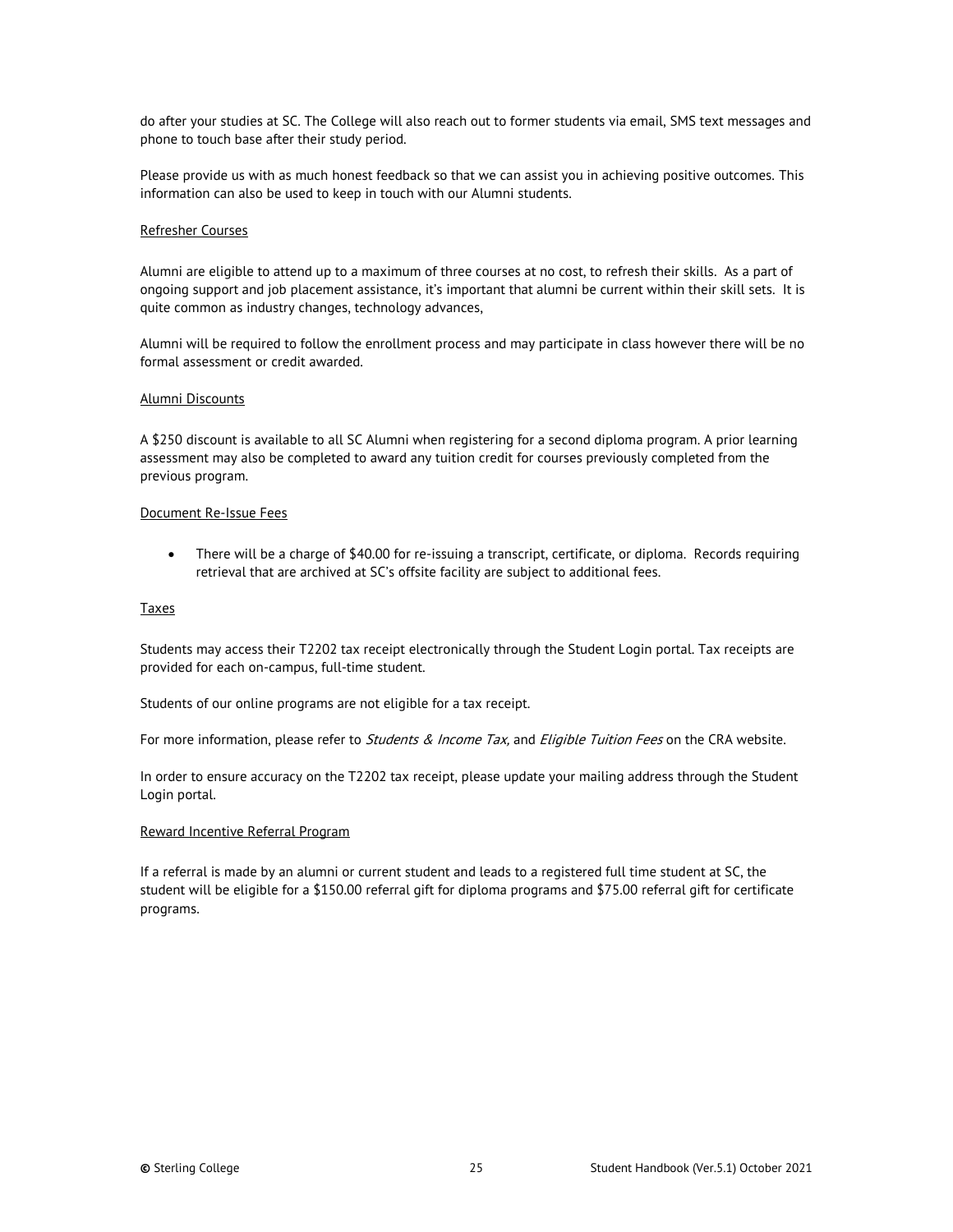do after your studies at SC. The College will also reach out to former students via email, SMS text messages and phone to touch base after their study period.

Please provide us with as much honest feedback so that we can assist you in achieving positive outcomes. This information can also be used to keep in touch with our Alumni students.

<u>Refresher Courses</u>

Alumni are eligible to attend up to a maximum of three courses at no cost, to refresh their skills. As a part of ongoing support and job placement assistance, it's important that alumni be current within their skill sets. It is quite common as industry changes, technology advances,

Alumni will be required to follow the enrollment process and may participate in class however there will be no formal assessment or credit awarded.

<u>Alumni Discounts</u>

A $250 discount is available to all SC Alumni when registering for a second diploma program. A prior learning assessment may also be completed to award any tuition credit for courses previously completed from the previous program.

<u>Document Re-Issue Fees</u>

- There will be a charge of $40.00 for re-issuing a transcript, certificate, or diploma. Records requiring retrieval that are archived at SC's offsite facility are subject to additional fees.

<u>Taxes</u>

Students may access their T2202 tax receipt electronically through the Student Login portal. Tax receipts are provided for each on-campus, full-time student.

Students of our online programs are not eligible for a tax receipt.

For more information, please refer to *Students & Income Tax,* and *Eligible Tuition Fees* on the CRA website.

In order to ensure accuracy on the T2202 tax receipt, please update your mailing address through the Student Login portal.

<u>Reward Incentive Referral Program</u>

If a referral is made by an alumni or current student and leads to a registered full time student at SC, the student will be eligible for a $150.00 referral gift for diploma programs and $75.00 referral gift for certificate programs.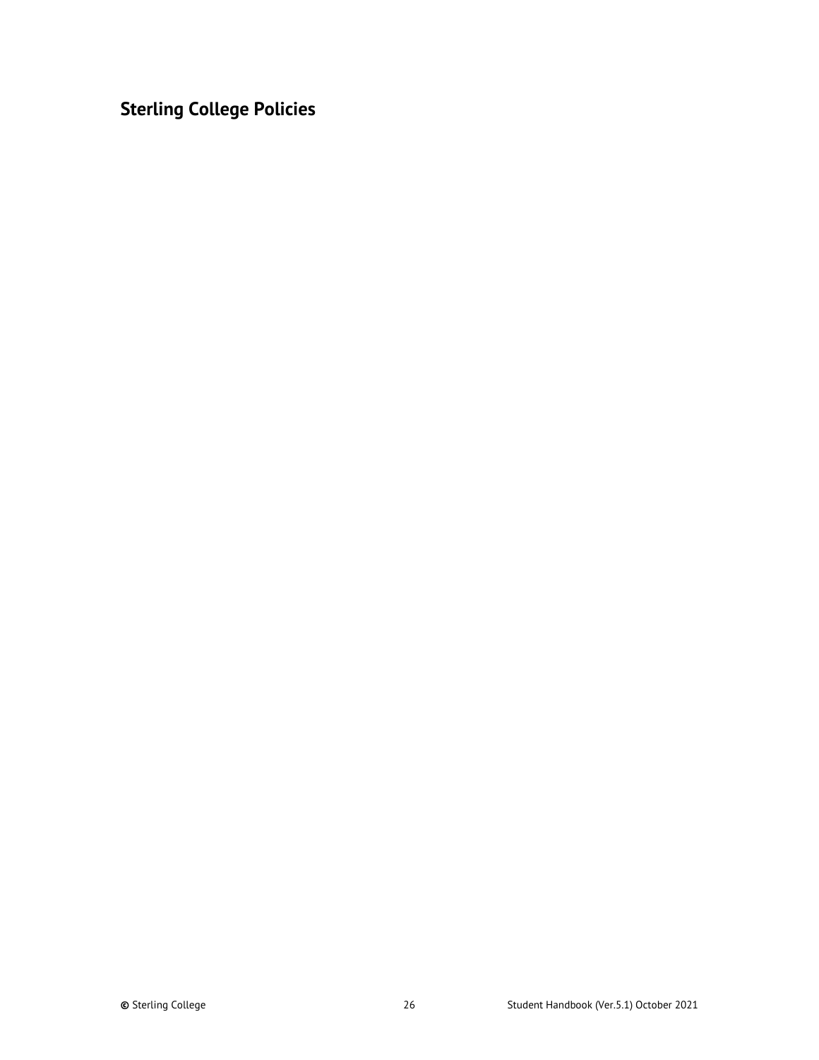## Sterling College Policies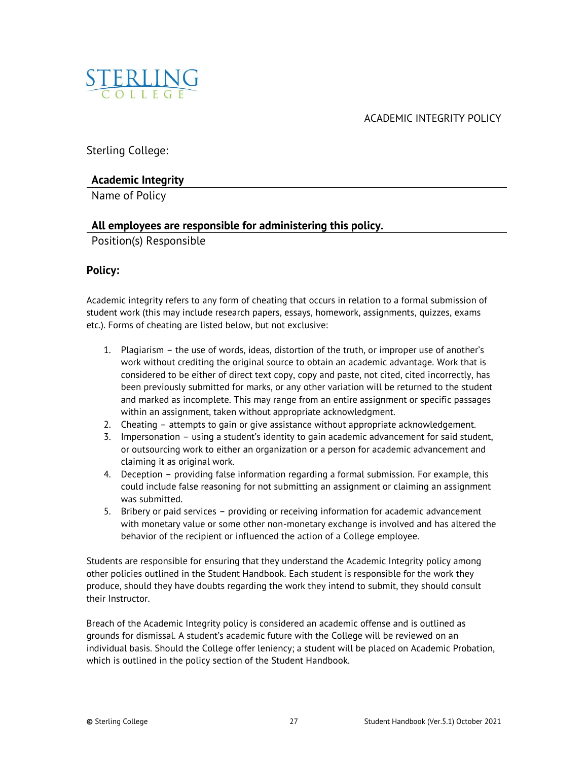ACADEMIC INTEGRITY POLICY

Sterling College:

**Academic Integrity**

Name of Policy

**All employees are responsible for administering this policy.**

Position(s) Responsible

## Policy:

Academic integrity refers to any form of cheating that occurs in relation to a formal submission of student work (this may include research papers, essays, homework, assignments, quizzes, exams etc.). Forms of cheating are listed below, but not exclusive:

1. Plagiarism – the use of words, ideas, distortion of the truth, or improper use of another's work without crediting the original source to obtain an academic advantage. Work that is considered to be either of direct text copy, copy and paste, not cited, cited incorrectly, has been previously submitted for marks, or any other variation will be returned to the student and marked as incomplete. This may range from an entire assignment or specific passages within an assignment, taken without appropriate acknowledgment.
2. Cheating – attempts to gain or give assistance without appropriate acknowledgement.
3. Impersonation – using a student's identity to gain academic advancement for said student, or outsourcing work to either an organization or a person for academic advancement and claiming it as original work.
4. Deception – providing false information regarding a formal submission. For example, this could include false reasoning for not submitting an assignment or claiming an assignment was submitted.
5. Bribery or paid services – providing or receiving information for academic advancement with monetary value or some other non-monetary exchange is involved and has altered the behavior of the recipient or influenced the action of a College employee.

Students are responsible for ensuring that they understand the Academic Integrity policy among other policies outlined in the Student Handbook. Each student is responsible for the work they produce, should they have doubts regarding the work they intend to submit, they should consult their Instructor.

Breach of the Academic Integrity policy is considered an academic offense and is outlined as grounds for dismissal. A student's academic future with the College will be reviewed on an individual basis. Should the College offer leniency; a student will be placed on Academic Probation, which is outlined in the policy section of the Student Handbook.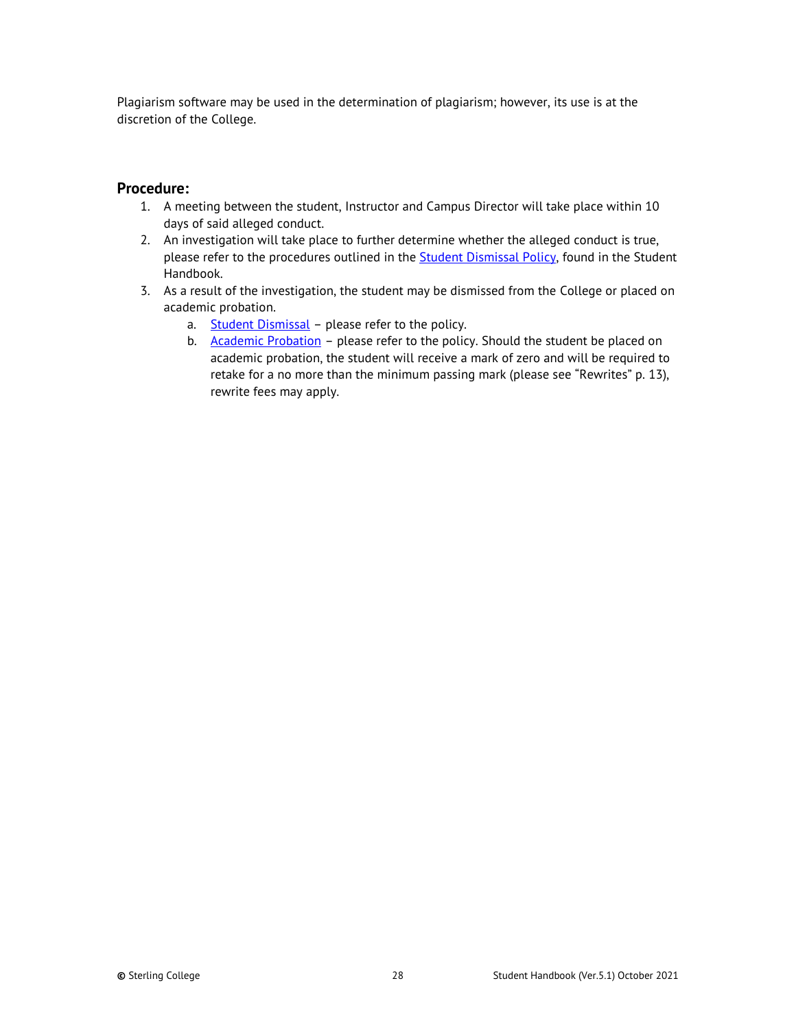Plagiarism software may be used in the determination of plagiarism; however, its use is at the discretion of the College.

### Procedure:

1. A meeting between the student, Instructor and Campus Director will take place within 10 days of said alleged conduct.
2. An investigation will take place to further determine whether the alleged conduct is true, please refer to the procedures outlined in the Student Dismissal Policy, found in the Student Handbook.
3. As a result of the investigation, the student may be dismissed from the College or placed on academic probation.
   a. Student Dismissal – please refer to the policy.
   b. Academic Probation – please refer to the policy. Should the student be placed on academic probation, the student will receive a mark of zero and will be required to retake for a no more than the minimum passing mark (please see "Rewrites" p. 13), rewrite fees may apply.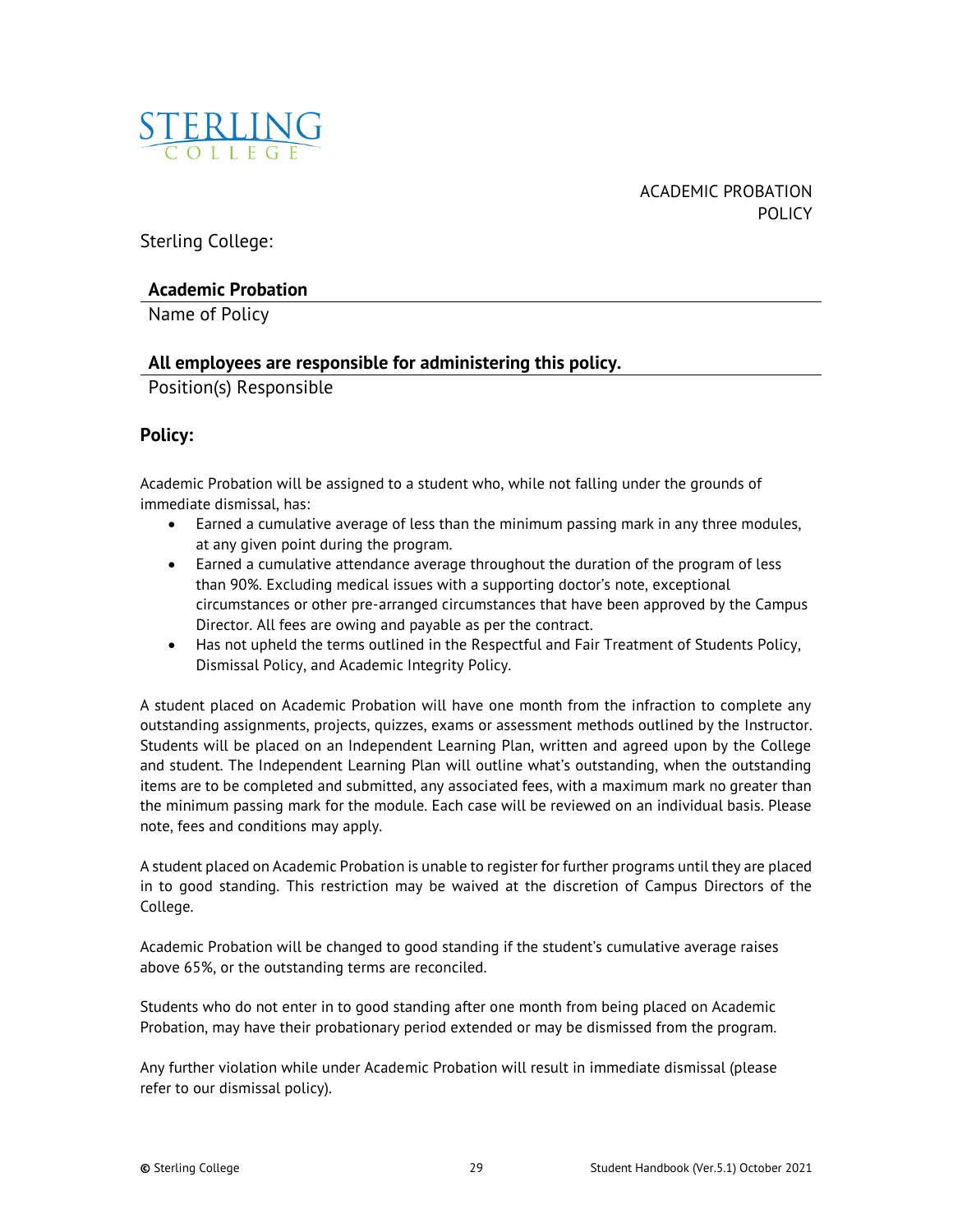# ACADEMIC PROBATION POLICY

Sterling College:

**Academic Probation**

Name of Policy

**All employees are responsible for administering this policy.**

Position(s) Responsible

## Policy:

Academic Probation will be assigned to a student who, while not falling under the grounds of immediate dismissal, has:

- Earned a cumulative average of less than the minimum passing mark in any three modules, at any given point during the program.
- Earned a cumulative attendance average throughout the duration of the program of less than 90%. Excluding medical issues with a supporting doctor's note, exceptional circumstances or other pre-arranged circumstances that have been approved by the Campus Director. All fees are owing and payable as per the contract.
- Has not upheld the terms outlined in the Respectful and Fair Treatment of Students Policy, Dismissal Policy, and Academic Integrity Policy.

A student placed on Academic Probation will have one month from the infraction to complete any outstanding assignments, projects, quizzes, exams or assessment methods outlined by the Instructor. Students will be placed on an Independent Learning Plan, written and agreed upon by the College and student. The Independent Learning Plan will outline what's outstanding, when the outstanding items are to be completed and submitted, any associated fees, with a maximum mark no greater than the minimum passing mark for the module. Each case will be reviewed on an individual basis. Please note, fees and conditions may apply.

A student placed on Academic Probation is unable to register for further programs until they are placed in to good standing. This restriction may be waived at the discretion of Campus Directors of the College.

Academic Probation will be changed to good standing if the student's cumulative average raises above 65%, or the outstanding terms are reconciled.

Students who do not enter in to good standing after one month from being placed on Academic Probation, may have their probationary period extended or may be dismissed from the program.

Any further violation while under Academic Probation will result in immediate dismissal (please refer to our dismissal policy).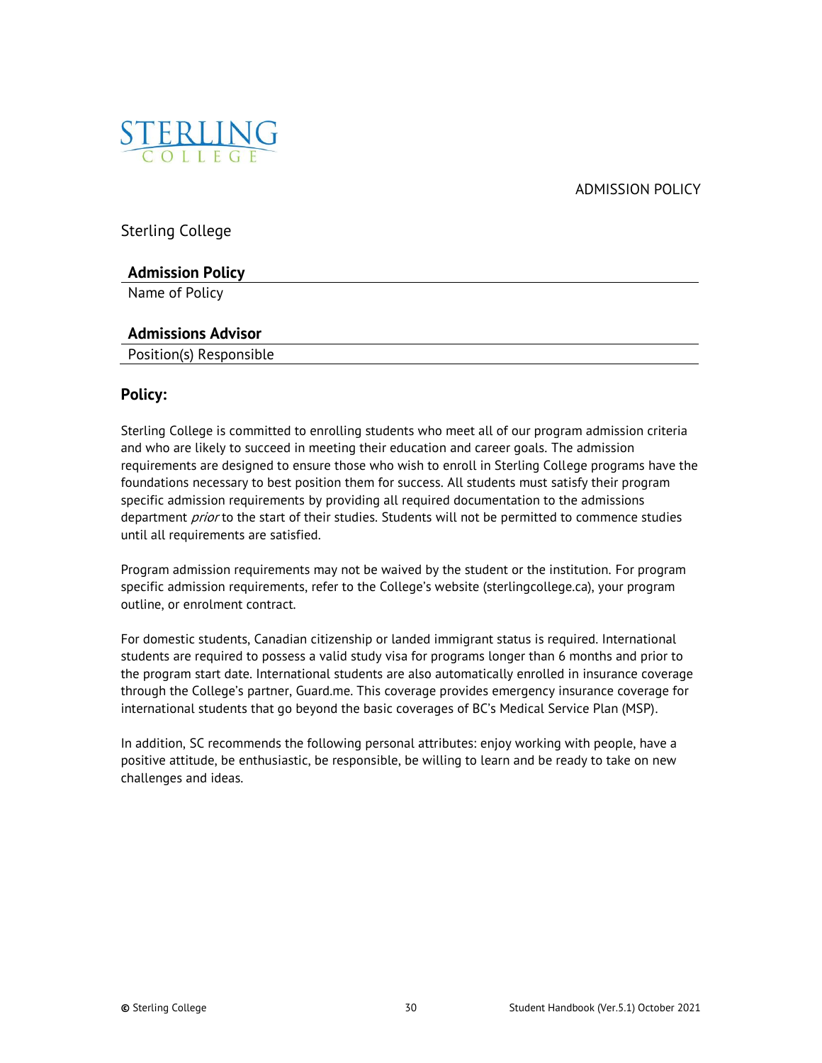ADMISSION POLICY

Sterling College

**Admission Policy**

Name of Policy

**Admissions Advisor**

Position(s) Responsible

## Policy:

Sterling College is committed to enrolling students who meet all of our program admission criteria and who are likely to succeed in meeting their education and career goals. The admission requirements are designed to ensure those who wish to enroll in Sterling College programs have the foundations necessary to best position them for success. All students must satisfy their program specific admission requirements by providing all required documentation to the admissions department *prior* to the start of their studies. Students will not be permitted to commence studies until all requirements are satisfied.

Program admission requirements may not be waived by the student or the institution. For program specific admission requirements, refer to the College's website (sterlingcollege.ca), your program outline, or enrolment contract.

For domestic students, Canadian citizenship or landed immigrant status is required. International students are required to possess a valid study visa for programs longer than 6 months and prior to the program start date. International students are also automatically enrolled in insurance coverage through the College's partner, Guard.me. This coverage provides emergency insurance coverage for international students that go beyond the basic coverages of BC's Medical Service Plan (MSP).

In addition, SC recommends the following personal attributes: enjoy working with people, have a positive attitude, be enthusiastic, be responsible, be willing to learn and be ready to take on new challenges and ideas.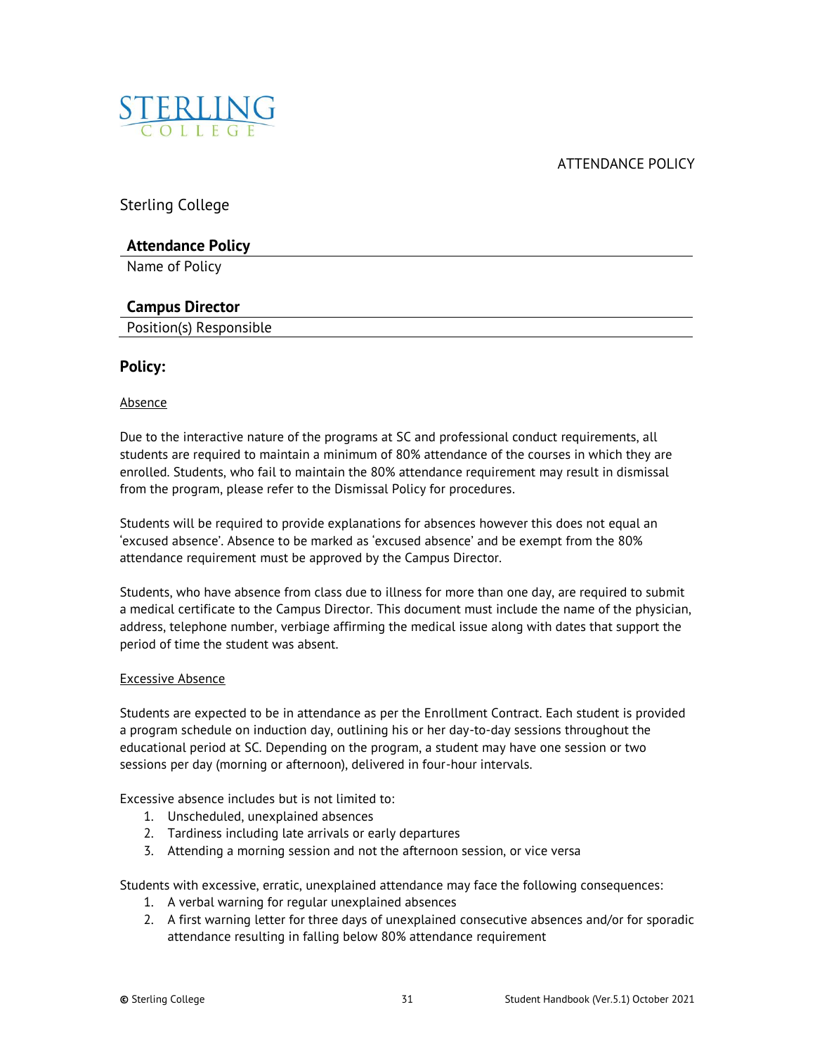Sterling College

**Attendance Policy**

Name of Policy

**Campus Director**

Position(s) Responsible

## Policy:

Absence

Due to the interactive nature of the programs at SC and professional conduct requirements, all students are required to maintain a minimum of 80% attendance of the courses in which they are enrolled. Students, who fail to maintain the 80% attendance requirement may result in dismissal from the program, please refer to the Dismissal Policy for procedures.

Students will be required to provide explanations for absences however this does not equal an 'excused absence'. Absence to be marked as 'excused absence' and be exempt from the 80% attendance requirement must be approved by the Campus Director.

Students, who have absence from class due to illness for more than one day, are required to submit a medical certificate to the Campus Director. This document must include the name of the physician, address, telephone number, verbiage affirming the medical issue along with dates that support the period of time the student was absent.

Excessive Absence

Students are expected to be in attendance as per the Enrollment Contract. Each student is provided a program schedule on induction day, outlining his or her day-to-day sessions throughout the educational period at SC. Depending on the program, a student may have one session or two sessions per day (morning or afternoon), delivered in four-hour intervals.

Excessive absence includes but is not limited to:

1. Unscheduled, unexplained absences
2. Tardiness including late arrivals or early departures
3. Attending a morning session and not the afternoon session, or vice versa

Students with excessive, erratic, unexplained attendance may face the following consequences:

1. A verbal warning for regular unexplained absences
2. A first warning letter for three days of unexplained consecutive absences and/or for sporadic attendance resulting in falling below 80% attendance requirement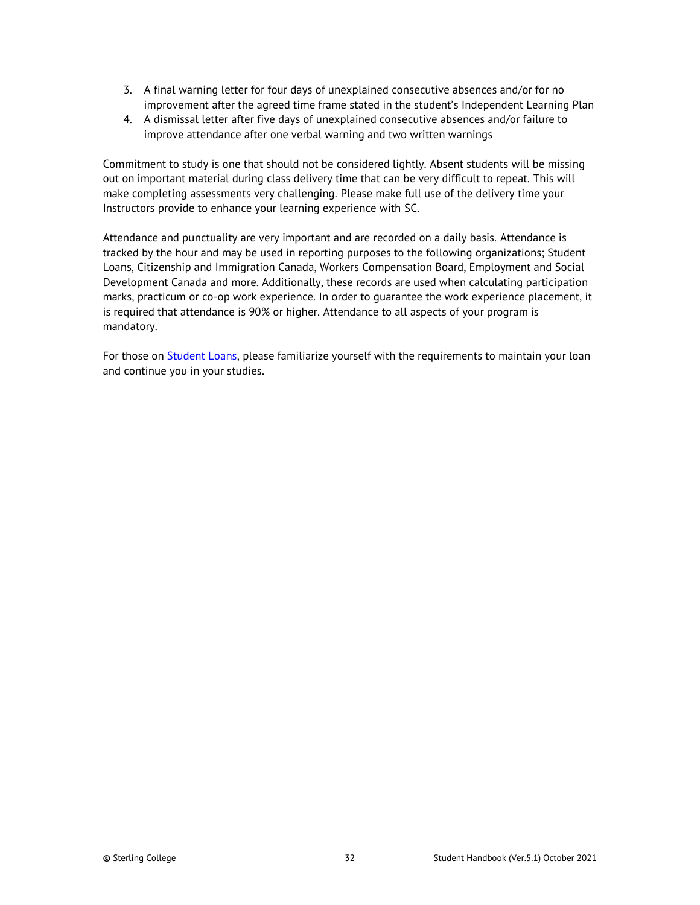3. A final warning letter for four days of unexplained consecutive absences and/or for no improvement after the agreed time frame stated in the student's Independent Learning Plan
4. A dismissal letter after five days of unexplained consecutive absences and/or failure to improve attendance after one verbal warning and two written warnings

Commitment to study is one that should not be considered lightly. Absent students will be missing out on important material during class delivery time that can be very difficult to repeat. This will make completing assessments very challenging. Please make full use of the delivery time your Instructors provide to enhance your learning experience with SC.

Attendance and punctuality are very important and are recorded on a daily basis. Attendance is tracked by the hour and may be used in reporting purposes to the following organizations; Student Loans, Citizenship and Immigration Canada, Workers Compensation Board, Employment and Social Development Canada and more. Additionally, these records are used when calculating participation marks, practicum or co-op work experience. In order to guarantee the work experience placement, it is required that attendance is 90% or higher. Attendance to all aspects of your program is mandatory.

For those on Student Loans, please familiarize yourself with the requirements to maintain your loan and continue you in your studies.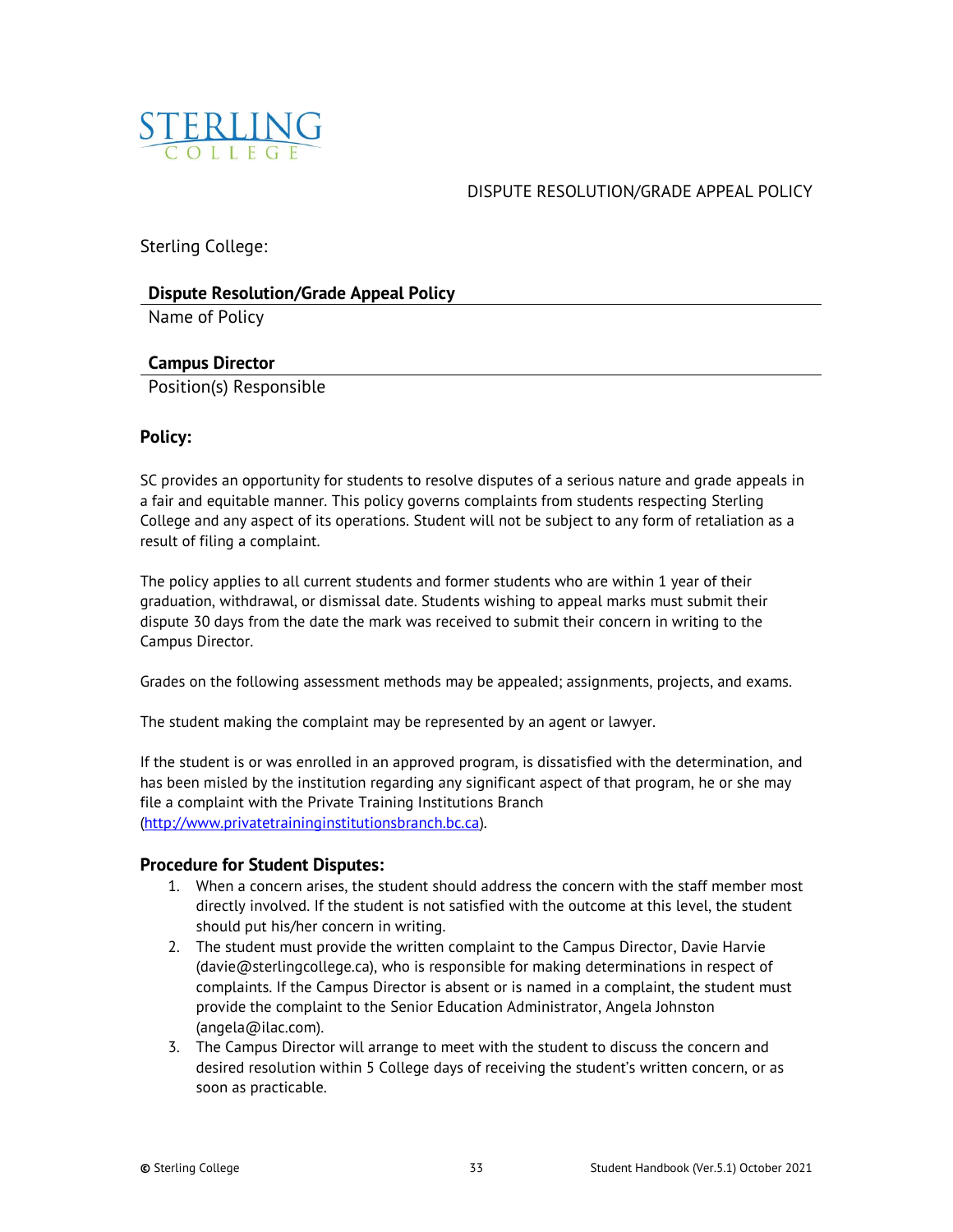STERLING COLLEGE

DISPUTE RESOLUTION/GRADE APPEAL POLICY

Sterling College:

**Dispute Resolution/Grade Appeal Policy**
Name of Policy

**Campus Director**
Position(s) Responsible

**Policy:**

SC provides an opportunity for students to resolve disputes of a serious nature and grade appeals in a fair and equitable manner. This policy governs complaints from students respecting Sterling College and any aspect of its operations. Student will not be subject to any form of retaliation as a result of filing a complaint.

The policy applies to all current students and former students who are within 1 year of their graduation, withdrawal, or dismissal date. Students wishing to appeal marks must submit their dispute 30 days from the date the mark was received to submit their concern in writing to the Campus Director.

Grades on the following assessment methods may be appealed; assignments, projects, and exams.

The student making the complaint may be represented by an agent or lawyer.

If the student is or was enrolled in an approved program, is dissatisfied with the determination, and has been misled by the institution regarding any significant aspect of that program, he or she may file a complaint with the Private Training Institutions Branch (http://www.privatetraininginstitutionsbranch.bc.ca).

### Procedure for Student Disputes:

1. When a concern arises, the student should address the concern with the staff member most directly involved. If the student is not satisfied with the outcome at this level, the student should put his/her concern in writing.
2. The student must provide the written complaint to the Campus Director, Davie Harvie (davie@sterlingcollege.ca), who is responsible for making determinations in respect of complaints. If the Campus Director is absent or is named in a complaint, the student must provide the complaint to the Senior Education Administrator, Angela Johnston (angela@ilac.com).
3. The Campus Director will arrange to meet with the student to discuss the concern and desired resolution within 5 College days of receiving the student's written concern, or as soon as practicable.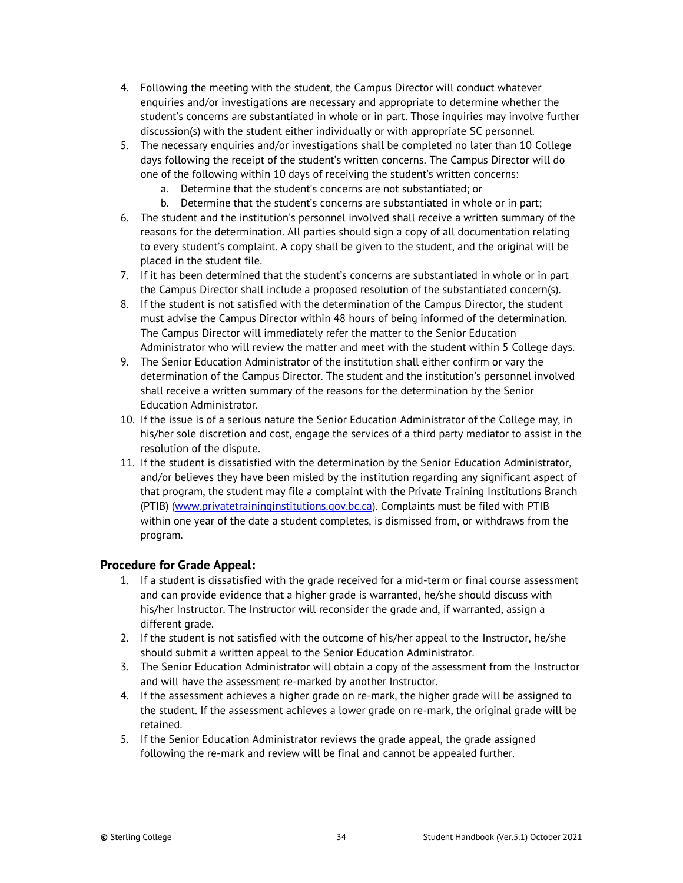4. Following the meeting with the student, the Campus Director will conduct whatever enquiries and/or investigations are necessary and appropriate to determine whether the student's concerns are substantiated in whole or in part. Those inquiries may involve further discussion(s) with the student either individually or with appropriate SC personnel.
5. The necessary enquiries and/or investigations shall be completed no later than 10 College days following the receipt of the student's written concerns. The Campus Director will do one of the following within 10 days of receiving the student's written concerns:
    a. Determine that the student's concerns are not substantiated; or
    b. Determine that the student's concerns are substantiated in whole or in part;
6. The student and the institution's personnel involved shall receive a written summary of the reasons for the determination. All parties should sign a copy of all documentation relating to every student's complaint. A copy shall be given to the student, and the original will be placed in the student file.
7. If it has been determined that the student's concerns are substantiated in whole or in part the Campus Director shall include a proposed resolution of the substantiated concern(s).
8. If the student is not satisfied with the determination of the Campus Director, the student must advise the Campus Director within 48 hours of being informed of the determination. The Campus Director will immediately refer the matter to the Senior Education Administrator who will review the matter and meet with the student within 5 College days.
9. The Senior Education Administrator of the institution shall either confirm or vary the determination of the Campus Director. The student and the institution's personnel involved shall receive a written summary of the reasons for the determination by the Senior Education Administrator.
10. If the issue is of a serious nature the Senior Education Administrator of the College may, in his/her sole discretion and cost, engage the services of a third party mediator to assist in the resolution of the dispute.
11. If the student is dissatisfied with the determination by the Senior Education Administrator, and/or believes they have been misled by the institution regarding any significant aspect of that program, the student may file a complaint with the Private Training Institutions Branch (PTIB) (www.privatetraininginstitutions.gov.bc.ca). Complaints must be filed with PTIB within one year of the date a student completes, is dismissed from, or withdraws from the program.

### Procedure for Grade Appeal:

1. If a student is dissatisfied with the grade received for a mid-term or final course assessment and can provide evidence that a higher grade is warranted, he/she should discuss with his/her Instructor. The Instructor will reconsider the grade and, if warranted, assign a different grade.
2. If the student is not satisfied with the outcome of his/her appeal to the Instructor, he/she should submit a written appeal to the Senior Education Administrator.
3. The Senior Education Administrator will obtain a copy of the assessment from the Instructor and will have the assessment re-marked by another Instructor.
4. If the assessment achieves a higher grade on re-mark, the higher grade will be assigned to the student. If the assessment achieves a lower grade on re-mark, the original grade will be retained.
5. If the Senior Education Administrator reviews the grade appeal, the grade assigned following the re-mark and review will be final and cannot be appealed further.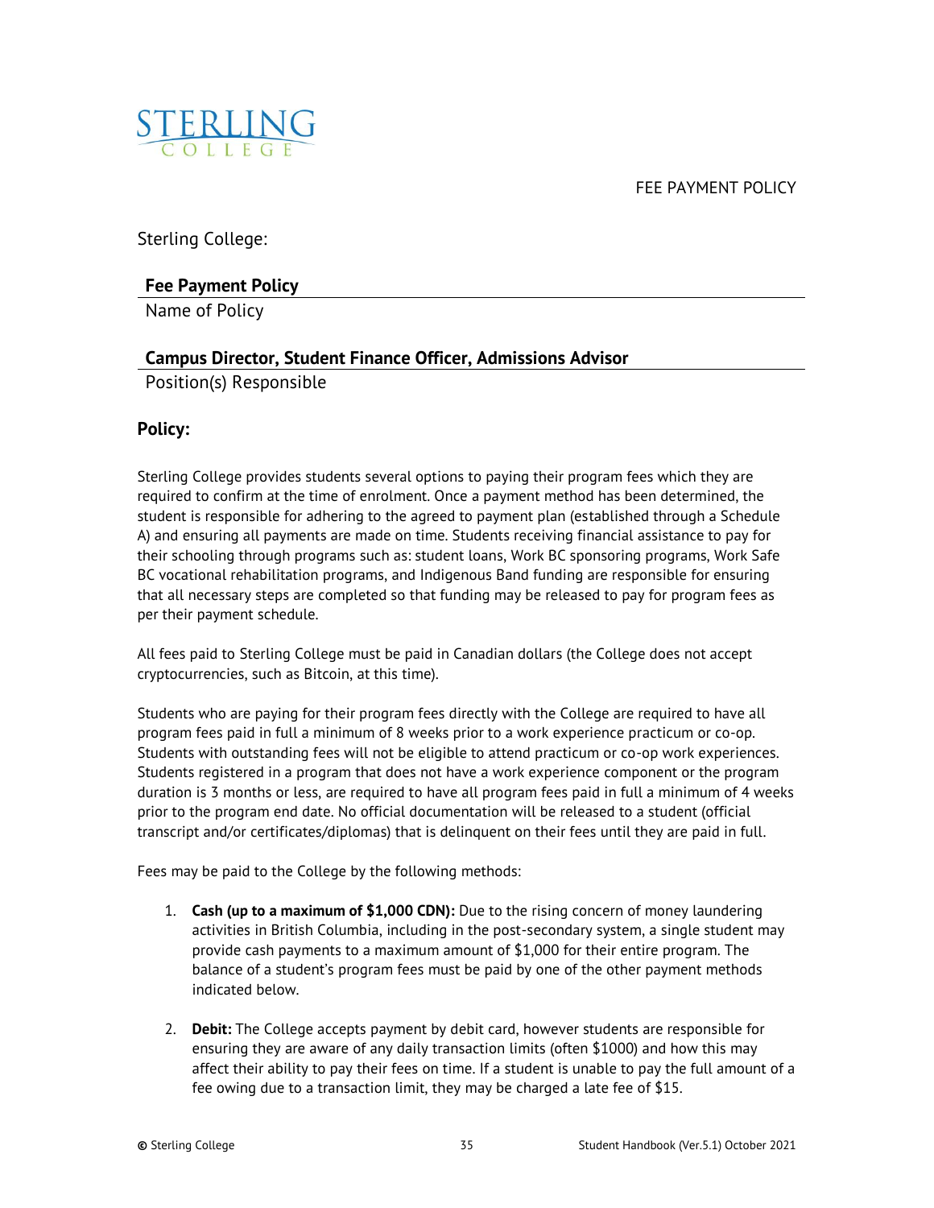FEE PAYMENT POLICY

Sterling College:

**Fee Payment Policy**

Name of Policy

**Campus Director, Student Finance Officer, Admissions Advisor**

Position(s) Responsible

## Policy:

Sterling College provides students several options to paying their program fees which they are required to confirm at the time of enrolment. Once a payment method has been determined, the student is responsible for adhering to the agreed to payment plan (established through a Schedule A) and ensuring all payments are made on time. Students receiving financial assistance to pay for their schooling through programs such as: student loans, Work BC sponsoring programs, Work Safe BC vocational rehabilitation programs, and Indigenous Band funding are responsible for ensuring that all necessary steps are completed so that funding may be released to pay for program fees as per their payment schedule.

All fees paid to Sterling College must be paid in Canadian dollars (the College does not accept cryptocurrencies, such as Bitcoin, at this time).

Students who are paying for their program fees directly with the College are required to have all program fees paid in full a minimum of 8 weeks prior to a work experience practicum or co-op. Students with outstanding fees will not be eligible to attend practicum or co-op work experiences. Students registered in a program that does not have a work experience component or the program duration is 3 months or less, are required to have all program fees paid in full a minimum of 4 weeks prior to the program end date. No official documentation will be released to a student (official transcript and/or certificates/diplomas) that is delinquent on their fees until they are paid in full.

Fees may be paid to the College by the following methods:

1. **Cash (up to a maximum of $1,000 CDN):** Due to the rising concern of money laundering activities in British Columbia, including in the post-secondary system, a single student may provide cash payments to a maximum amount of $1,000 for their entire program. The balance of a student's program fees must be paid by one of the other payment methods indicated below.

2. **Debit:** The College accepts payment by debit card, however students are responsible for ensuring they are aware of any daily transaction limits (often $1000) and how this may affect their ability to pay their fees on time. If a student is unable to pay the full amount of a fee owing due to a transaction limit, they may be charged a late fee of $15.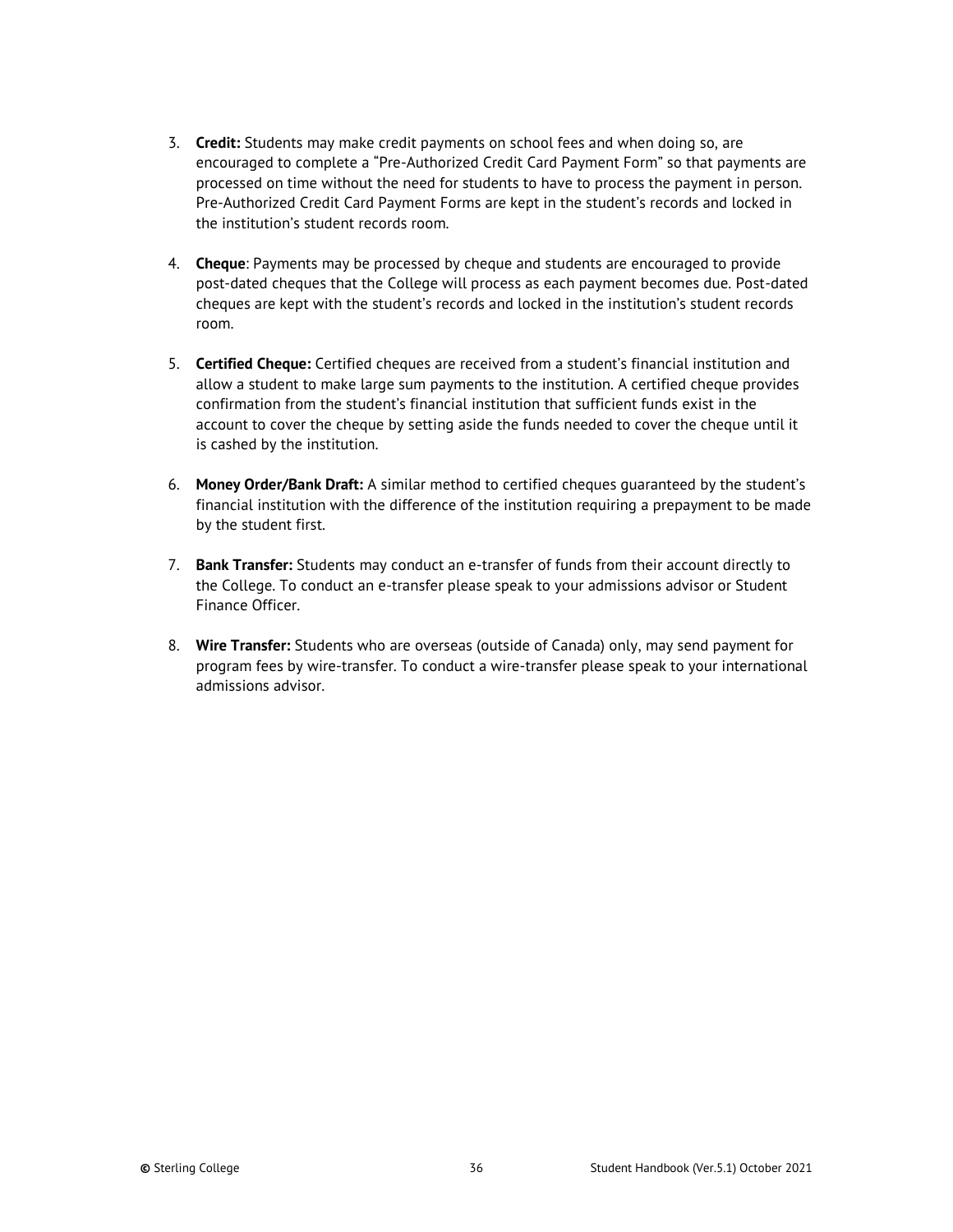3. **Credit:** Students may make credit payments on school fees and when doing so, are encouraged to complete a "Pre-Authorized Credit Card Payment Form" so that payments are processed on time without the need for students to have to process the payment in person. Pre-Authorized Credit Card Payment Forms are kept in the student's records and locked in the institution's student records room.

4. **Cheque**: Payments may be processed by cheque and students are encouraged to provide post-dated cheques that the College will process as each payment becomes due. Post-dated cheques are kept with the student's records and locked in the institution's student records room.

5. **Certified Cheque:** Certified cheques are received from a student's financial institution and allow a student to make large sum payments to the institution. A certified cheque provides confirmation from the student's financial institution that sufficient funds exist in the account to cover the cheque by setting aside the funds needed to cover the cheque until it is cashed by the institution.

6. **Money Order/Bank Draft:** A similar method to certified cheques guaranteed by the student's financial institution with the difference of the institution requiring a prepayment to be made by the student first.

7. **Bank Transfer:** Students may conduct an e-transfer of funds from their account directly to the College. To conduct an e-transfer please speak to your admissions advisor or Student Finance Officer.

8. **Wire Transfer:** Students who are overseas (outside of Canada) only, may send payment for program fees by wire-transfer. To conduct a wire-transfer please speak to your international admissions advisor.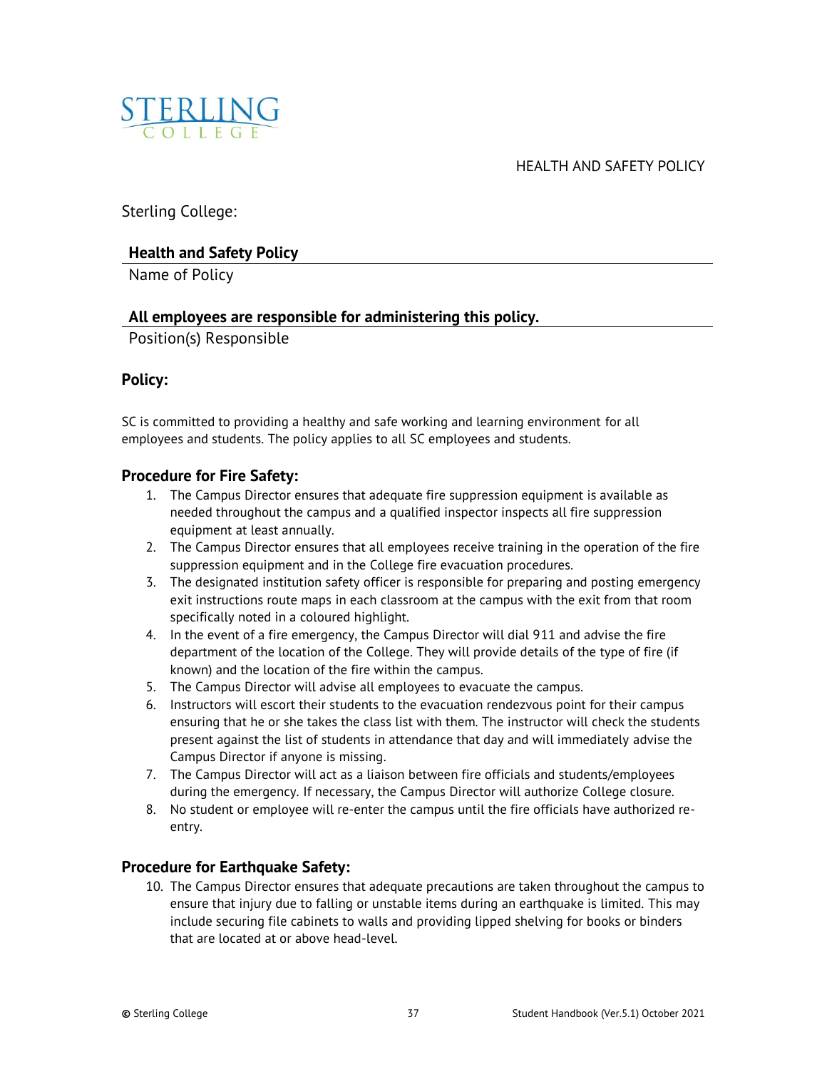HEALTH AND SAFETY POLICY

Sterling College:

**Health and Safety Policy**

Name of Policy

**All employees are responsible for administering this policy.**

Position(s) Responsible

## Policy:

SC is committed to providing a healthy and safe working and learning environment for all employees and students. The policy applies to all SC employees and students.

### Procedure for Fire Safety:

1. The Campus Director ensures that adequate fire suppression equipment is available as needed throughout the campus and a qualified inspector inspects all fire suppression equipment at least annually.
2. The Campus Director ensures that all employees receive training in the operation of the fire suppression equipment and in the College fire evacuation procedures.
3. The designated institution safety officer is responsible for preparing and posting emergency exit instructions route maps in each classroom at the campus with the exit from that room specifically noted in a coloured highlight.
4. In the event of a fire emergency, the Campus Director will dial 911 and advise the fire department of the location of the College. They will provide details of the type of fire (if known) and the location of the fire within the campus.
5. The Campus Director will advise all employees to evacuate the campus.
6. Instructors will escort their students to the evacuation rendezvous point for their campus ensuring that he or she takes the class list with them. The instructor will check the students present against the list of students in attendance that day and will immediately advise the Campus Director if anyone is missing.
7. The Campus Director will act as a liaison between fire officials and students/employees during the emergency. If necessary, the Campus Director will authorize College closure.
8. No student or employee will re-enter the campus until the fire officials have authorized re-entry.

### Procedure for Earthquake Safety:

10. The Campus Director ensures that adequate precautions are taken throughout the campus to ensure that injury due to falling or unstable items during an earthquake is limited. This may include securing file cabinets to walls and providing lipped shelving for books or binders that are located at or above head-level.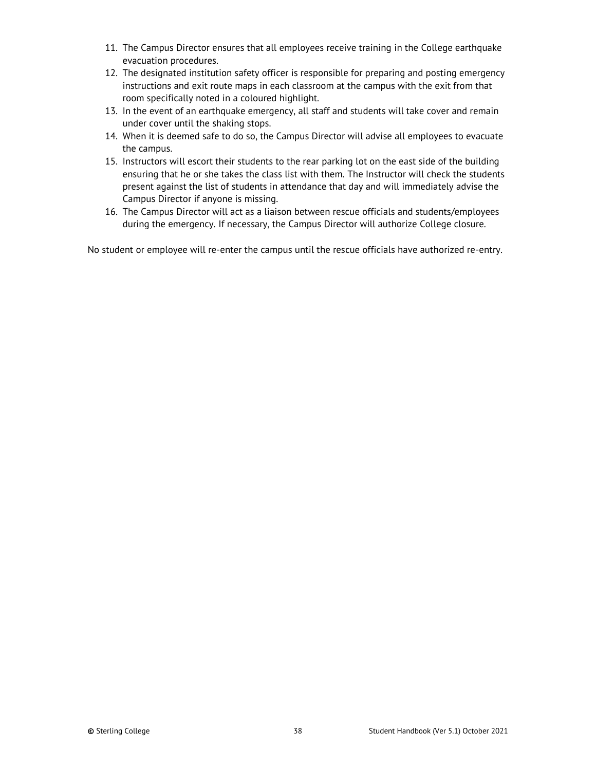11. The Campus Director ensures that all employees receive training in the College earthquake evacuation procedures.
12. The designated institution safety officer is responsible for preparing and posting emergency instructions and exit route maps in each classroom at the campus with the exit from that room specifically noted in a coloured highlight.
13. In the event of an earthquake emergency, all staff and students will take cover and remain under cover until the shaking stops.
14. When it is deemed safe to do so, the Campus Director will advise all employees to evacuate the campus.
15. Instructors will escort their students to the rear parking lot on the east side of the building ensuring that he or she takes the class list with them. The Instructor will check the students present against the list of students in attendance that day and will immediately advise the Campus Director if anyone is missing.
16. The Campus Director will act as a liaison between rescue officials and students/employees during the emergency. If necessary, the Campus Director will authorize College closure.

No student or employee will re-enter the campus until the rescue officials have authorized re-entry.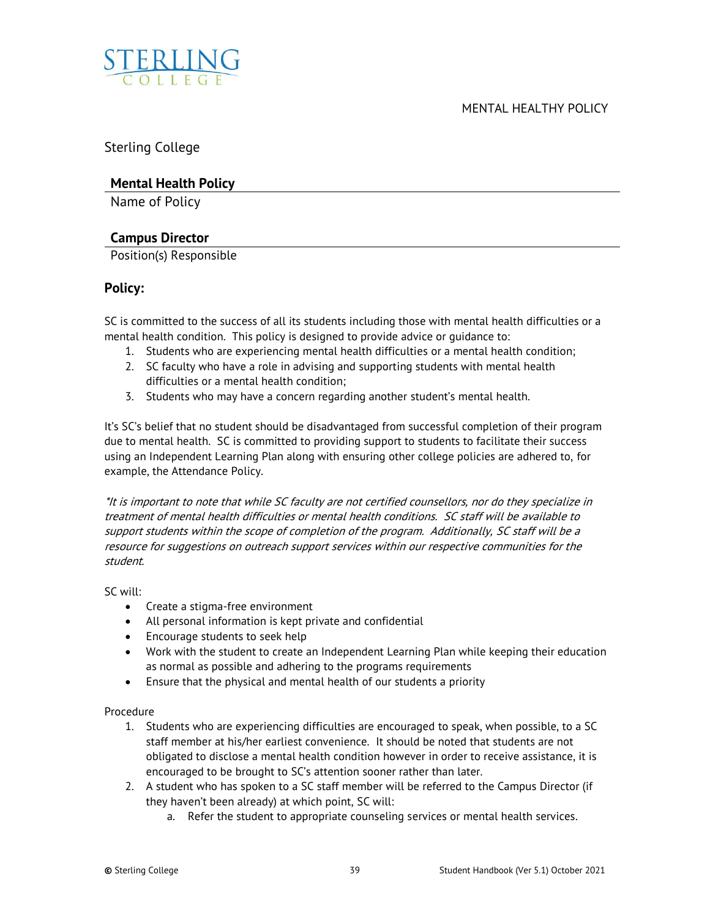Sterling College

**Mental Health Policy**

Name of Policy

**Campus Director**

Position(s) Responsible

## Policy:

SC is committed to the success of all its students including those with mental health difficulties or a mental health condition. This policy is designed to provide advice or guidance to:

1. Students who are experiencing mental health difficulties or a mental health condition;
2. SC faculty who have a role in advising and supporting students with mental health difficulties or a mental health condition;
3. Students who may have a concern regarding another student's mental health.

It's SC's belief that no student should be disadvantaged from successful completion of their program due to mental health. SC is committed to providing support to students to facilitate their success using an Independent Learning Plan along with ensuring other college policies are adhered to, for example, the Attendance Policy.

**It is important to note that while SC faculty are not certified counsellors, nor do they specialize in treatment of mental health difficulties or mental health conditions. SC staff will be available to support students within the scope of completion of the program. Additionally, SC staff will be a resource for suggestions on outreach support services within our respective communities for the student.*

SC will:

- Create a stigma-free environment
- All personal information is kept private and confidential
- Encourage students to seek help
- Work with the student to create an Independent Learning Plan while keeping their education as normal as possible and adhering to the programs requirements
- Ensure that the physical and mental health of our students a priority

Procedure

1. Students who are experiencing difficulties are encouraged to speak, when possible, to a SC staff member at his/her earliest convenience. It should be noted that students are not obligated to disclose a mental health condition however in order to receive assistance, it is encouraged to be brought to SC's attention sooner rather than later.
2. A student who has spoken to a SC staff member will be referred to the Campus Director (if they haven't been already) at which point, SC will:
   a. Refer the student to appropriate counseling services or mental health services.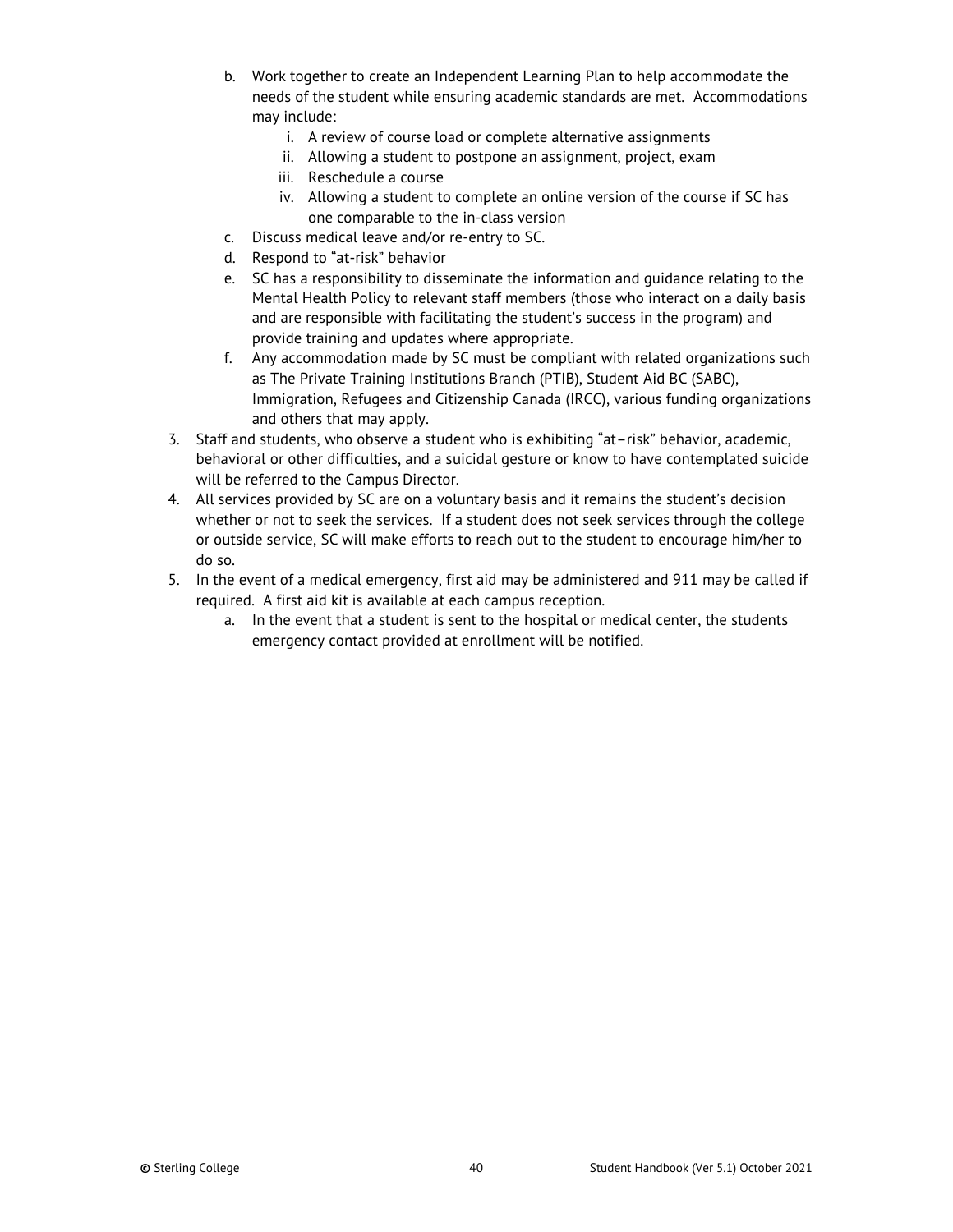b. Work together to create an Independent Learning Plan to help accommodate the needs of the student while ensuring academic standards are met. Accommodations may include:
      i. A review of course load or complete alternative assignments
      ii. Allowing a student to postpone an assignment, project, exam
      iii. Reschedule a course
      iv. Allowing a student to complete an online version of the course if SC has one comparable to the in-class version
   c. Discuss medical leave and/or re-entry to SC.
   d. Respond to "at-risk" behavior
   e. SC has a responsibility to disseminate the information and guidance relating to the Mental Health Policy to relevant staff members (those who interact on a daily basis and are responsible with facilitating the student's success in the program) and provide training and updates where appropriate.
   f. Any accommodation made by SC must be compliant with related organizations such as The Private Training Institutions Branch (PTIB), Student Aid BC (SABC), Immigration, Refugees and Citizenship Canada (IRCC), various funding organizations and others that may apply.
3. Staff and students, who observe a student who is exhibiting "at–risk" behavior, academic, behavioral or other difficulties, and a suicidal gesture or know to have contemplated suicide will be referred to the Campus Director.
4. All services provided by SC are on a voluntary basis and it remains the student's decision whether or not to seek the services. If a student does not seek services through the college or outside service, SC will make efforts to reach out to the student to encourage him/her to do so.
5. In the event of a medical emergency, first aid may be administered and 911 may be called if required. A first aid kit is available at each campus reception.
   a. In the event that a student is sent to the hospital or medical center, the students emergency contact provided at enrollment will be notified.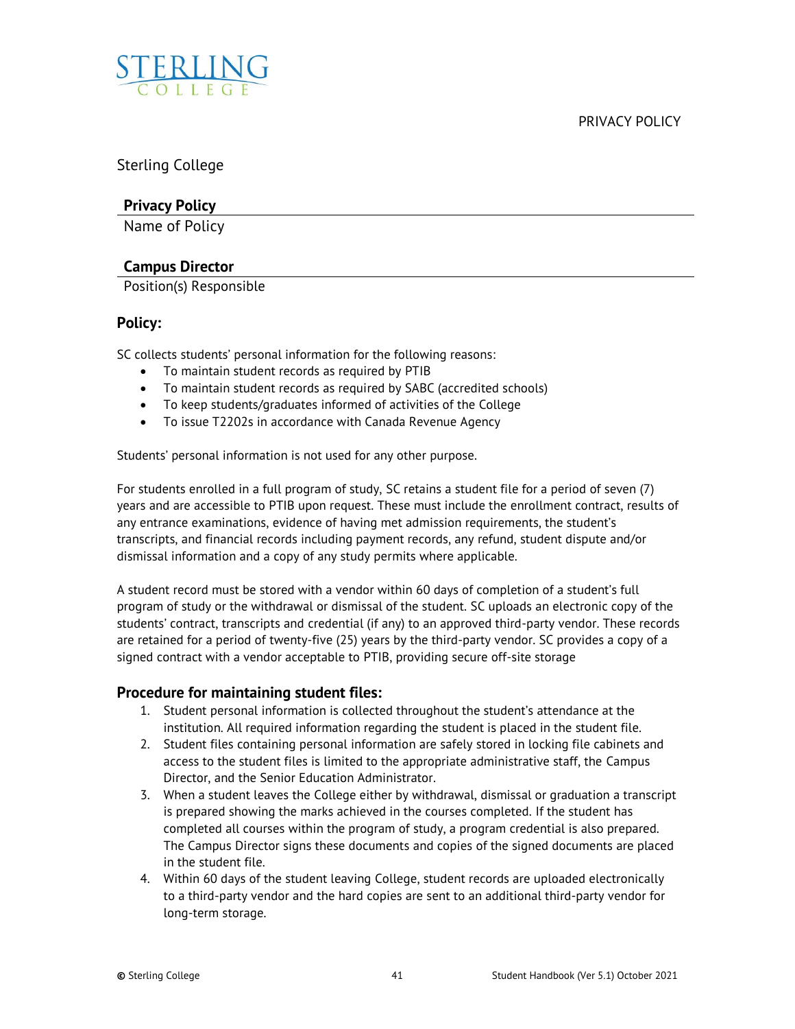PRIVACY POLICY

Sterling College

**Privacy Policy**

Name of Policy

**Campus Director**

Position(s) Responsible

## Policy:

SC collects students' personal information for the following reasons:

- To maintain student records as required by PTIB
- To maintain student records as required by SABC (accredited schools)
- To keep students/graduates informed of activities of the College
- To issue T2202s in accordance with Canada Revenue Agency

Students' personal information is not used for any other purpose.

For students enrolled in a full program of study, SC retains a student file for a period of seven (7) years and are accessible to PTIB upon request. These must include the enrollment contract, results of any entrance examinations, evidence of having met admission requirements, the student's transcripts, and financial records including payment records, any refund, student dispute and/or dismissal information and a copy of any study permits where applicable.

A student record must be stored with a vendor within 60 days of completion of a student's full program of study or the withdrawal or dismissal of the student. SC uploads an electronic copy of the students' contract, transcripts and credential (if any) to an approved third-party vendor. These records are retained for a period of twenty-five (25) years by the third-party vendor. SC provides a copy of a signed contract with a vendor acceptable to PTIB, providing secure off-site storage

## Procedure for maintaining student files:

1. Student personal information is collected throughout the student's attendance at the institution. All required information regarding the student is placed in the student file.
2. Student files containing personal information are safely stored in locking file cabinets and access to the student files is limited to the appropriate administrative staff, the Campus Director, and the Senior Education Administrator.
3. When a student leaves the College either by withdrawal, dismissal or graduation a transcript is prepared showing the marks achieved in the courses completed. If the student has completed all courses within the program of study, a program credential is also prepared. The Campus Director signs these documents and copies of the signed documents are placed in the student file.
4. Within 60 days of the student leaving College, student records are uploaded electronically to a third-party vendor and the hard copies are sent to an additional third-party vendor for long-term storage.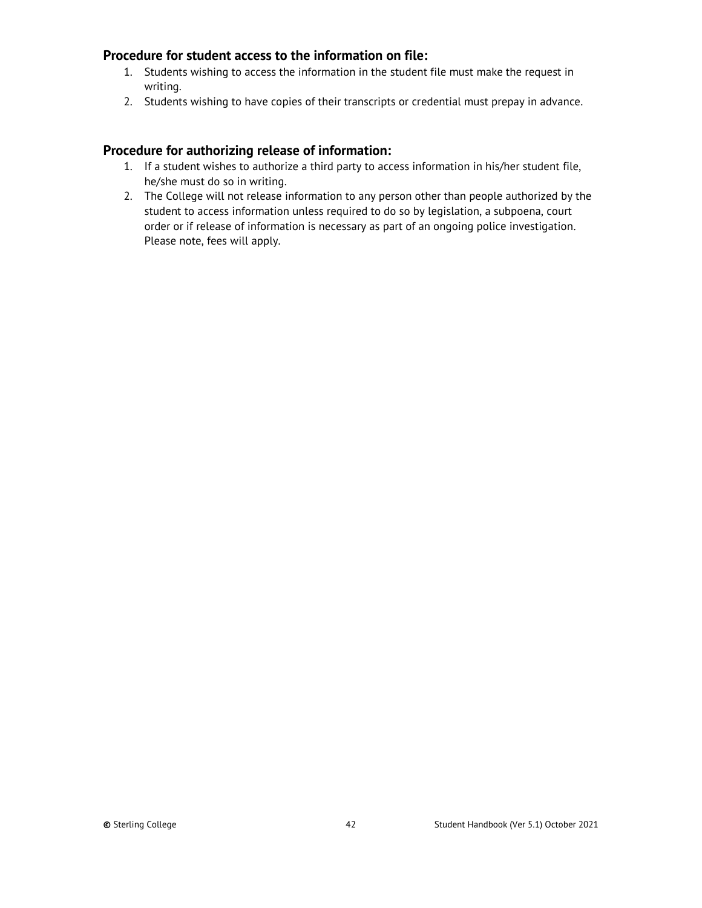### Procedure for student access to the information on file:

1. Students wishing to access the information in the student file must make the request in writing.
2. Students wishing to have copies of their transcripts or credential must prepay in advance.

### Procedure for authorizing release of information:

1. If a student wishes to authorize a third party to access information in his/her student file, he/she must do so in writing.
2. The College will not release information to any person other than people authorized by the student to access information unless required to do so by legislation, a subpoena, court order or if release of information is necessary as part of an ongoing police investigation. Please note, fees will apply.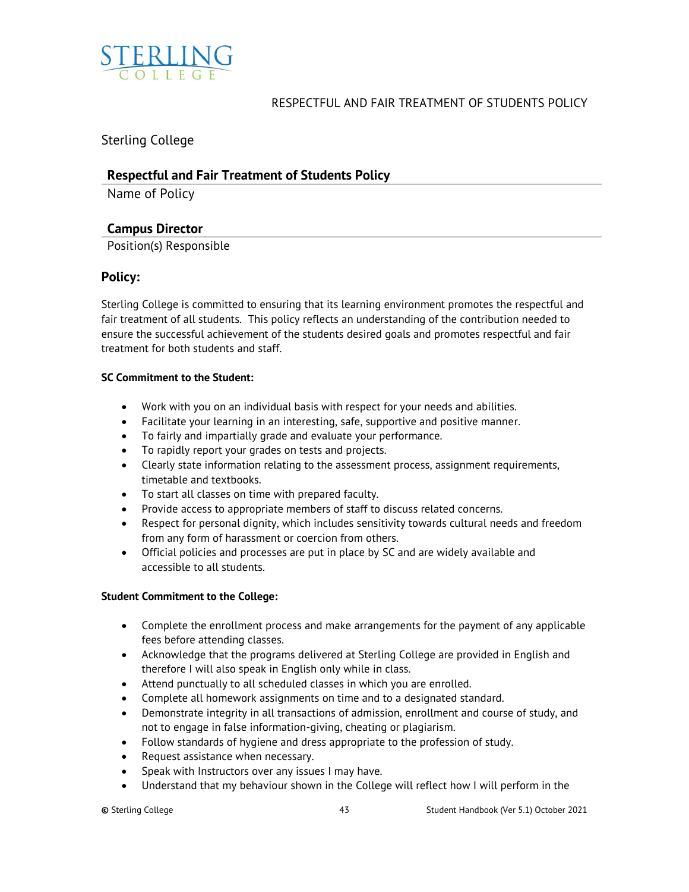STERLING COLLEGE

RESPECTFUL AND FAIR TREATMENT OF STUDENTS POLICY

Sterling College

**Respectful and Fair Treatment of Students Policy**

Name of Policy

**Campus Director**

Position(s) Responsible

## Policy:

Sterling College is committed to ensuring that its learning environment promotes the respectful and fair treatment of all students. This policy reflects an understanding of the contribution needed to ensure the successful achievement of the students desired goals and promotes respectful and fair treatment for both students and staff.

**SC Commitment to the Student:**

- Work with you on an individual basis with respect for your needs and abilities.
- Facilitate your learning in an interesting, safe, supportive and positive manner.
- To fairly and impartially grade and evaluate your performance.
- To rapidly report your grades on tests and projects.
- Clearly state information relating to the assessment process, assignment requirements, timetable and textbooks.
- To start all classes on time with prepared faculty.
- Provide access to appropriate members of staff to discuss related concerns.
- Respect for personal dignity, which includes sensitivity towards cultural needs and freedom from any form of harassment or coercion from others.
- Official policies and processes are put in place by SC and are widely available and accessible to all students.

**Student Commitment to the College:**

- Complete the enrollment process and make arrangements for the payment of any applicable fees before attending classes.
- Acknowledge that the programs delivered at Sterling College are provided in English and therefore I will also speak in English only while in class.
- Attend punctually to all scheduled classes in which you are enrolled.
- Complete all homework assignments on time and to a designated standard.
- Demonstrate integrity in all transactions of admission, enrollment and course of study, and not to engage in false information-giving, cheating or plagiarism.
- Follow standards of hygiene and dress appropriate to the profession of study.
- Request assistance when necessary.
- Speak with Instructors over any issues I may have.
- Understand that my behaviour shown in the College will reflect how I will perform in the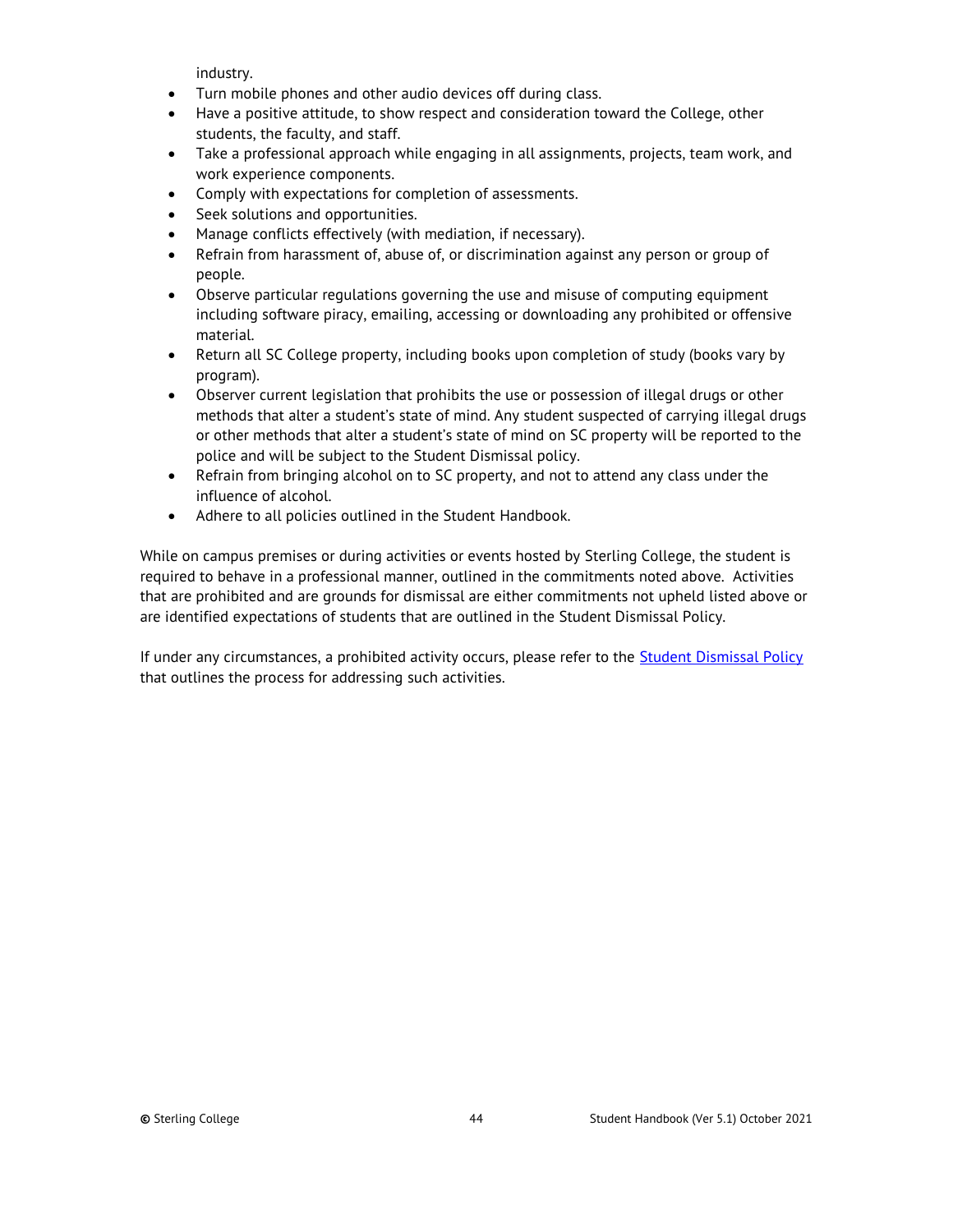industry.

- Turn mobile phones and other audio devices off during class.
- Have a positive attitude, to show respect and consideration toward the College, other students, the faculty, and staff.
- Take a professional approach while engaging in all assignments, projects, team work, and work experience components.
- Comply with expectations for completion of assessments.
- Seek solutions and opportunities.
- Manage conflicts effectively (with mediation, if necessary).
- Refrain from harassment of, abuse of, or discrimination against any person or group of people.
- Observe particular regulations governing the use and misuse of computing equipment including software piracy, emailing, accessing or downloading any prohibited or offensive material.
- Return all SC College property, including books upon completion of study (books vary by program).
- Observer current legislation that prohibits the use or possession of illegal drugs or other methods that alter a student's state of mind. Any student suspected of carrying illegal drugs or other methods that alter a student's state of mind on SC property will be reported to the police and will be subject to the Student Dismissal policy.
- Refrain from bringing alcohol on to SC property, and not to attend any class under the influence of alcohol.
- Adhere to all policies outlined in the Student Handbook.

While on campus premises or during activities or events hosted by Sterling College, the student is required to behave in a professional manner, outlined in the commitments noted above. Activities that are prohibited and are grounds for dismissal are either commitments not upheld listed above or are identified expectations of students that are outlined in the Student Dismissal Policy.

If under any circumstances, a prohibited activity occurs, please refer to the Student Dismissal Policy that outlines the process for addressing such activities.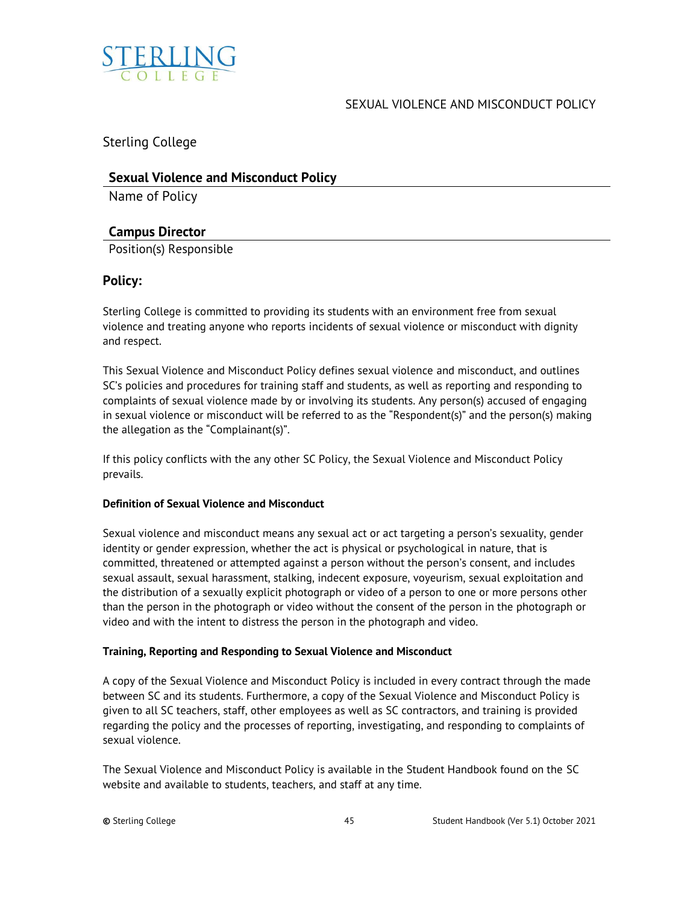Sterling College

**Sexual Violence and Misconduct Policy**

Name of Policy

**Campus Director**

Position(s) Responsible

## Policy:

Sterling College is committed to providing its students with an environment free from sexual violence and treating anyone who reports incidents of sexual violence or misconduct with dignity and respect.

This Sexual Violence and Misconduct Policy defines sexual violence and misconduct, and outlines SC's policies and procedures for training staff and students, as well as reporting and responding to complaints of sexual violence made by or involving its students. Any person(s) accused of engaging in sexual violence or misconduct will be referred to as the "Respondent(s)" and the person(s) making the allegation as the "Complainant(s)".

If this policy conflicts with the any other SC Policy, the Sexual Violence and Misconduct Policy prevails.

#### Definition of Sexual Violence and Misconduct

Sexual violence and misconduct means any sexual act or act targeting a person's sexuality, gender identity or gender expression, whether the act is physical or psychological in nature, that is committed, threatened or attempted against a person without the person's consent, and includes sexual assault, sexual harassment, stalking, indecent exposure, voyeurism, sexual exploitation and the distribution of a sexually explicit photograph or video of a person to one or more persons other than the person in the photograph or video without the consent of the person in the photograph or video and with the intent to distress the person in the photograph and video.

#### Training, Reporting and Responding to Sexual Violence and Misconduct

A copy of the Sexual Violence and Misconduct Policy is included in every contract through the made between SC and its students. Furthermore, a copy of the Sexual Violence and Misconduct Policy is given to all SC teachers, staff, other employees as well as SC contractors, and training is provided regarding the policy and the processes of reporting, investigating, and responding to complaints of sexual violence.

The Sexual Violence and Misconduct Policy is available in the Student Handbook found on the SC website and available to students, teachers, and staff at any time.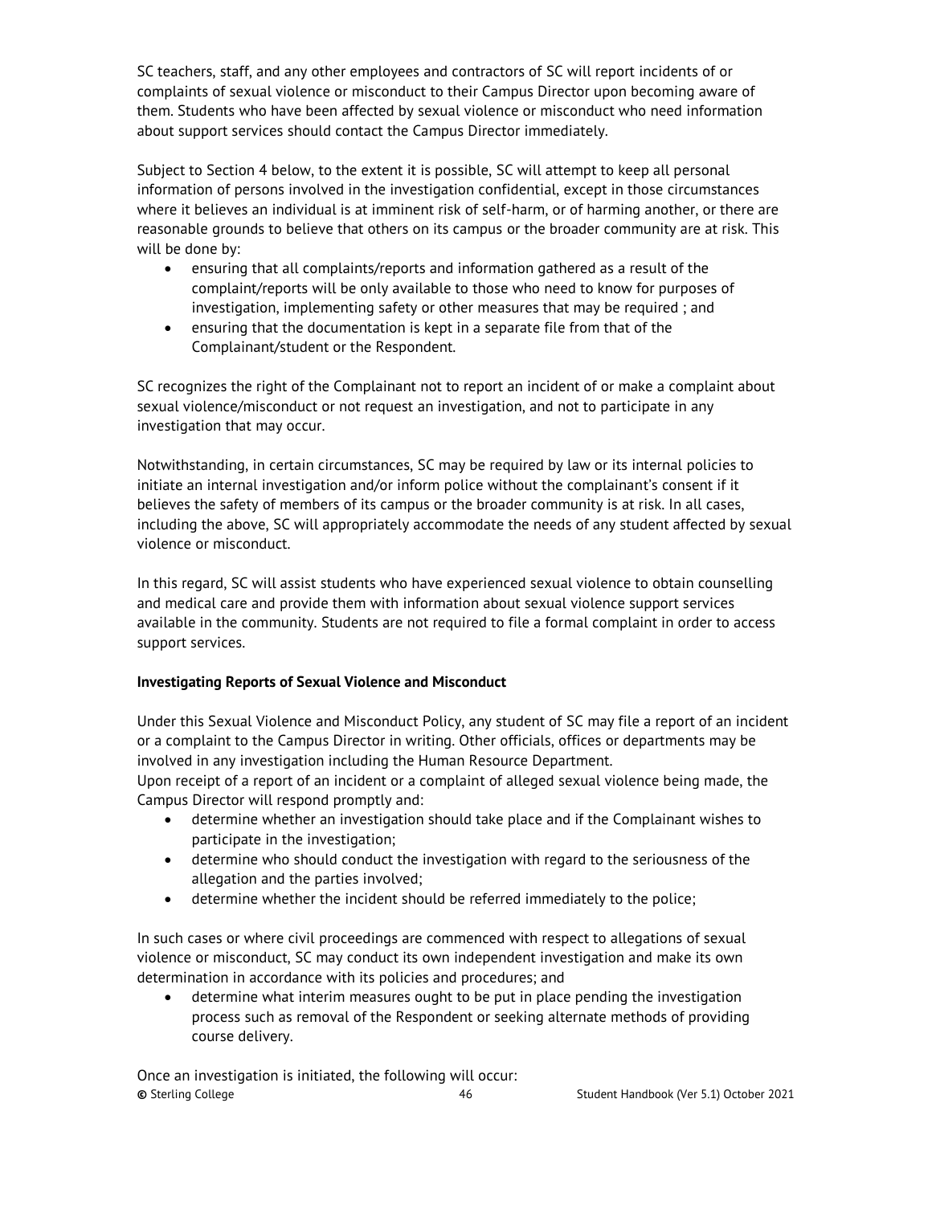SC teachers, staff, and any other employees and contractors of SC will report incidents of or complaints of sexual violence or misconduct to their Campus Director upon becoming aware of them. Students who have been affected by sexual violence or misconduct who need information about support services should contact the Campus Director immediately.

Subject to Section 4 below, to the extent it is possible, SC will attempt to keep all personal information of persons involved in the investigation confidential, except in those circumstances where it believes an individual is at imminent risk of self-harm, or of harming another, or there are reasonable grounds to believe that others on its campus or the broader community are at risk. This will be done by:

- ensuring that all complaints/reports and information gathered as a result of the complaint/reports will be only available to those who need to know for purposes of investigation, implementing safety or other measures that may be required ; and
- ensuring that the documentation is kept in a separate file from that of the Complainant/student or the Respondent.

SC recognizes the right of the Complainant not to report an incident of or make a complaint about sexual violence/misconduct or not request an investigation, and not to participate in any investigation that may occur.

Notwithstanding, in certain circumstances, SC may be required by law or its internal policies to initiate an internal investigation and/or inform police without the complainant's consent if it believes the safety of members of its campus or the broader community is at risk. In all cases, including the above, SC will appropriately accommodate the needs of any student affected by sexual violence or misconduct.

In this regard, SC will assist students who have experienced sexual violence to obtain counselling and medical care and provide them with information about sexual violence support services available in the community. Students are not required to file a formal complaint in order to access support services.

**Investigating Reports of Sexual Violence and Misconduct**

Under this Sexual Violence and Misconduct Policy, any student of SC may file a report of an incident or a complaint to the Campus Director in writing. Other officials, offices or departments may be involved in any investigation including the Human Resource Department.
Upon receipt of a report of an incident or a complaint of alleged sexual violence being made, the Campus Director will respond promptly and:

- determine whether an investigation should take place and if the Complainant wishes to participate in the investigation;
- determine who should conduct the investigation with regard to the seriousness of the allegation and the parties involved;
- determine whether the incident should be referred immediately to the police;

In such cases or where civil proceedings are commenced with respect to allegations of sexual violence or misconduct, SC may conduct its own independent investigation and make its own determination in accordance with its policies and procedures; and

- determine what interim measures ought to be put in place pending the investigation process such as removal of the Respondent or seeking alternate methods of providing course delivery.

Once an investigation is initiated, the following will occur: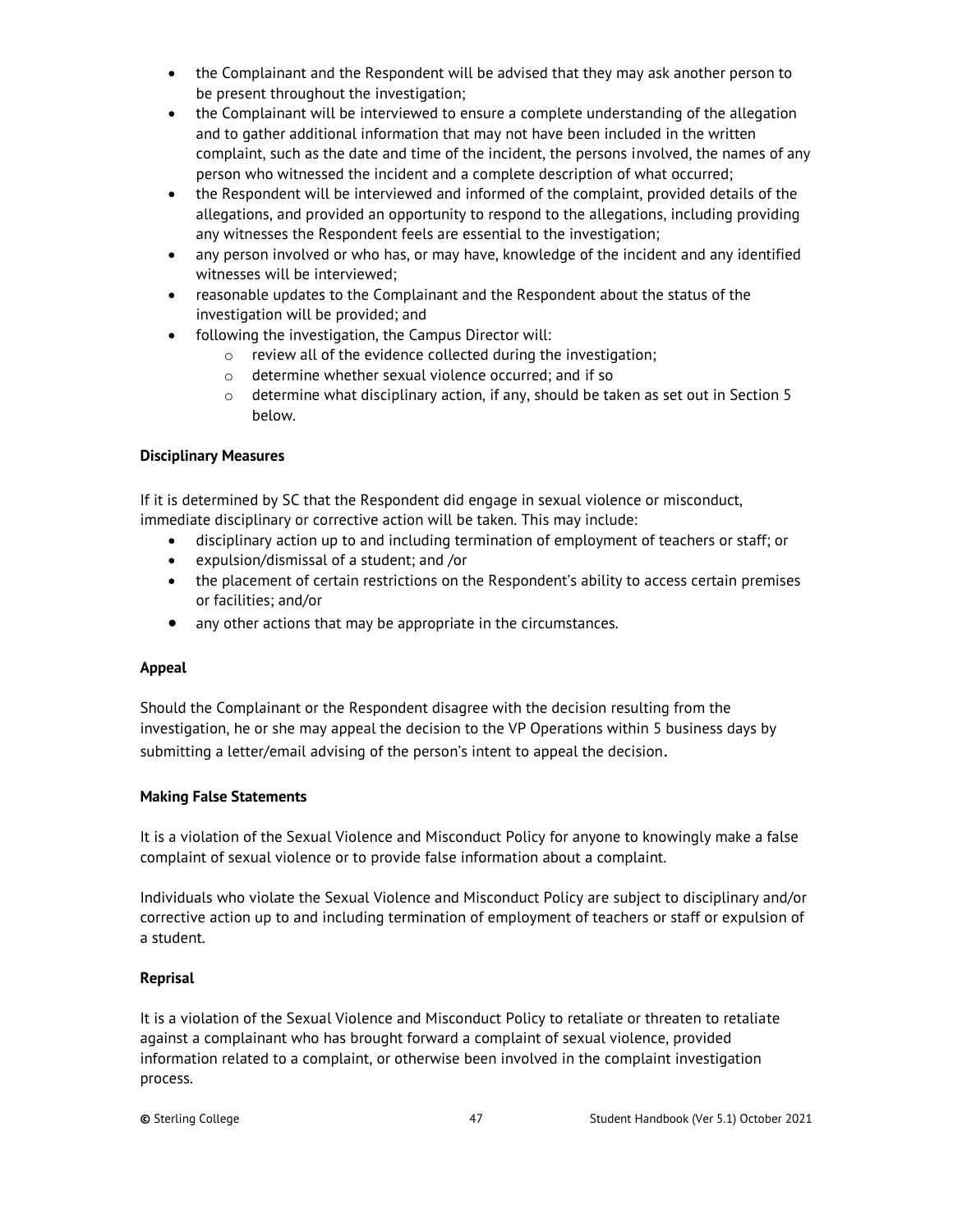- the Complainant and the Respondent will be advised that they may ask another person to be present throughout the investigation;
- the Complainant will be interviewed to ensure a complete understanding of the allegation and to gather additional information that may not have been included in the written complaint, such as the date and time of the incident, the persons involved, the names of any person who witnessed the incident and a complete description of what occurred;
- the Respondent will be interviewed and informed of the complaint, provided details of the allegations, and provided an opportunity to respond to the allegations, including providing any witnesses the Respondent feels are essential to the investigation;
- any person involved or who has, or may have, knowledge of the incident and any identified witnesses will be interviewed;
- reasonable updates to the Complainant and the Respondent about the status of the investigation will be provided; and
- following the investigation, the Campus Director will:
  - review all of the evidence collected during the investigation;
  - determine whether sexual violence occurred; and if so
  - determine what disciplinary action, if any, should be taken as set out in Section 5 below.

**Disciplinary Measures**

If it is determined by SC that the Respondent did engage in sexual violence or misconduct, immediate disciplinary or corrective action will be taken. This may include:

- disciplinary action up to and including termination of employment of teachers or staff; or
- expulsion/dismissal of a student; and /or
- the placement of certain restrictions on the Respondent's ability to access certain premises or facilities; and/or
- any other actions that may be appropriate in the circumstances.

**Appeal**

Should the Complainant or the Respondent disagree with the decision resulting from the investigation, he or she may appeal the decision to the VP Operations within 5 business days by submitting a letter/email advising of the person's intent to appeal the decision.

**Making False Statements**

It is a violation of the Sexual Violence and Misconduct Policy for anyone to knowingly make a false complaint of sexual violence or to provide false information about a complaint.

Individuals who violate the Sexual Violence and Misconduct Policy are subject to disciplinary and/or corrective action up to and including termination of employment of teachers or staff or expulsion of a student.

**Reprisal**

It is a violation of the Sexual Violence and Misconduct Policy to retaliate or threaten to retaliate against a complainant who has brought forward a complaint of sexual violence, provided information related to a complaint, or otherwise been involved in the complaint investigation process.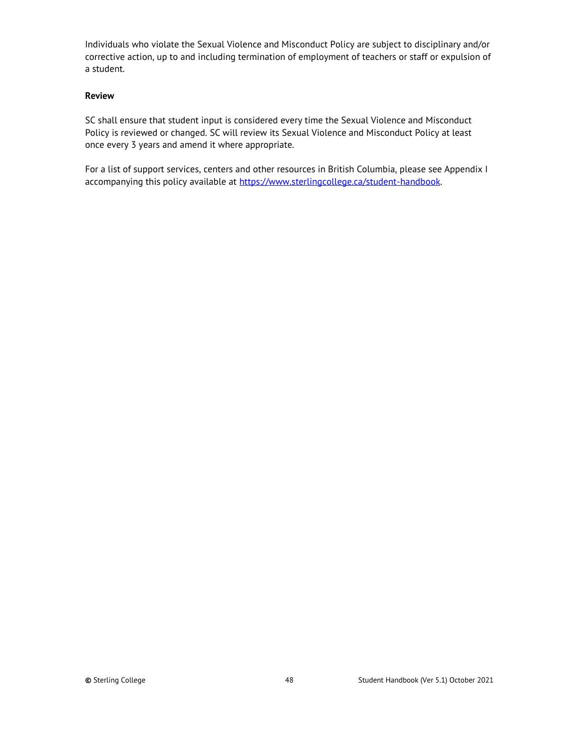Individuals who violate the Sexual Violence and Misconduct Policy are subject to disciplinary and/or corrective action, up to and including termination of employment of teachers or staff or expulsion of a student.

**Review**

SC shall ensure that student input is considered every time the Sexual Violence and Misconduct Policy is reviewed or changed. SC will review its Sexual Violence and Misconduct Policy at least once every 3 years and amend it where appropriate.

For a list of support services, centers and other resources in British Columbia, please see Appendix I accompanying this policy available at https://www.sterlingcollege.ca/student-handbook.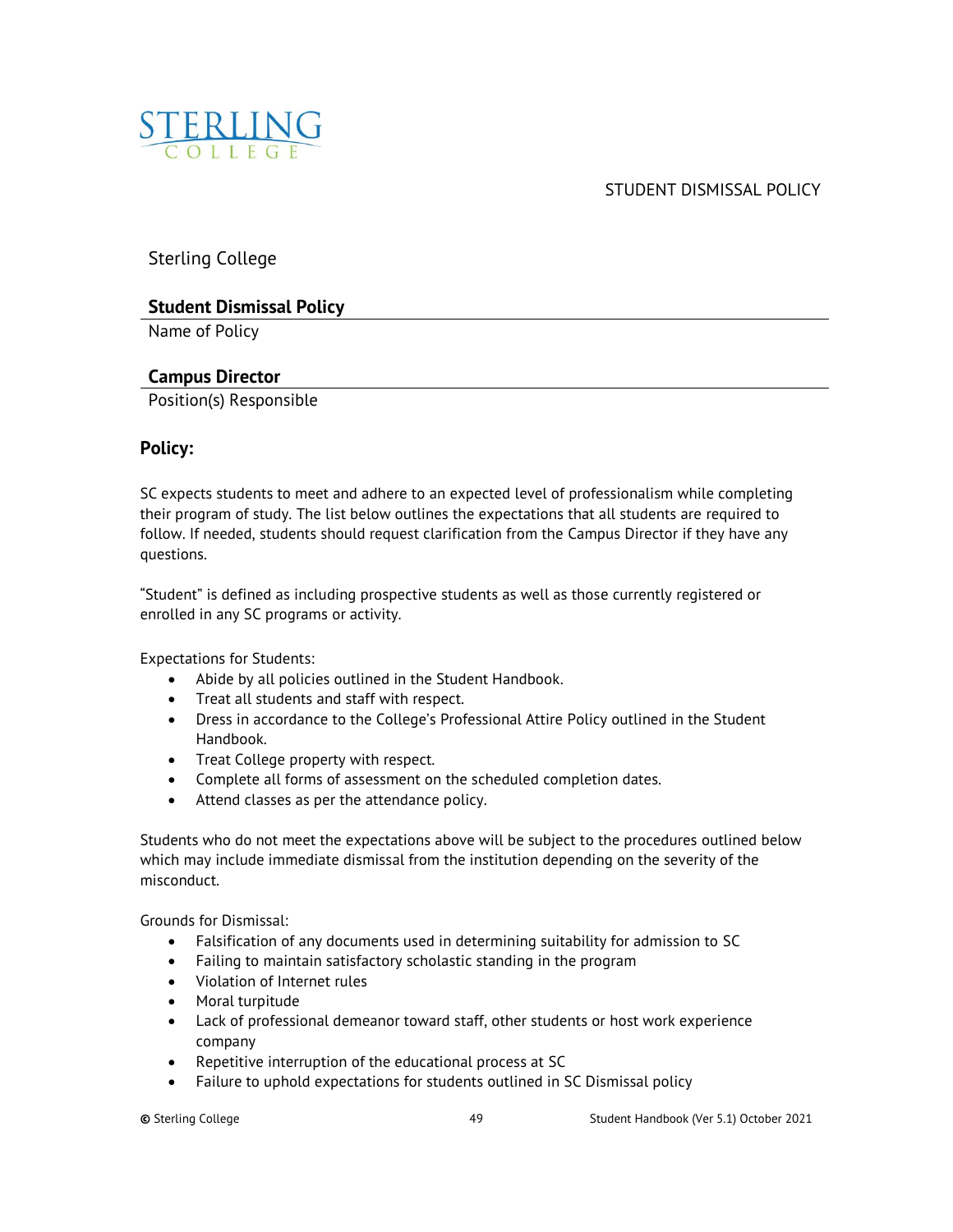STUDENT DISMISSAL POLICY

Sterling College

**Student Dismissal Policy**

Name of Policy

**Campus Director**

Position(s) Responsible

## Policy:

SC expects students to meet and adhere to an expected level of professionalism while completing their program of study. The list below outlines the expectations that all students are required to follow. If needed, students should request clarification from the Campus Director if they have any questions.

"Student" is defined as including prospective students as well as those currently registered or enrolled in any SC programs or activity.

Expectations for Students:

- Abide by all policies outlined in the Student Handbook.
- Treat all students and staff with respect.
- Dress in accordance to the College's Professional Attire Policy outlined in the Student Handbook.
- Treat College property with respect.
- Complete all forms of assessment on the scheduled completion dates.
- Attend classes as per the attendance policy.

Students who do not meet the expectations above will be subject to the procedures outlined below which may include immediate dismissal from the institution depending on the severity of the misconduct.

Grounds for Dismissal:

- Falsification of any documents used in determining suitability for admission to SC
- Failing to maintain satisfactory scholastic standing in the program
- Violation of Internet rules
- Moral turpitude
- Lack of professional demeanor toward staff, other students or host work experience company
- Repetitive interruption of the educational process at SC
- Failure to uphold expectations for students outlined in SC Dismissal policy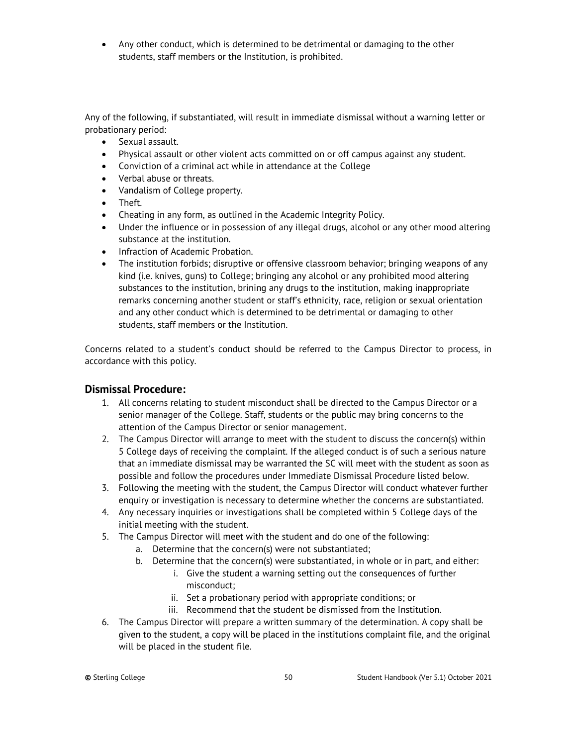- Any other conduct, which is determined to be detrimental or damaging to the other students, staff members or the Institution, is prohibited.

Any of the following, if substantiated, will result in immediate dismissal without a warning letter or probationary period:

- Sexual assault.
- Physical assault or other violent acts committed on or off campus against any student.
- Conviction of a criminal act while in attendance at the College
- Verbal abuse or threats.
- Vandalism of College property.
- Theft.
- Cheating in any form, as outlined in the Academic Integrity Policy.
- Under the influence or in possession of any illegal drugs, alcohol or any other mood altering substance at the institution.
- Infraction of Academic Probation.
- The institution forbids; disruptive or offensive classroom behavior; bringing weapons of any kind (i.e. knives, guns) to College; bringing any alcohol or any prohibited mood altering substances to the institution, brining any drugs to the institution, making inappropriate remarks concerning another student or staff's ethnicity, race, religion or sexual orientation and any other conduct which is determined to be detrimental or damaging to other students, staff members or the Institution.

Concerns related to a student's conduct should be referred to the Campus Director to process, in accordance with this policy.

## Dismissal Procedure:

1. All concerns relating to student misconduct shall be directed to the Campus Director or a senior manager of the College. Staff, students or the public may bring concerns to the attention of the Campus Director or senior management.
2. The Campus Director will arrange to meet with the student to discuss the concern(s) within 5 College days of receiving the complaint. If the alleged conduct is of such a serious nature that an immediate dismissal may be warranted the SC will meet with the student as soon as possible and follow the procedures under Immediate Dismissal Procedure listed below.
3. Following the meeting with the student, the Campus Director will conduct whatever further enquiry or investigation is necessary to determine whether the concerns are substantiated.
4. Any necessary inquiries or investigations shall be completed within 5 College days of the initial meeting with the student.
5. The Campus Director will meet with the student and do one of the following:
    a. Determine that the concern(s) were not substantiated;
    b. Determine that the concern(s) were substantiated, in whole or in part, and either:
        i. Give the student a warning setting out the consequences of further misconduct;
        ii. Set a probationary period with appropriate conditions; or
        iii. Recommend that the student be dismissed from the Institution.
6. The Campus Director will prepare a written summary of the determination. A copy shall be given to the student, a copy will be placed in the institutions complaint file, and the original will be placed in the student file.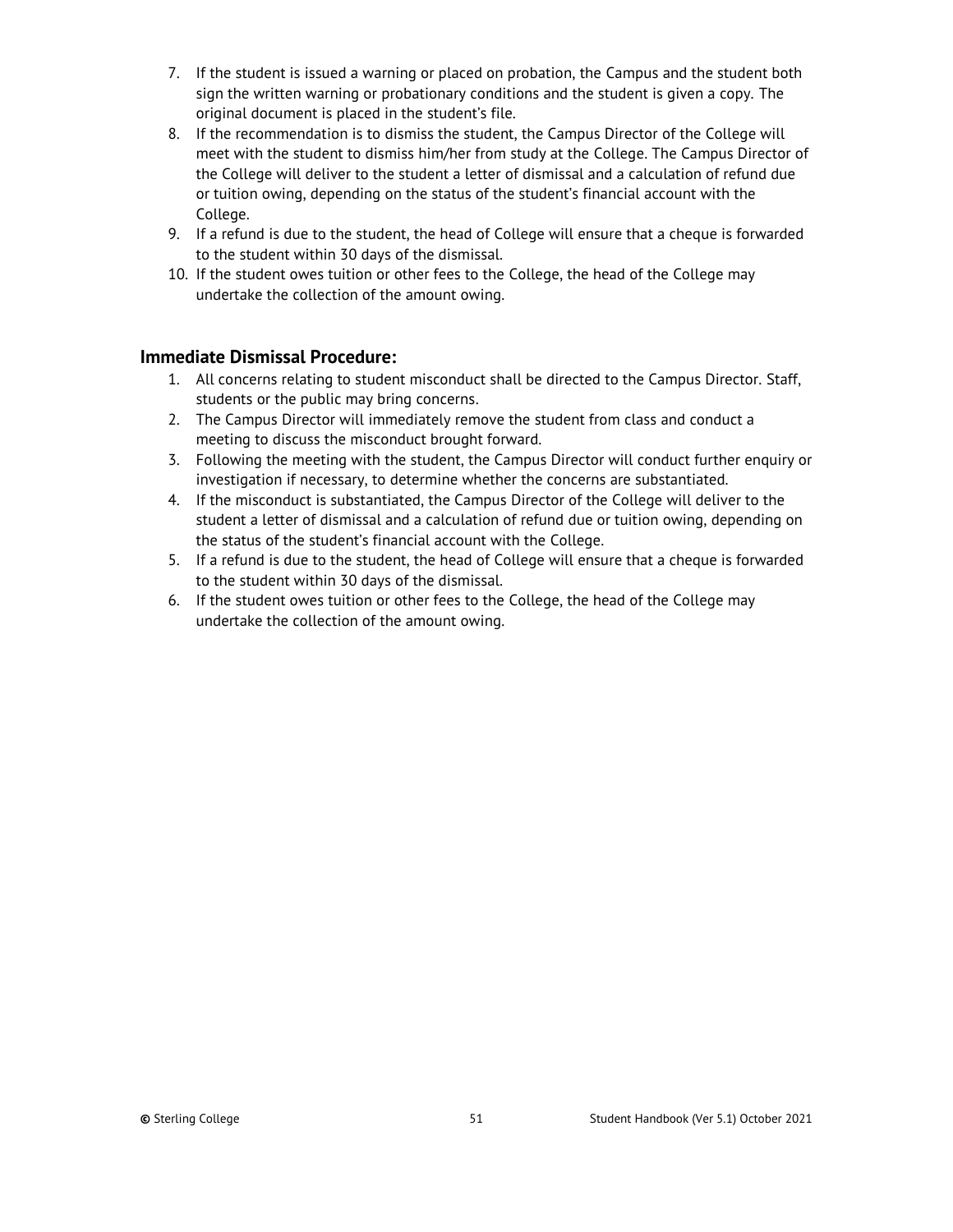7. If the student is issued a warning or placed on probation, the Campus and the student both sign the written warning or probationary conditions and the student is given a copy. The original document is placed in the student's file.
8. If the recommendation is to dismiss the student, the Campus Director of the College will meet with the student to dismiss him/her from study at the College. The Campus Director of the College will deliver to the student a letter of dismissal and a calculation of refund due or tuition owing, depending on the status of the student's financial account with the College.
9. If a refund is due to the student, the head of College will ensure that a cheque is forwarded to the student within 30 days of the dismissal.
10. If the student owes tuition or other fees to the College, the head of the College may undertake the collection of the amount owing.

### Immediate Dismissal Procedure:

1. All concerns relating to student misconduct shall be directed to the Campus Director. Staff, students or the public may bring concerns.
2. The Campus Director will immediately remove the student from class and conduct a meeting to discuss the misconduct brought forward.
3. Following the meeting with the student, the Campus Director will conduct further enquiry or investigation if necessary, to determine whether the concerns are substantiated.
4. If the misconduct is substantiated, the Campus Director of the College will deliver to the student a letter of dismissal and a calculation of refund due or tuition owing, depending on the status of the student's financial account with the College.
5. If a refund is due to the student, the head of College will ensure that a cheque is forwarded to the student within 30 days of the dismissal.
6. If the student owes tuition or other fees to the College, the head of the College may undertake the collection of the amount owing.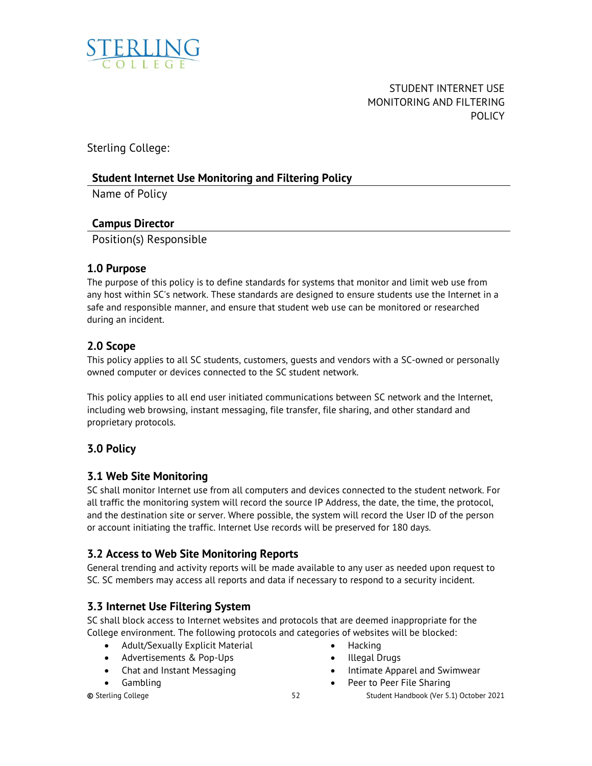STUDENT INTERNET USE MONITORING AND FILTERING POLICY

Sterling College:

**Student Internet Use Monitoring and Filtering Policy**

Name of Policy

**Campus Director**

Position(s) Responsible

## 1.0 Purpose

The purpose of this policy is to define standards for systems that monitor and limit web use from any host within SC's network. These standards are designed to ensure students use the Internet in a safe and responsible manner, and ensure that student web use can be monitored or researched during an incident.

## 2.0 Scope

This policy applies to all SC students, customers, guests and vendors with a SC-owned or personally owned computer or devices connected to the SC student network.

This policy applies to all end user initiated communications between SC network and the Internet, including web browsing, instant messaging, file transfer, file sharing, and other standard and proprietary protocols.

## 3.0 Policy

### 3.1 Web Site Monitoring

SC shall monitor Internet use from all computers and devices connected to the student network. For all traffic the monitoring system will record the source IP Address, the date, the time, the protocol, and the destination site or server. Where possible, the system will record the User ID of the person or account initiating the traffic. Internet Use records will be preserved for 180 days.

### 3.2 Access to Web Site Monitoring Reports

General trending and activity reports will be made available to any user as needed upon request to SC. SC members may access all reports and data if necessary to respond to a security incident.

### 3.3 Internet Use Filtering System

SC shall block access to Internet websites and protocols that are deemed inappropriate for the College environment. The following protocols and categories of websites will be blocked:

- Adult/Sexually Explicit Material
- Advertisements & Pop-Ups
- Chat and Instant Messaging
- Gambling
- Hacking
- Illegal Drugs
- Intimate Apparel and Swimwear
- Peer to Peer File Sharing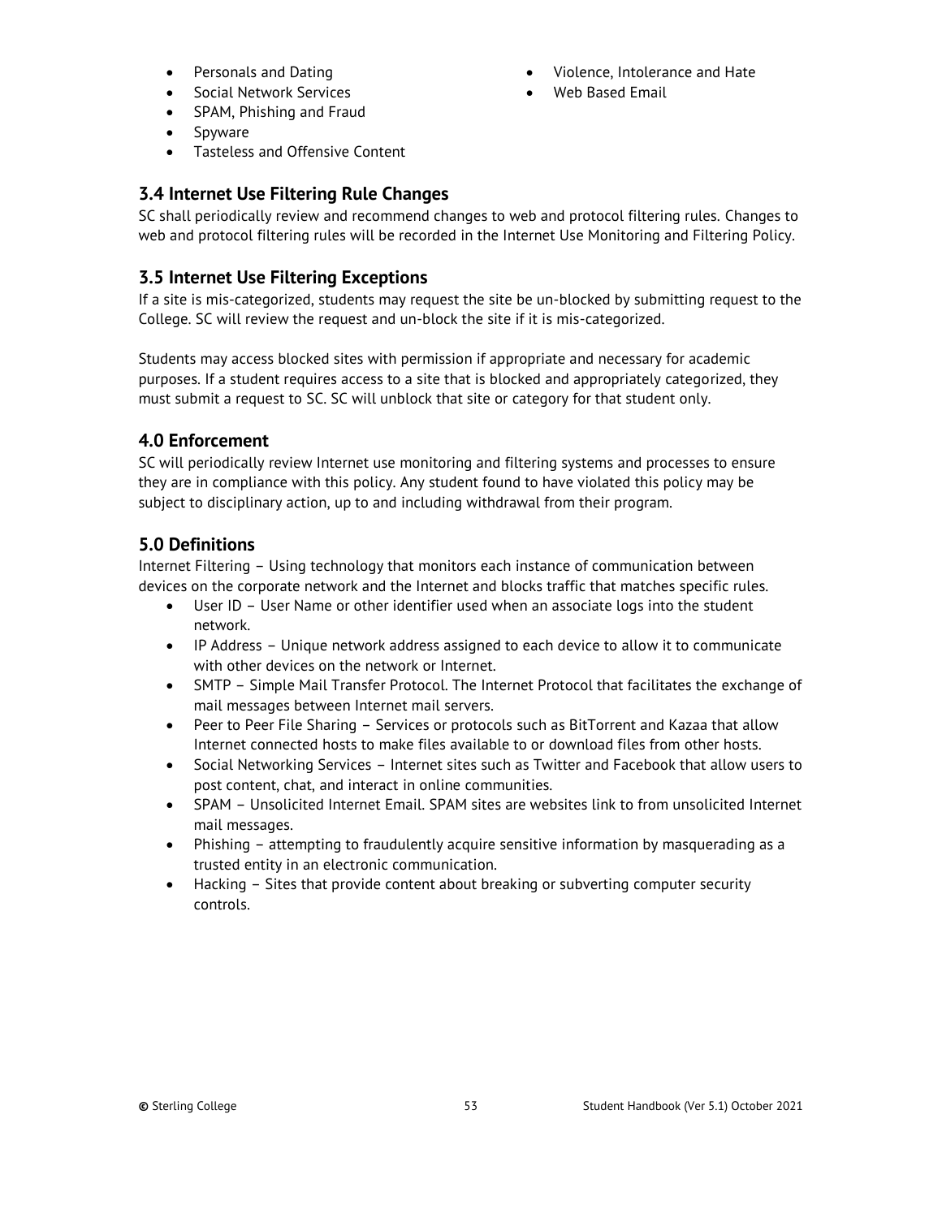- Personals and Dating
- Social Network Services
- SPAM, Phishing and Fraud
- Spyware
- Tasteless and Offensive Content
- Violence, Intolerance and Hate
- Web Based Email

## 3.4 Internet Use Filtering Rule Changes

SC shall periodically review and recommend changes to web and protocol filtering rules. Changes to web and protocol filtering rules will be recorded in the Internet Use Monitoring and Filtering Policy.

## 3.5 Internet Use Filtering Exceptions

If a site is mis-categorized, students may request the site be un-blocked by submitting request to the College. SC will review the request and un-block the site if it is mis-categorized.

Students may access blocked sites with permission if appropriate and necessary for academic purposes. If a student requires access to a site that is blocked and appropriately categorized, they must submit a request to SC. SC will unblock that site or category for that student only.

## 4.0 Enforcement

SC will periodically review Internet use monitoring and filtering systems and processes to ensure they are in compliance with this policy. Any student found to have violated this policy may be subject to disciplinary action, up to and including withdrawal from their program.

## 5.0 Definitions

Internet Filtering – Using technology that monitors each instance of communication between devices on the corporate network and the Internet and blocks traffic that matches specific rules.

- User ID – User Name or other identifier used when an associate logs into the student network.
- IP Address – Unique network address assigned to each device to allow it to communicate with other devices on the network or Internet.
- SMTP – Simple Mail Transfer Protocol. The Internet Protocol that facilitates the exchange of mail messages between Internet mail servers.
- Peer to Peer File Sharing – Services or protocols such as BitTorrent and Kazaa that allow Internet connected hosts to make files available to or download files from other hosts.
- Social Networking Services – Internet sites such as Twitter and Facebook that allow users to post content, chat, and interact in online communities.
- SPAM – Unsolicited Internet Email. SPAM sites are websites link to from unsolicited Internet mail messages.
- Phishing – attempting to fraudulently acquire sensitive information by masquerading as a trusted entity in an electronic communication.
- Hacking – Sites that provide content about breaking or subverting computer security controls.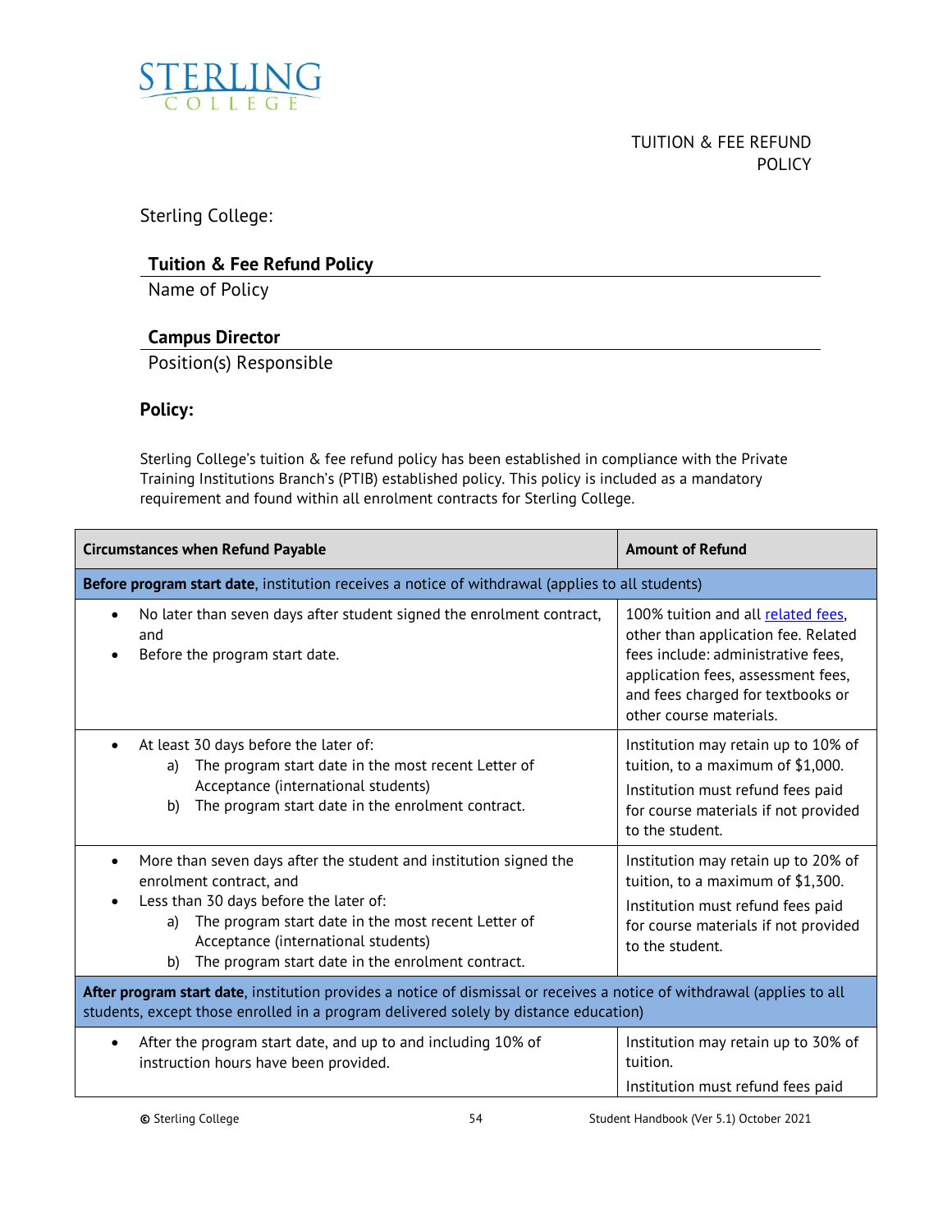STERLING COLLEGE

TUITION & FEE REFUND POLICY

Sterling College:

**Tuition & Fee Refund Policy**

Name of Policy

**Campus Director**

Position(s) Responsible

**Policy:**

Sterling College's tuition & fee refund policy has been established in compliance with the Private Training Institutions Branch's (PTIB) established policy. This policy is included as a mandatory requirement and found within all enrolment contracts for Sterling College.

| Circumstances when Refund Payable | Amount of Refund |
|---|---|
| **Before program start date**, institution receives a notice of withdrawal (applies to all students) | |
| • No later than seven days after student signed the enrolment contract, and<br>• Before the program start date. | 100% tuition and all related fees, other than application fee. Related fees include: administrative fees, application fees, assessment fees, and fees charged for textbooks or other course materials. |
| • At least 30 days before the later of:<br>a) The program start date in the most recent Letter of Acceptance (international students)<br>b) The program start date in the enrolment contract. | Institution may retain up to 10% of tuition, to a maximum of $1,000.<br>Institution must refund fees paid for course materials if not provided to the student. |
| • More than seven days after the student and institution signed the enrolment contract, and<br>• Less than 30 days before the later of:<br>a) The program start date in the most recent Letter of Acceptance (international students)<br>b) The program start date in the enrolment contract. | Institution may retain up to 20% of tuition, to a maximum of $1,300.<br>Institution must refund fees paid for course materials if not provided to the student. |
| **After program start date**, institution provides a notice of dismissal or receives a notice of withdrawal (applies to all students, except those enrolled in a program delivered solely by distance education) | |
| • After the program start date, and up to and including 10% of instruction hours have been provided. | Institution may retain up to 30% of tuition.<br>Institution must refund fees paid |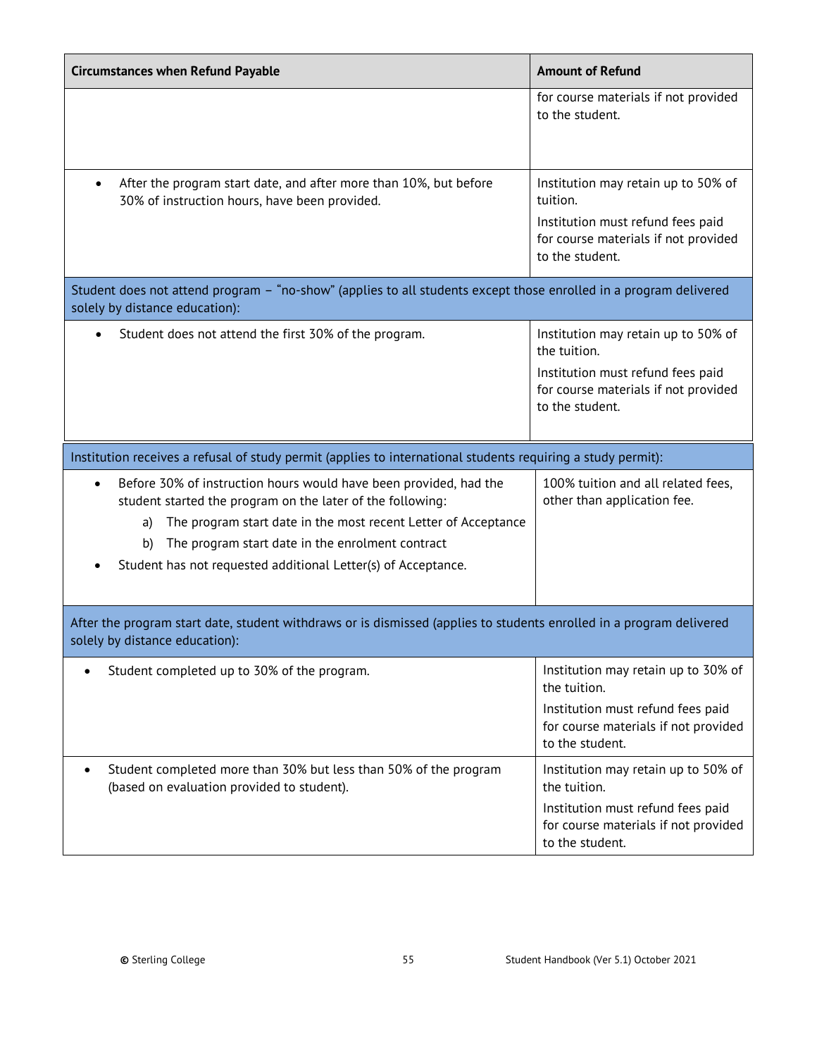| Circumstances when Refund Payable | Amount of Refund |
|---|---|
| | for course materials if not provided to the student. |
| • After the program start date, and after more than 10%, but before 30% of instruction hours, have been provided. | Institution may retain up to 50% of tuition.<br>Institution must refund fees paid for course materials if not provided to the student. |
| **Student does not attend program – "no-show" (applies to all students except those enrolled in a program delivered solely by distance education):** | |
| • Student does not attend the first 30% of the program. | Institution may retain up to 50% of the tuition.<br>Institution must refund fees paid for course materials if not provided to the student. |
| **Institution receives a refusal of study permit (applies to international students requiring a study permit):** | |
| • Before 30% of instruction hours would have been provided, had the student started the program on the later of the following:<br>a) The program start date in the most recent Letter of Acceptance<br>b) The program start date in the enrolment contract<br>• Student has not requested additional Letter(s) of Acceptance. | 100% tuition and all related fees, other than application fee. |
| **After the program start date, student withdraws or is dismissed (applies to students enrolled in a program delivered solely by distance education):** | |
| • Student completed up to 30% of the program. | Institution may retain up to 30% of the tuition.<br>Institution must refund fees paid for course materials if not provided to the student. |
| • Student completed more than 30% but less than 50% of the program (based on evaluation provided to student). | Institution may retain up to 50% of the tuition.<br>Institution must refund fees paid for course materials if not provided to the student. |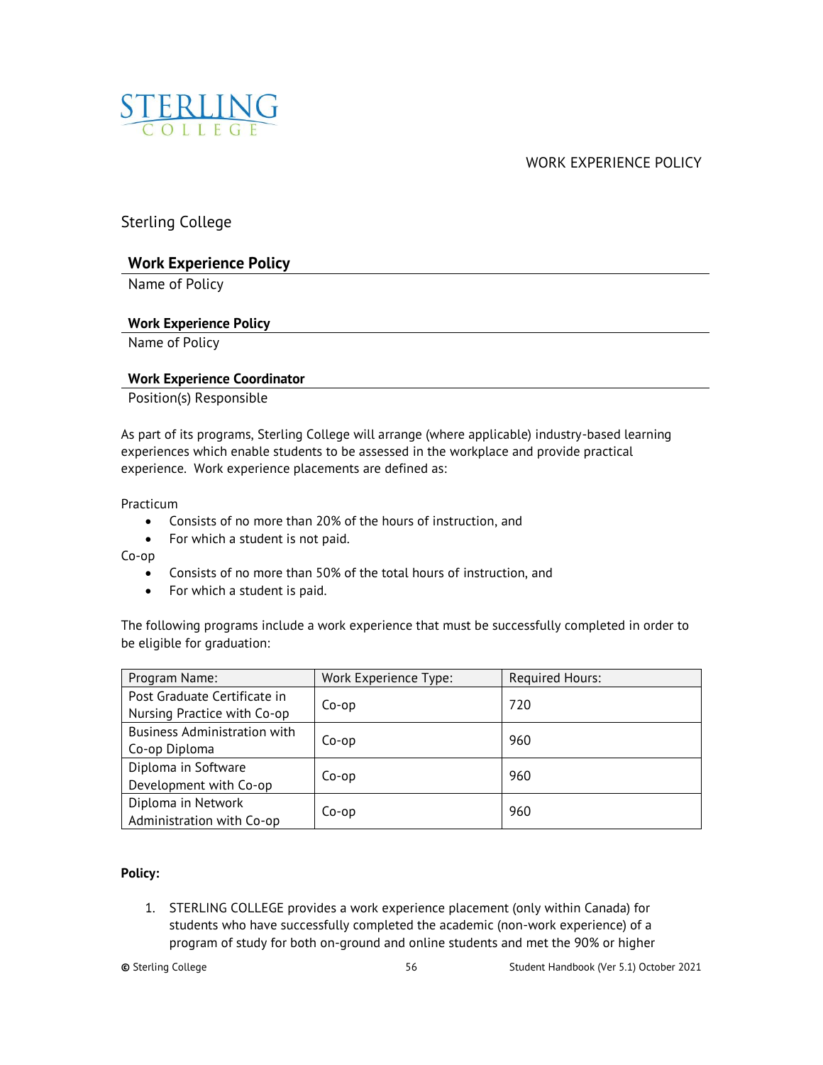STERLING COLLEGE

WORK EXPERIENCE POLICY

Sterling College

**Work Experience Policy**
Name of Policy

**Work Experience Policy**
Name of Policy

**Work Experience Coordinator**
Position(s) Responsible

As part of its programs, Sterling College will arrange (where applicable) industry-based learning experiences which enable students to be assessed in the workplace and provide practical experience. Work experience placements are defined as:

Practicum

- Consists of no more than 20% of the hours of instruction, and
- For which a student is not paid.

Co-op

- Consists of no more than 50% of the total hours of instruction, and
- For which a student is paid.

The following programs include a work experience that must be successfully completed in order to be eligible for graduation:

| Program Name: | Work Experience Type: | Required Hours: |
|---|---|---|
| Post Graduate Certificate in Nursing Practice with Co-op | Co-op | 720 |
| Business Administration with Co-op Diploma | Co-op | 960 |
| Diploma in Software Development with Co-op | Co-op | 960 |
| Diploma in Network Administration with Co-op | Co-op | 960 |

**Policy:**

1. STERLING COLLEGE provides a work experience placement (only within Canada) for students who have successfully completed the academic (non-work experience) of a program of study for both on-ground and online students and met the 90% or higher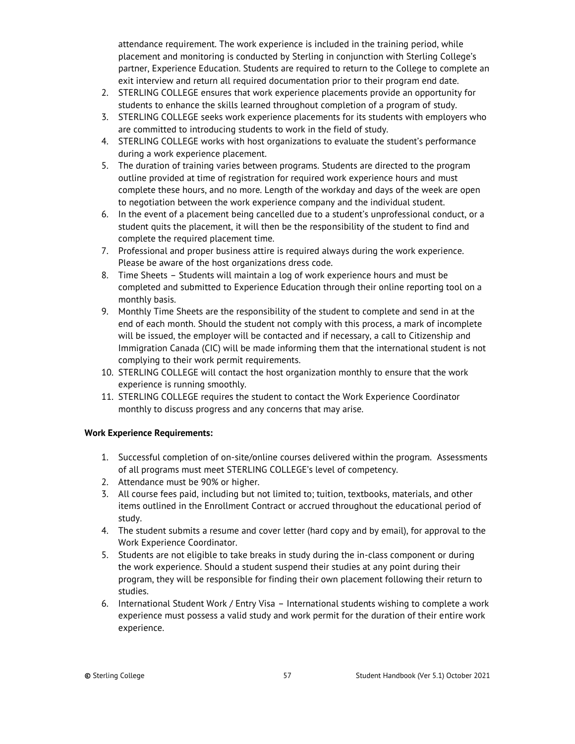attendance requirement. The work experience is included in the training period, while placement and monitoring is conducted by Sterling in conjunction with Sterling College's partner, Experience Education. Students are required to return to the College to complete an exit interview and return all required documentation prior to their program end date.

2. STERLING COLLEGE ensures that work experience placements provide an opportunity for students to enhance the skills learned throughout completion of a program of study.
3. STERLING COLLEGE seeks work experience placements for its students with employers who are committed to introducing students to work in the field of study.
4. STERLING COLLEGE works with host organizations to evaluate the student's performance during a work experience placement.
5. The duration of training varies between programs. Students are directed to the program outline provided at time of registration for required work experience hours and must complete these hours, and no more. Length of the workday and days of the week are open to negotiation between the work experience company and the individual student.
6. In the event of a placement being cancelled due to a student's unprofessional conduct, or a student quits the placement, it will then be the responsibility of the student to find and complete the required placement time.
7. Professional and proper business attire is required always during the work experience. Please be aware of the host organizations dress code.
8. Time Sheets – Students will maintain a log of work experience hours and must be completed and submitted to Experience Education through their online reporting tool on a monthly basis.
9. Monthly Time Sheets are the responsibility of the student to complete and send in at the end of each month. Should the student not comply with this process, a mark of incomplete will be issued, the employer will be contacted and if necessary, a call to Citizenship and Immigration Canada (CIC) will be made informing them that the international student is not complying to their work permit requirements.
10. STERLING COLLEGE will contact the host organization monthly to ensure that the work experience is running smoothly.
11. STERLING COLLEGE requires the student to contact the Work Experience Coordinator monthly to discuss progress and any concerns that may arise.

**Work Experience Requirements:**

1. Successful completion of on-site/online courses delivered within the program. Assessments of all programs must meet STERLING COLLEGE's level of competency.
2. Attendance must be 90% or higher.
3. All course fees paid, including but not limited to; tuition, textbooks, materials, and other items outlined in the Enrollment Contract or accrued throughout the educational period of study.
4. The student submits a resume and cover letter (hard copy and by email), for approval to the Work Experience Coordinator.
5. Students are not eligible to take breaks in study during the in-class component or during the work experience. Should a student suspend their studies at any point during their program, they will be responsible for finding their own placement following their return to studies.
6. International Student Work / Entry Visa – International students wishing to complete a work experience must possess a valid study and work permit for the duration of their entire work experience.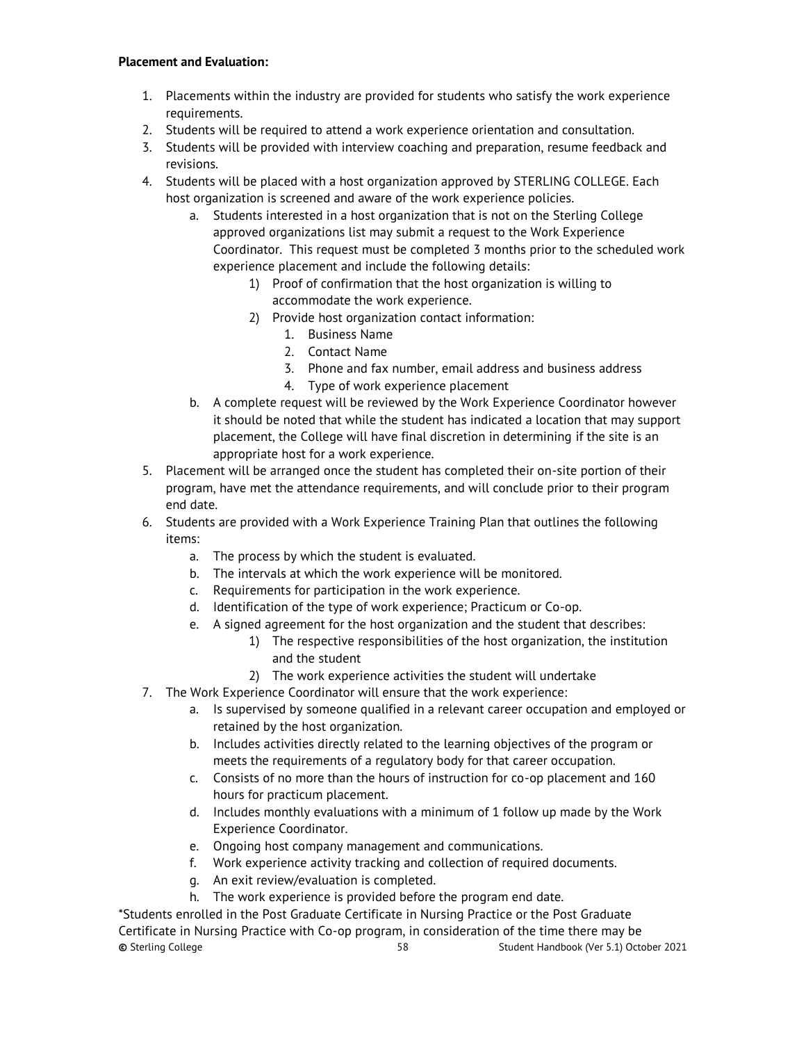**Placement and Evaluation:**

1. Placements within the industry are provided for students who satisfy the work experience requirements.
2. Students will be required to attend a work experience orientation and consultation.
3. Students will be provided with interview coaching and preparation, resume feedback and revisions.
4. Students will be placed with a host organization approved by STERLING COLLEGE. Each host organization is screened and aware of the work experience policies.
    a. Students interested in a host organization that is not on the Sterling College approved organizations list may submit a request to the Work Experience Coordinator. This request must be completed 3 months prior to the scheduled work experience placement and include the following details:
        1) Proof of confirmation that the host organization is willing to accommodate the work experience.
        2) Provide host organization contact information:
            1. Business Name
            2. Contact Name
            3. Phone and fax number, email address and business address
            4. Type of work experience placement
    b. A complete request will be reviewed by the Work Experience Coordinator however it should be noted that while the student has indicated a location that may support placement, the College will have final discretion in determining if the site is an appropriate host for a work experience.
5. Placement will be arranged once the student has completed their on-site portion of their program, have met the attendance requirements, and will conclude prior to their program end date.
6. Students are provided with a Work Experience Training Plan that outlines the following items:
    a. The process by which the student is evaluated.
    b. The intervals at which the work experience will be monitored.
    c. Requirements for participation in the work experience.
    d. Identification of the type of work experience; Practicum or Co-op.
    e. A signed agreement for the host organization and the student that describes:
        1) The respective responsibilities of the host organization, the institution and the student
        2) The work experience activities the student will undertake
7. The Work Experience Coordinator will ensure that the work experience:
    a. Is supervised by someone qualified in a relevant career occupation and employed or retained by the host organization.
    b. Includes activities directly related to the learning objectives of the program or meets the requirements of a regulatory body for that career occupation.
    c. Consists of no more than the hours of instruction for co-op placement and 160 hours for practicum placement.
    d. Includes monthly evaluations with a minimum of 1 follow up made by the Work Experience Coordinator.
    e. Ongoing host company management and communications.
    f. Work experience activity tracking and collection of required documents.
    g. An exit review/evaluation is completed.
    h. The work experience is provided before the program end date.

*Students enrolled in the Post Graduate Certificate in Nursing Practice or the Post Graduate Certificate in Nursing Practice with Co-op program, in consideration of the time there may be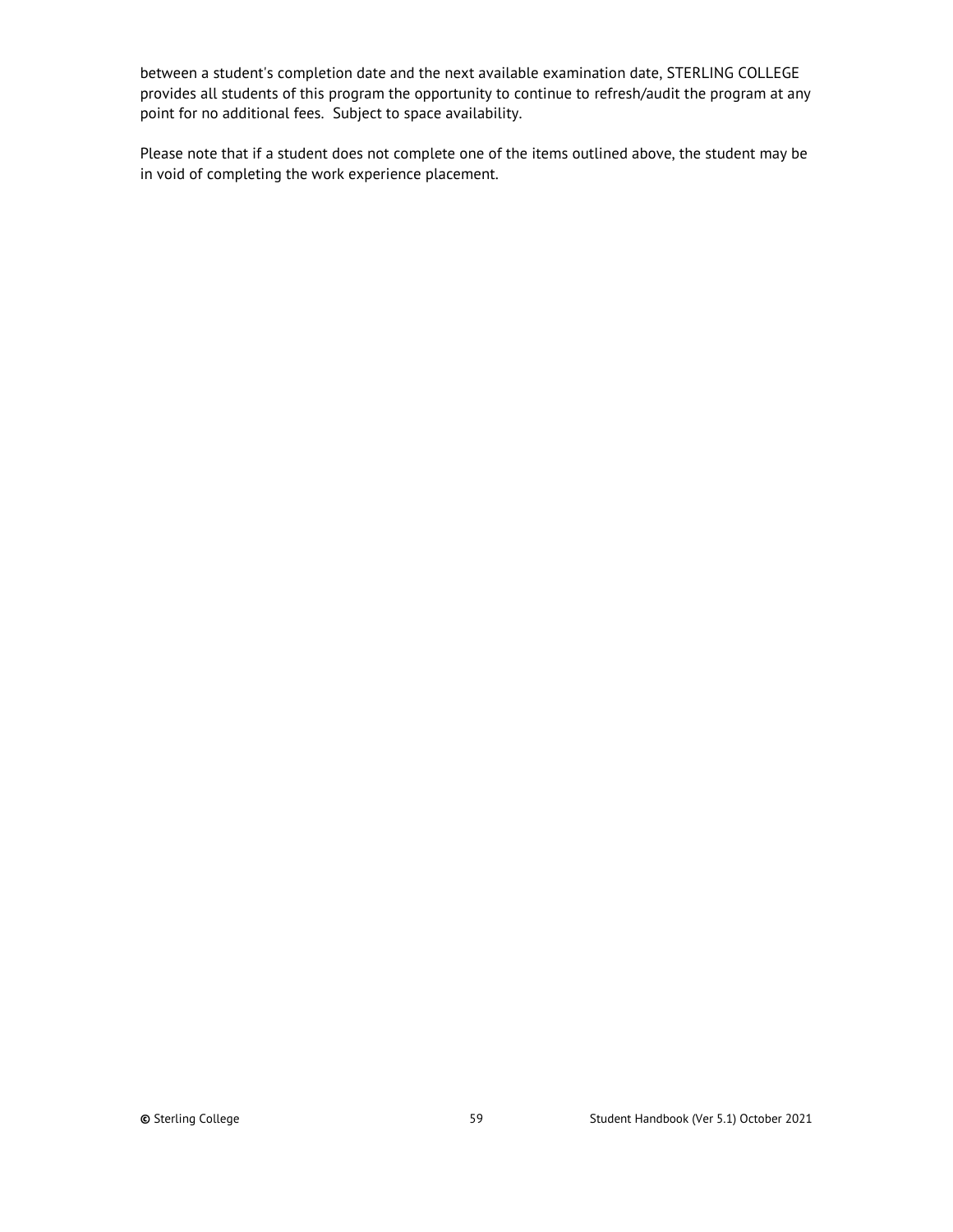between a student's completion date and the next available examination date, STERLING COLLEGE provides all students of this program the opportunity to continue to refresh/audit the program at any point for no additional fees. Subject to space availability.

Please note that if a student does not complete one of the items outlined above, the student may be in void of completing the work experience placement.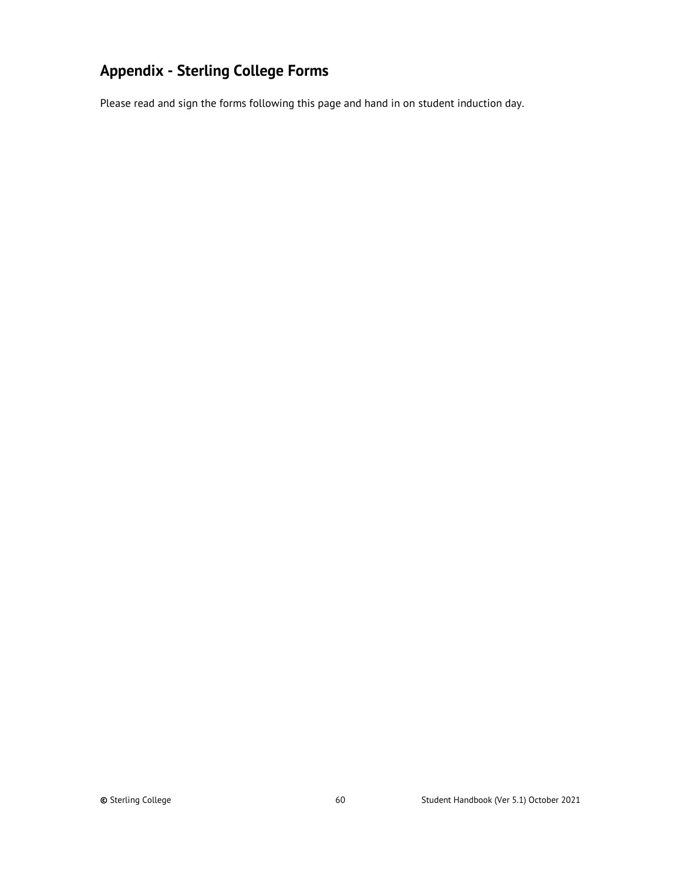## Appendix - Sterling College Forms

Please read and sign the forms following this page and hand in on student induction day.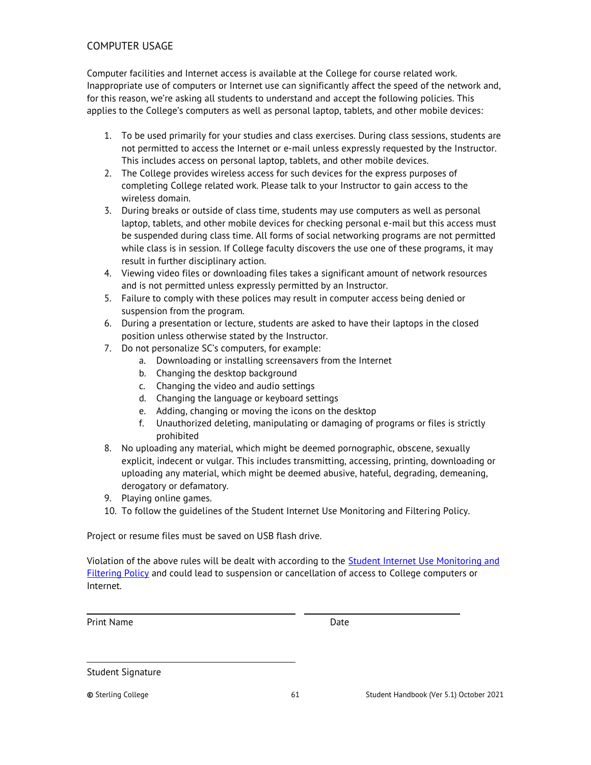## COMPUTER USAGE

Computer facilities and Internet access is available at the College for course related work. Inappropriate use of computers or Internet use can significantly affect the speed of the network and, for this reason, we're asking all students to understand and accept the following policies. This applies to the College's computers as well as personal laptop, tablets, and other mobile devices:

1. To be used primarily for your studies and class exercises. During class sessions, students are not permitted to access the Internet or e-mail unless expressly requested by the Instructor. This includes access on personal laptop, tablets, and other mobile devices.
2. The College provides wireless access for such devices for the express purposes of completing College related work. Please talk to your Instructor to gain access to the wireless domain.
3. During breaks or outside of class time, students may use computers as well as personal laptop, tablets, and other mobile devices for checking personal e-mail but this access must be suspended during class time. All forms of social networking programs are not permitted while class is in session. If College faculty discovers the use one of these programs, it may result in further disciplinary action.
4. Viewing video files or downloading files takes a significant amount of network resources and is not permitted unless expressly permitted by an Instructor.
5. Failure to comply with these polices may result in computer access being denied or suspension from the program.
6. During a presentation or lecture, students are asked to have their laptops in the closed position unless otherwise stated by the Instructor.
7. Do not personalize SC's computers, for example:
    a. Downloading or installing screensavers from the Internet
    b. Changing the desktop background
    c. Changing the video and audio settings
    d. Changing the language or keyboard settings
    e. Adding, changing or moving the icons on the desktop
    f. Unauthorized deleting, manipulating or damaging of programs or files is strictly prohibited
8. No uploading any material, which might be deemed pornographic, obscene, sexually explicit, indecent or vulgar. This includes transmitting, accessing, printing, downloading or uploading any material, which might be deemed abusive, hateful, degrading, demeaning, derogatory or defamatory.
9. Playing online games.
10. To follow the guidelines of the Student Internet Use Monitoring and Filtering Policy.

Project or resume files must be saved on USB flash drive.

Violation of the above rules will be dealt with according to the Student Internet Use Monitoring and Filtering Policy and could lead to suspension or cancellation of access to College computers or Internet.

\_\_\_\_\_\_\_\_\_\_\_\_\_\_\_\_\_\_\_\_\_\_\_\_\_\_\_\_\_\_ \_\_\_\_\_\_\_\_\_\_\_\_\_\_\_\_\_\_\_\_\_\_\_\_

Print Name Date

\_\_\_\_\_\_\_\_\_\_\_\_\_\_\_\_\_\_\_\_\_\_\_\_\_\_\_\_\_\_

Student Signature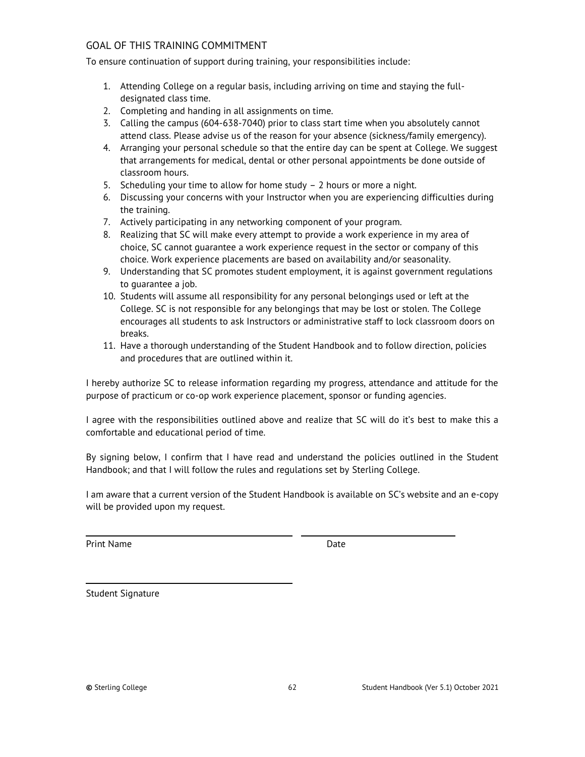## GOAL OF THIS TRAINING COMMITMENT

To ensure continuation of support during training, your responsibilities include:

1. Attending College on a regular basis, including arriving on time and staying the full-designated class time.
2. Completing and handing in all assignments on time.
3. Calling the campus (604-638-7040) prior to class start time when you absolutely cannot attend class. Please advise us of the reason for your absence (sickness/family emergency).
4. Arranging your personal schedule so that the entire day can be spent at College. We suggest that arrangements for medical, dental or other personal appointments be done outside of classroom hours.
5. Scheduling your time to allow for home study – 2 hours or more a night.
6. Discussing your concerns with your Instructor when you are experiencing difficulties during the training.
7. Actively participating in any networking component of your program.
8. Realizing that SC will make every attempt to provide a work experience in my area of choice, SC cannot guarantee a work experience request in the sector or company of this choice. Work experience placements are based on availability and/or seasonality.
9. Understanding that SC promotes student employment, it is against government regulations to guarantee a job.
10. Students will assume all responsibility for any personal belongings used or left at the College. SC is not responsible for any belongings that may be lost or stolen. The College encourages all students to ask Instructors or administrative staff to lock classroom doors on breaks.
11. Have a thorough understanding of the Student Handbook and to follow direction, policies and procedures that are outlined within it.

I hereby authorize SC to release information regarding my progress, attendance and attitude for the purpose of practicum or co-op work experience placement, sponsor or funding agencies.

I agree with the responsibilities outlined above and realize that SC will do it's best to make this a comfortable and educational period of time.

By signing below, I confirm that I have read and understand the policies outlined in the Student Handbook; and that I will follow the rules and regulations set by Sterling College.

I am aware that a current version of the Student Handbook is available on SC's website and an e-copy will be provided upon my request.

\_\_\_\_\_\_\_\_\_\_\_\_\_\_\_\_\_\_\_\_\_\_\_\_\_\_\_\_\_\_\_\_ \_\_\_\_\_\_\_\_\_\_\_\_\_\_\_\_\_\_\_\_\_\_\_\_

Print Name Date

\_\_\_\_\_\_\_\_\_\_\_\_\_\_\_\_\_\_\_\_\_\_\_\_\_\_\_\_\_\_\_\_

Student Signature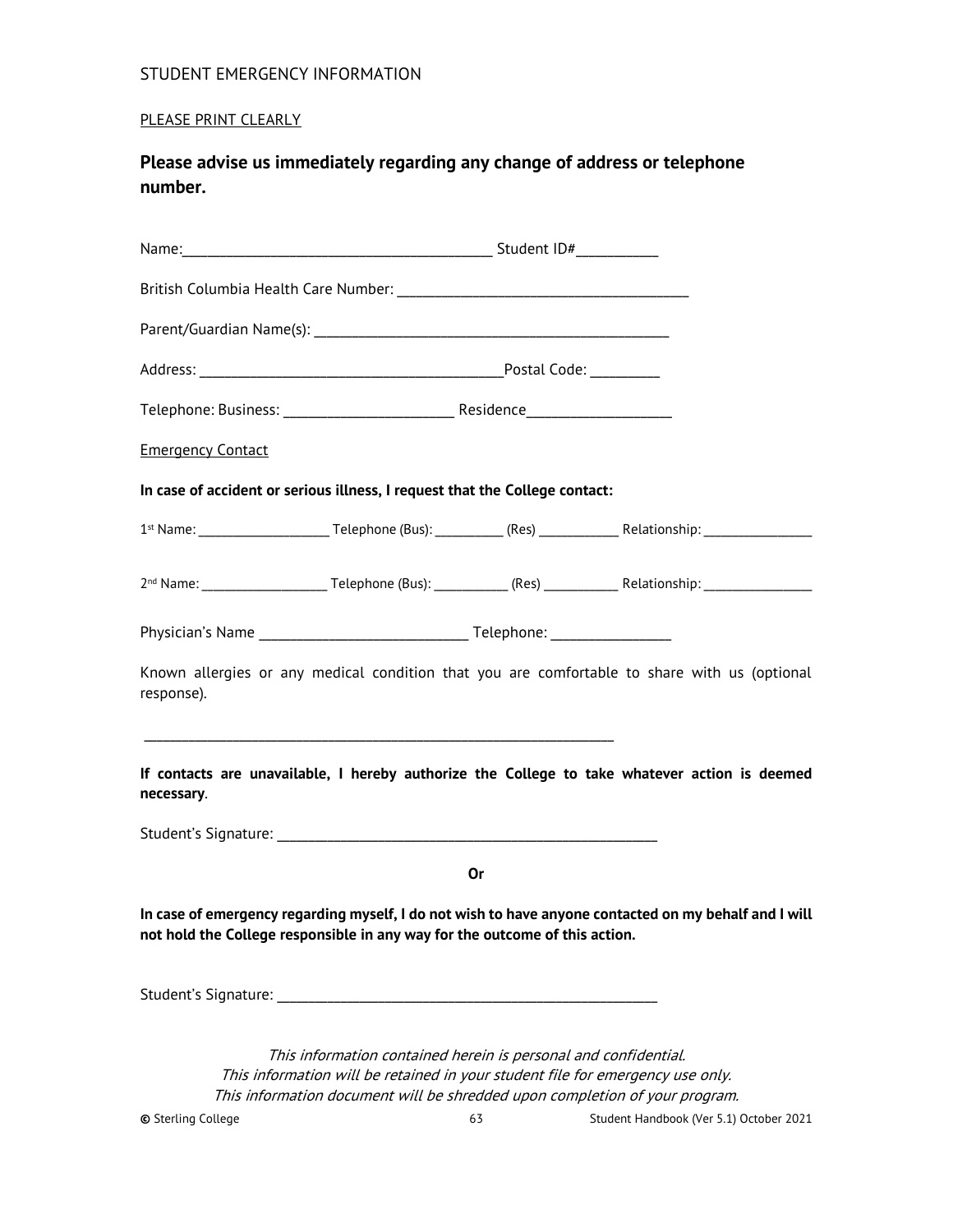STUDENT EMERGENCY INFORMATION

PLEASE PRINT CLEARLY

**Please advise us immediately regarding any change of address or telephone number.**

Name:__________________________________________ Student ID#___________

British Columbia Health Care Number: ________________________________________

Parent/Guardian Name(s): _________________________________________________

Address: __________________________________________Postal Code: _________

Telephone: Business: ________________________ Residence____________________

Emergency Contact

**In case of accident or serious illness, I request that the College contact:**

1st Name: ____________________ Telephone (Bus): __________ (Res) ____________ Relationship: ________________

2nd Name: ___________________ Telephone (Bus): ___________ (Res) ___________ Relationship: ________________

Physician's Name _____________________________ Telephone: ________________

Known allergies or any medical condition that you are comfortable to share with us (optional response).

__________________________________________________________________

**If contacts are unavailable, I hereby authorize the College to take whatever action is deemed necessary**.

Student's Signature: ______________________________________________________

**Or**

**In case of emergency regarding myself, I do not wish to have anyone contacted on my behalf and I will not hold the College responsible in any way for the outcome of this action.**

Student's Signature: ______________________________________________________

*This information contained herein is personal and confidential.*
*This information will be retained in your student file for emergency use only.*
*This information document will be shredded upon completion of your program.*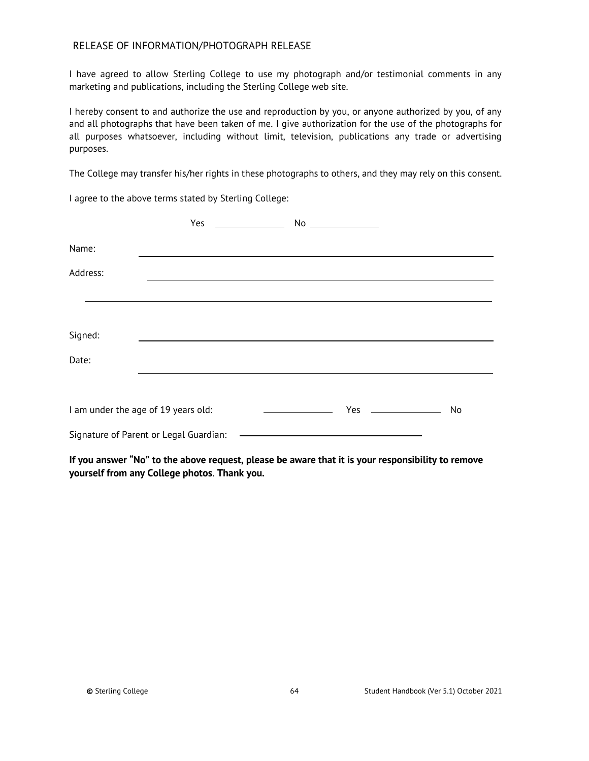## RELEASE OF INFORMATION/PHOTOGRAPH RELEASE

I have agreed to allow Sterling College to use my photograph and/or testimonial comments in any marketing and publications, including the Sterling College web site.

I hereby consent to and authorize the use and reproduction by you, or anyone authorized by you, of any and all photographs that have been taken of me. I give authorization for the use of the photographs for all purposes whatsoever, including without limit, television, publications any trade or advertising purposes.

The College may transfer his/her rights in these photographs to others, and they may rely on this consent.

I agree to the above terms stated by Sterling College:

Yes ______________ No ______________

Name: ____________________________________________

Address: ____________________________________________

____________________________________________

Signed: ____________________________________________

Date: ____________________________________________

I am under the age of 19 years old: ______________ Yes ______________ No

Signature of Parent or Legal Guardian: ____________________________

**If you answer "No" to the above request, please be aware that it is your responsibility to remove yourself from any College photos. Thank you.**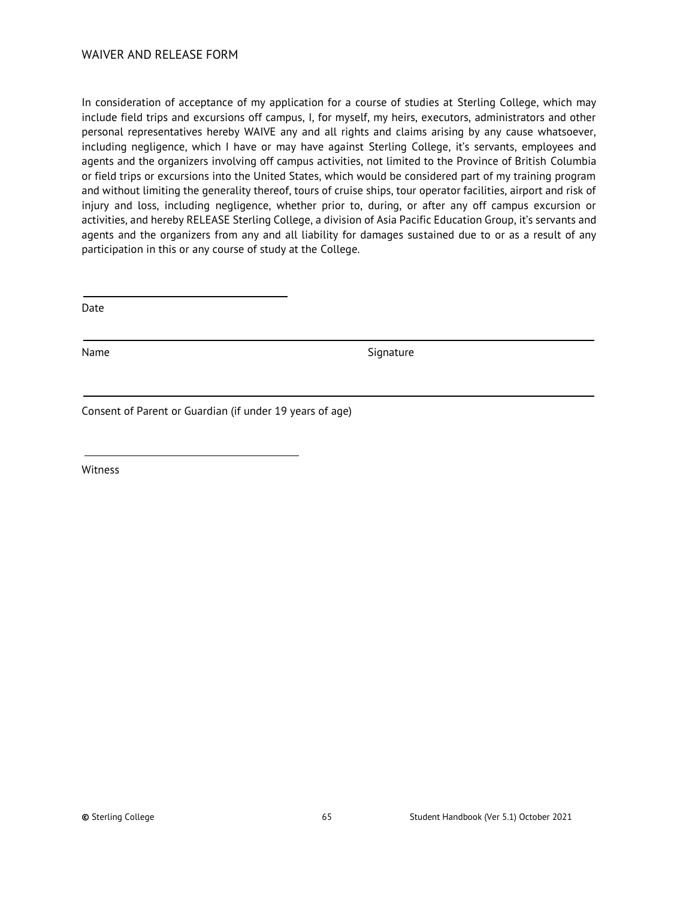## WAIVER AND RELEASE FORM

In consideration of acceptance of my application for a course of studies at Sterling College, which may include field trips and excursions off campus, I, for myself, my heirs, executors, administrators and other personal representatives hereby WAIVE any and all rights and claims arising by any cause whatsoever, including negligence, which I have or may have against Sterling College, it's servants, employees and agents and the organizers involving off campus activities, not limited to the Province of British Columbia or field trips or excursions into the United States, which would be considered part of my training program and without limiting the generality thereof, tours of cruise ships, tour operator facilities, airport and risk of injury and loss, including negligence, whether prior to, during, or after any off campus excursion or activities, and hereby RELEASE Sterling College, a division of Asia Pacific Education Group, it's servants and agents and the organizers from any and all liability for damages sustained due to or as a result of any participation in this or any course of study at the College.

______________________________

Date

______________________________ ______________________________

Name Signature

______________________________

Consent of Parent or Guardian (if under 19 years of age)

______________________________

Witness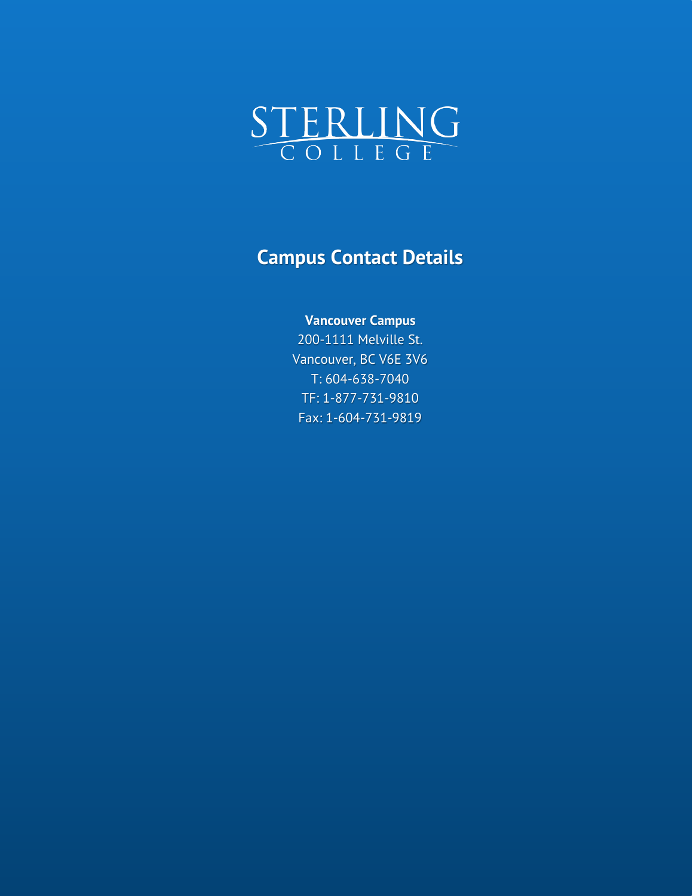STERLING COLLEGE

## Campus Contact Details

**Vancouver Campus**
200-1111 Melville St.
Vancouver, BC V6E 3V6
T: 604-638-7040
TF: 1-877-731-9810
Fax: 1-604-731-9819